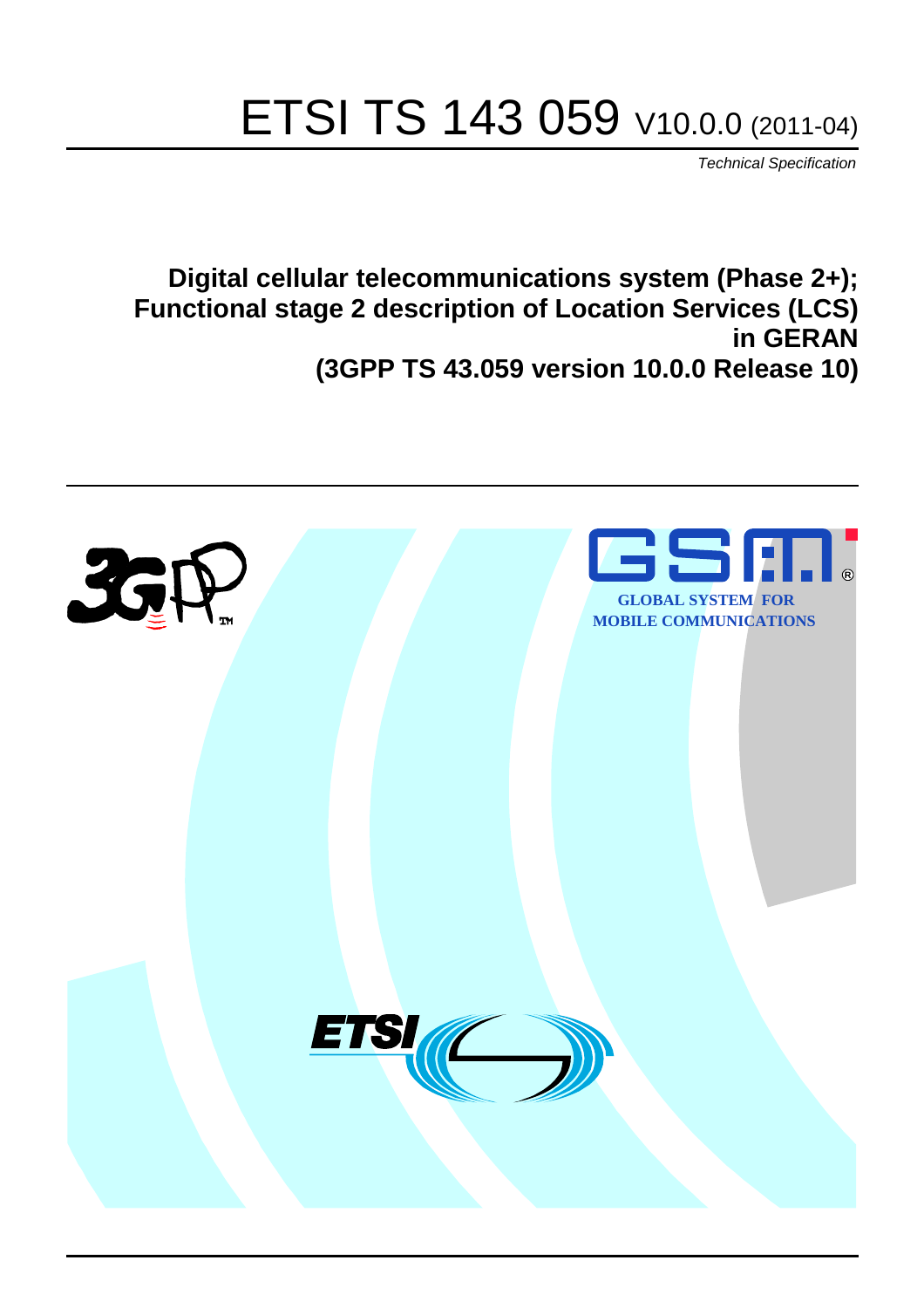# ETSI TS 143 059 V10.0.0 (2011-04)

*Technical Specification*

## Digital cellular telecommunications system (Phase 2+); Functional stage 2 description of Location Services (LCS) in GERAN (3GPP TS 43.059 version 10.0.0 Release 10)

GLOBAL SYSTEM FOR MOBILE COMMUNICATIONS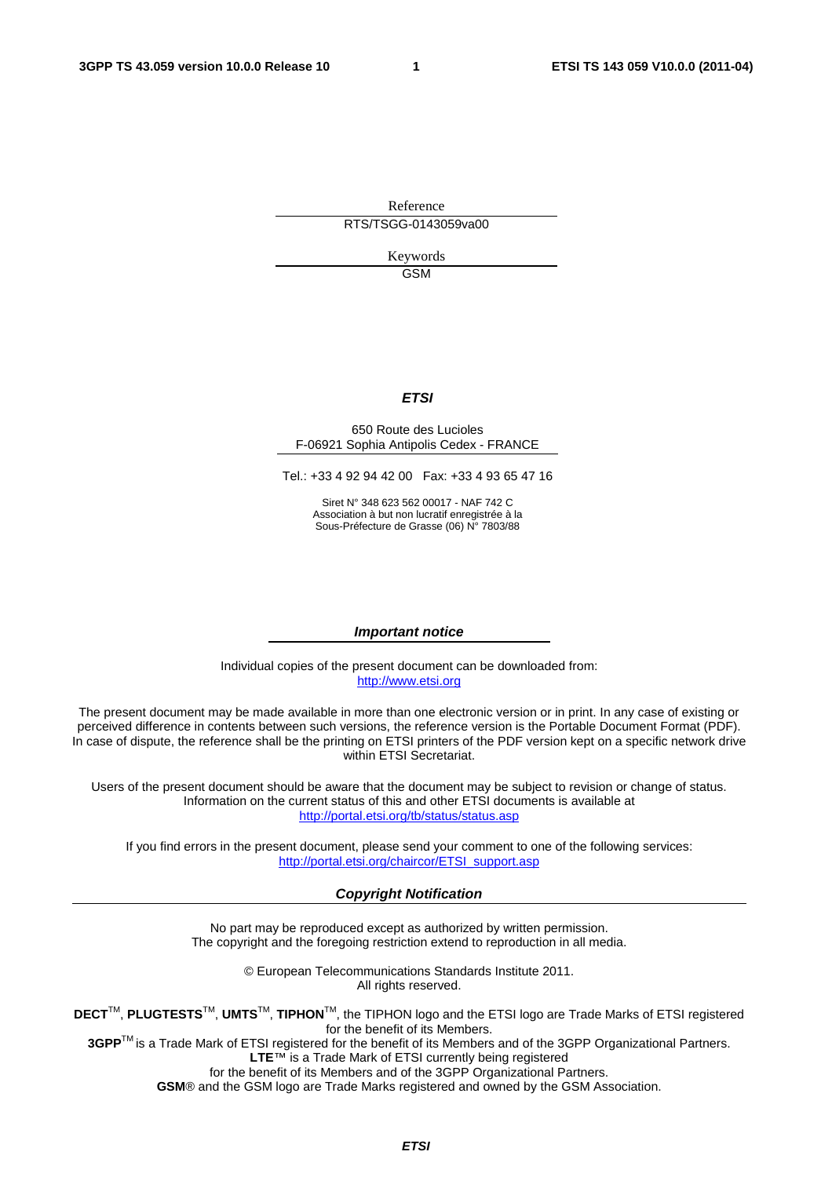Reference

RTS/TSGG-0143059va00

Keywords

GSM

***ETSI***

650 Route des Lucioles
F-06921 Sophia Antipolis Cedex - FRANCE

Tel.: +33 4 92 94 42 00   Fax: +33 4 93 65 47 16

Siret N° 348 623 562 00017 - NAF 742 C
Association à but non lucratif enregistrée à la
Sous-Préfecture de Grasse (06) N° 7803/88

***Important notice***

Individual copies of the present document can be downloaded from:
http://www.etsi.org

The present document may be made available in more than one electronic version or in print. In any case of existing or perceived difference in contents between such versions, the reference version is the Portable Document Format (PDF). In case of dispute, the reference shall be the printing on ETSI printers of the PDF version kept on a specific network drive within ETSI Secretariat.

Users of the present document should be aware that the document may be subject to revision or change of status. Information on the current status of this and other ETSI documents is available at
http://portal.etsi.org/tb/status/status.asp

If you find errors in the present document, please send your comment to one of the following services:
http://portal.etsi.org/chaircor/ETSI_support.asp

***Copyright Notification***

No part may be reproduced except as authorized by written permission.
The copyright and the foregoing restriction extend to reproduction in all media.

© European Telecommunications Standards Institute 2011.
All rights reserved.

**DECT**TM, **PLUGTESTS**TM, **UMTS**TM, **TIPHON**TM, the TIPHON logo and the ETSI logo are Trade Marks of ETSI registered for the benefit of its Members.
**3GPP**TM is a Trade Mark of ETSI registered for the benefit of its Members and of the 3GPP Organizational Partners.
**LTE**™ is a Trade Mark of ETSI currently being registered
for the benefit of its Members and of the 3GPP Organizational Partners.
**GSM**® and the GSM logo are Trade Marks registered and owned by the GSM Association.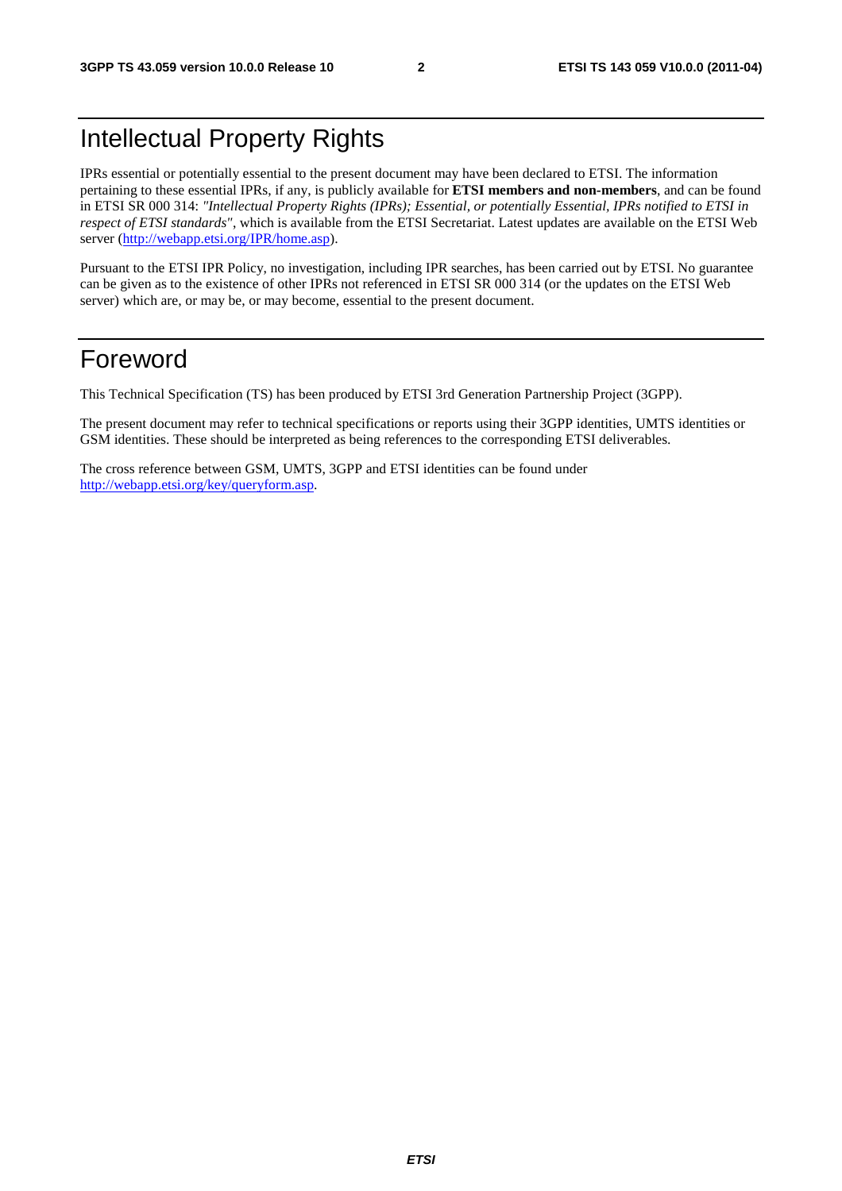# Intellectual Property Rights

IPRs essential or potentially essential to the present document may have been declared to ETSI. The information pertaining to these essential IPRs, if any, is publicly available for **ETSI members and non-members**, and can be found in ETSI SR 000 314: *"Intellectual Property Rights (IPRs); Essential, or potentially Essential, IPRs notified to ETSI in respect of ETSI standards"*, which is available from the ETSI Secretariat. Latest updates are available on the ETSI Web server (http://webapp.etsi.org/IPR/home.asp).

Pursuant to the ETSI IPR Policy, no investigation, including IPR searches, has been carried out by ETSI. No guarantee can be given as to the existence of other IPRs not referenced in ETSI SR 000 314 (or the updates on the ETSI Web server) which are, or may be, or may become, essential to the present document.

# Foreword

This Technical Specification (TS) has been produced by ETSI 3rd Generation Partnership Project (3GPP).

The present document may refer to technical specifications or reports using their 3GPP identities, UMTS identities or GSM identities. These should be interpreted as being references to the corresponding ETSI deliverables.

The cross reference between GSM, UMTS, 3GPP and ETSI identities can be found under http://webapp.etsi.org/key/queryform.asp.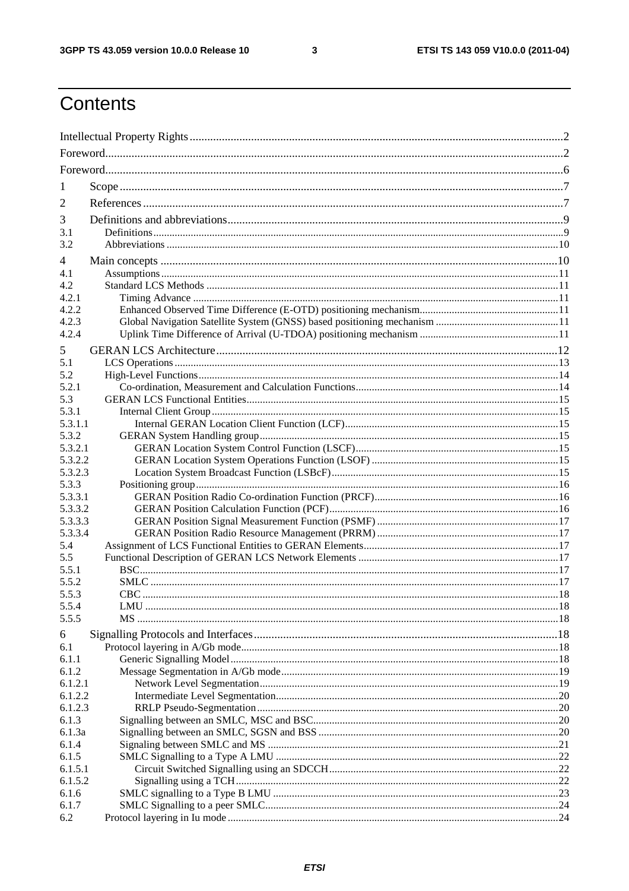# Contents

Intellectual Property Rights ..... 2
Foreword ..... 2
Foreword ..... 6
1 Scope ..... 7
2 References ..... 7
3 Definitions and abbreviations ..... 9
3.1 Definitions ..... 9
3.2 Abbreviations ..... 10
4 Main concepts ..... 10
4.1 Assumptions ..... 11
4.2 Standard LCS Methods ..... 11
4.2.1 Timing Advance ..... 11
4.2.2 Enhanced Observed Time Difference (E-OTD) positioning mechanism ..... 11
4.2.3 Global Navigation Satellite System (GNSS) based positioning mechanism ..... 11
4.2.4 Uplink Time Difference of Arrival (U-TDOA) positioning mechanism ..... 11
5 GERAN LCS Architecture ..... 12
5.1 LCS Operations ..... 13
5.2 High-Level Functions ..... 14
5.2.1 Co-ordination, Measurement and Calculation Functions ..... 14
5.3 GERAN LCS Functional Entities ..... 15
5.3.1 Internal Client Group ..... 15
5.3.1.1 Internal GERAN Location Client Function (LCF) ..... 15
5.3.2 GERAN System Handling group ..... 15
5.3.2.1 GERAN Location System Control Function (LSCF) ..... 15
5.3.2.2 GERAN Location System Operations Function (LSOF) ..... 15
5.3.2.3 Location System Broadcast Function (LSBcF) ..... 15
5.3.3 Positioning group ..... 16
5.3.3.1 GERAN Position Radio Co-ordination Function (PRCF) ..... 16
5.3.3.2 GERAN Position Calculation Function (PCF) ..... 16
5.3.3.3 GERAN Position Signal Measurement Function (PSMF) ..... 17
5.3.3.4 GERAN Position Radio Resource Management (PRRM) ..... 17
5.4 Assignment of LCS Functional Entities to GERAN Elements ..... 17
5.5 Functional Description of GERAN LCS Network Elements ..... 17
5.5.1 BSC ..... 17
5.5.2 SMLC ..... 17
5.5.3 CBC ..... 18
5.5.4 LMU ..... 18
5.5.5 MS ..... 18
6 Signalling Protocols and Interfaces ..... 18
6.1 Protocol layering in A/Gb mode ..... 18
6.1.1 Generic Signalling Model ..... 18
6.1.2 Message Segmentation in A/Gb mode ..... 19
6.1.2.1 Network Level Segmentation ..... 19
6.1.2.2 Intermediate Level Segmentation ..... 20
6.1.2.3 RRLP Pseudo-Segmentation ..... 20
6.1.3 Signalling between an SMLC, MSC and BSC ..... 20
6.1.3a Signalling between an SMLC, SGSN and BSS ..... 20
6.1.4 Signaling between SMLC and MS ..... 21
6.1.5 SMLC Signalling to a Type A LMU ..... 22
6.1.5.1 Circuit Switched Signalling using an SDCCH ..... 22
6.1.5.2 Signalling using a TCH ..... 22
6.1.6 SMLC signalling to a Type B LMU ..... 23
6.1.7 SMLC Signalling to a peer SMLC ..... 24
6.2 Protocol layering in Iu mode ..... 24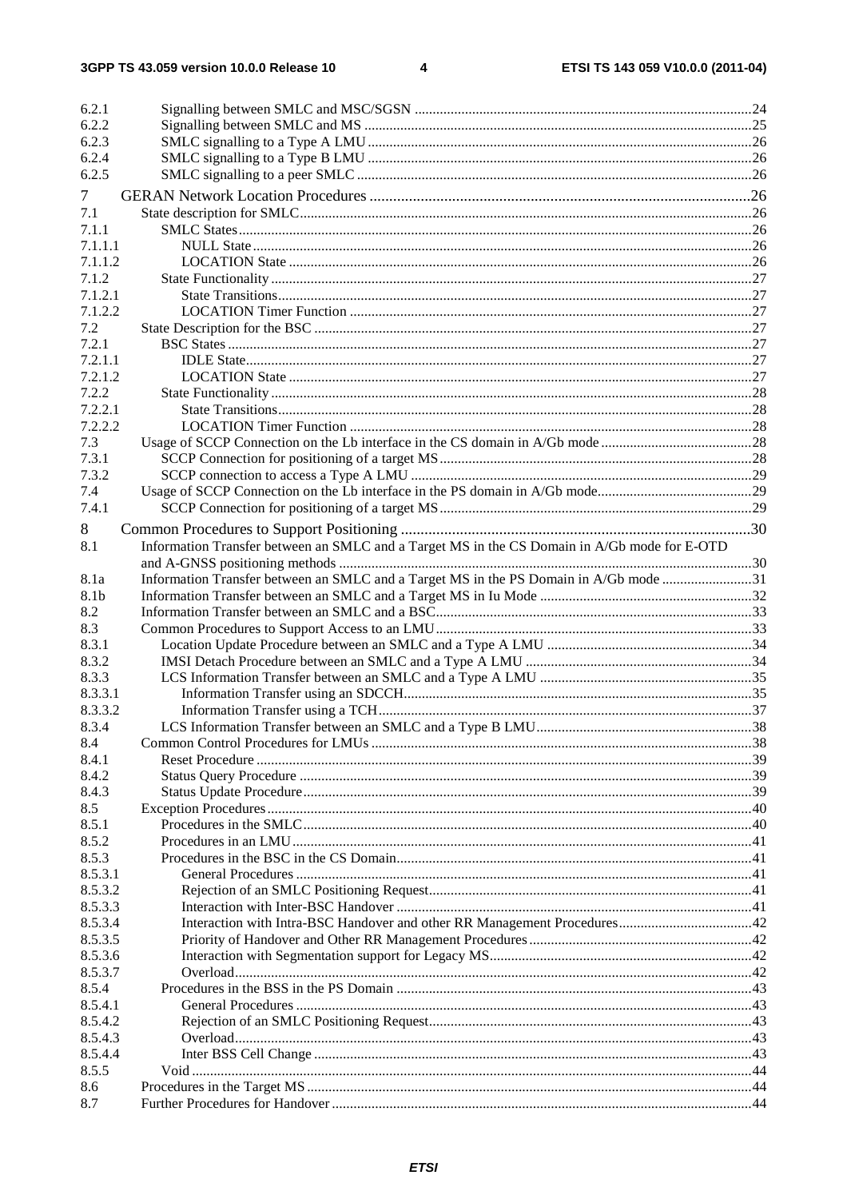| | | |
|---|---|---|
| 6.2.1 | Signalling between SMLC and MSC/SGSN | 24 |
| 6.2.2 | Signalling between SMLC and MS | 25 |
| 6.2.3 | SMLC signalling to a Type A LMU | 26 |
| 6.2.4 | SMLC signalling to a Type B LMU | 26 |
| 6.2.5 | SMLC signalling to a peer SMLC | 26 |
| 7 | GERAN Network Location Procedures | 26 |
| 7.1 | State description for SMLC | 26 |
| 7.1.1 | SMLC States | 26 |
| 7.1.1.1 | NULL State | 26 |
| 7.1.1.2 | LOCATION State | 26 |
| 7.1.2 | State Functionality | 27 |
| 7.1.2.1 | State Transitions | 27 |
| 7.1.2.2 | LOCATION Timer Function | 27 |
| 7.2 | State Description for the BSC | 27 |
| 7.2.1 | BSC States | 27 |
| 7.2.1.1 | IDLE State | 27 |
| 7.2.1.2 | LOCATION State | 27 |
| 7.2.2 | State Functionality | 28 |
| 7.2.2.1 | State Transitions | 28 |
| 7.2.2.2 | LOCATION Timer Function | 28 |
| 7.3 | Usage of SCCP Connection on the Lb interface in the CS domain in A/Gb mode | 28 |
| 7.3.1 | SCCP Connection for positioning of a target MS | 28 |
| 7.3.2 | SCCP connection to access a Type A LMU | 29 |
| 7.4 | Usage of SCCP Connection on the Lb interface in the PS domain in A/Gb mode | 29 |
| 7.4.1 | SCCP Connection for positioning of a target MS | 29 |
| 8 | Common Procedures to Support Positioning | 30 |
| 8.1 | Information Transfer between an SMLC and a Target MS in the CS Domain in A/Gb mode for E-OTD and A-GNSS positioning methods | 30 |
| 8.1a | Information Transfer between an SMLC and a Target MS in the PS Domain in A/Gb mode | 31 |
| 8.1b | Information Transfer between an SMLC and a Target MS in Iu Mode | 32 |
| 8.2 | Information Transfer between an SMLC and a BSC | 33 |
| 8.3 | Common Procedures to Support Access to an LMU | 33 |
| 8.3.1 | Location Update Procedure between an SMLC and a Type A LMU | 34 |
| 8.3.2 | IMSI Detach Procedure between an SMLC and a Type A LMU | 34 |
| 8.3.3 | LCS Information Transfer between an SMLC and a Type A LMU | 35 |
| 8.3.3.1 | Information Transfer using an SDCCH | 35 |
| 8.3.3.2 | Information Transfer using a TCH | 37 |
| 8.3.4 | LCS Information Transfer between an SMLC and a Type B LMU | 38 |
| 8.4 | Common Control Procedures for LMUs | 38 |
| 8.4.1 | Reset Procedure | 39 |
| 8.4.2 | Status Query Procedure | 39 |
| 8.4.3 | Status Update Procedure | 39 |
| 8.5 | Exception Procedures | 40 |
| 8.5.1 | Procedures in the SMLC | 40 |
| 8.5.2 | Procedures in an LMU | 41 |
| 8.5.3 | Procedures in the BSC in the CS Domain | 41 |
| 8.5.3.1 | General Procedures | 41 |
| 8.5.3.2 | Rejection of an SMLC Positioning Request | 41 |
| 8.5.3.3 | Interaction with Inter-BSC Handover | 41 |
| 8.5.3.4 | Interaction with Intra-BSC Handover and other RR Management Procedures | 42 |
| 8.5.3.5 | Priority of Handover and Other RR Management Procedures | 42 |
| 8.5.3.6 | Interaction with Segmentation support for Legacy MS | 42 |
| 8.5.3.7 | Overload | 42 |
| 8.5.4 | Procedures in the BSS in the PS Domain | 43 |
| 8.5.4.1 | General Procedures | 43 |
| 8.5.4.2 | Rejection of an SMLC Positioning Request | 43 |
| 8.5.4.3 | Overload | 43 |
| 8.5.4.4 | Inter BSS Cell Change | 43 |
| 8.5.5 | Void | 44 |
| 8.6 | Procedures in the Target MS | 44 |
| 8.7 | Further Procedures for Handover | 44 |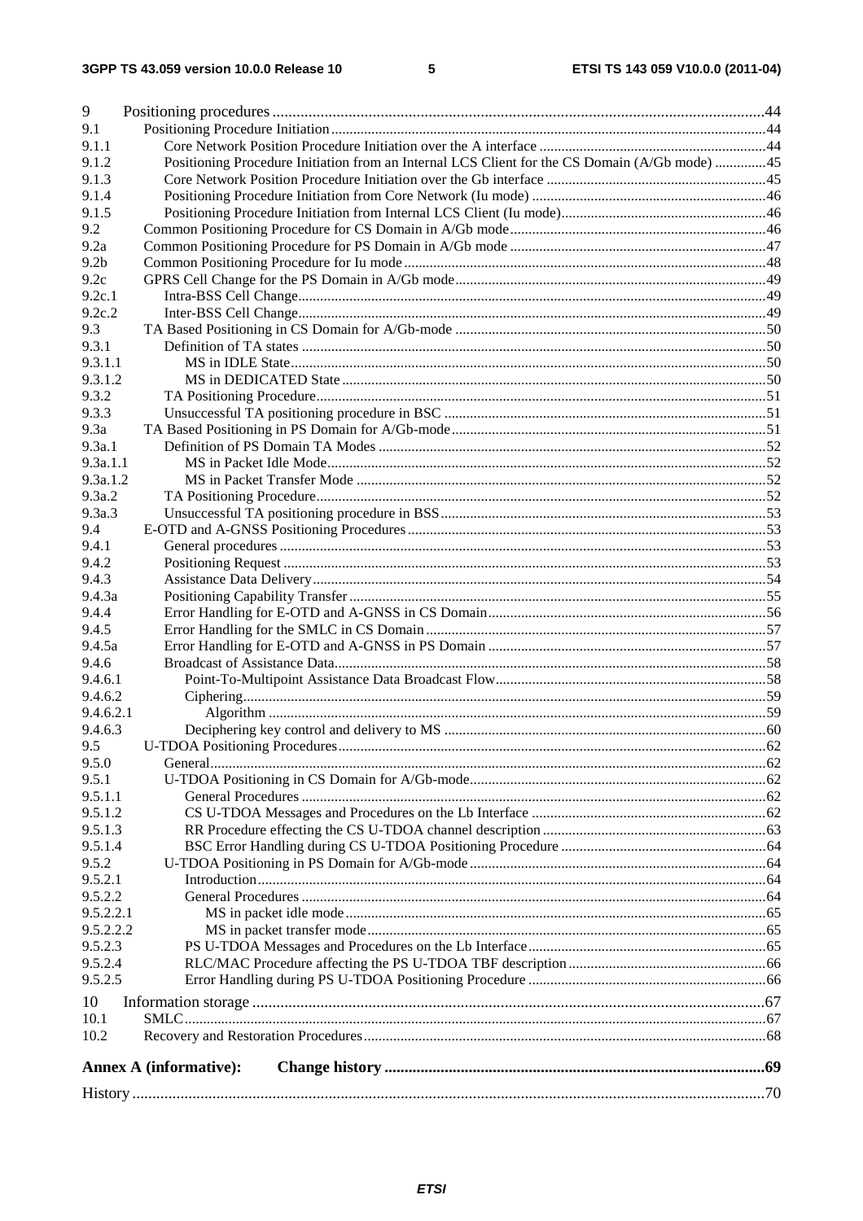9 Positioning procedures ....................................................................................................................................44
9.1 Positioning Procedure Initiation ...................................................................................................................44
9.1.1 Core Network Position Procedure Initiation over the A interface ............................................................44
9.1.2 Positioning Procedure Initiation from an Internal LCS Client for the CS Domain (A/Gb mode) ..............45
9.1.3 Core Network Position Procedure Initiation over the Gb interface ...........................................................45
9.1.4 Positioning Procedure Initiation from Core Network (Iu mode) ...............................................................46
9.1.5 Positioning Procedure Initiation from Internal LCS Client (Iu mode)........................................................46
9.2 Common Positioning Procedure for CS Domain in A/Gb mode.....................................................................46
9.2a Common Positioning Procedure for PS Domain in A/Gb mode .....................................................................47
9.2b Common Positioning Procedure for Iu mode .................................................................................................48
9.2c GPRS Cell Change for the PS Domain in A/Gb mode....................................................................................49
9.2c.1 Intra-BSS Cell Change..............................................................................................................................49
9.2c.2 Inter-BSS Cell Change..............................................................................................................................49
9.3 TA Based Positioning in CS Domain for A/Gb-mode ...................................................................................50
9.3.1 Definition of TA states .............................................................................................................................50
9.3.1.1 MS in IDLE State.................................................................................................................................50
9.3.1.2 MS in DEDICATED State ...................................................................................................................50
9.3.2 TA Positioning Procedure..........................................................................................................................51
9.3.3 Unsuccessful TA positioning procedure in BSC .......................................................................................51
9.3a TA Based Positioning in PS Domain for A/Gb-mode.....................................................................................51
9.3a.1 Definition of PS Domain TA Modes .........................................................................................................52
9.3a.1.1 MS in Packet Idle Mode.......................................................................................................................52
9.3a.1.2 MS in Packet Transfer Mode ...............................................................................................................52
9.3a.2 TA Positioning Procedure..........................................................................................................................52
9.3a.3 Unsuccessful TA positioning procedure in BSS........................................................................................53
9.4 E-OTD and A-GNSS Positioning Procedures .................................................................................................53
9.4.1 General procedures ....................................................................................................................................53
9.4.2 Positioning Request ...................................................................................................................................53
9.4.3 Assistance Data Delivery...........................................................................................................................54
9.4.3a Positioning Capability Transfer .................................................................................................................55
9.4.4 Error Handling for E-OTD and A-GNSS in CS Domain............................................................................56
9.4.5 Error Handling for the SMLC in CS Domain ............................................................................................57
9.4.5a Error Handling for E-OTD and A-GNSS in PS Domain ...........................................................................57
9.4.6 Broadcast of Assistance Data.....................................................................................................................58
9.4.6.1 Point-To-Multipoint Assistance Data Broadcast Flow..........................................................................58
9.4.6.2 Ciphering..............................................................................................................................................59
9.4.6.2.1 Algorithm .......................................................................................................................................59
9.4.6.3 Deciphering key control and delivery to MS .......................................................................................60
9.5 U-TDOA Positioning Procedures....................................................................................................................62
9.5.0 General.......................................................................................................................................................62
9.5.1 U-TDOA Positioning in CS Domain for A/Gb-mode................................................................................62
9.5.1.1 General Procedures ..............................................................................................................................62
9.5.1.2 CS U-TDOA Messages and Procedures on the Lb Interface ................................................................62
9.5.1.3 RR Procedure effecting the CS U-TDOA channel description ............................................................63
9.5.1.4 BSC Error Handling during CS U-TDOA Positioning Procedure ........................................................64
9.5.2 U-TDOA Positioning in PS Domain for A/Gb-mode.................................................................................64
9.5.2.1 Introduction..........................................................................................................................................64
9.5.2.2 General Procedures ..............................................................................................................................64
9.5.2.2.1 MS in packet idle mode ..................................................................................................................65
9.5.2.2.2 MS in packet transfer mode.............................................................................................................65
9.5.2.3 PS U-TDOA Messages and Procedures on the Lb Interface.................................................................65
9.5.2.4 RLC/MAC Procedure affecting the PS U-TDOA TBF description......................................................66
9.5.2.5 Error Handling during PS U-TDOA Positioning Procedure .................................................................66

10 Information storage ........................................................................................................................................67
10.1 SMLC..............................................................................................................................................................67
10.2 Recovery and Restoration Procedures.............................................................................................................68

**Annex A (informative): Change history ..............................................................................................69**

History ................................................................................................................................................................70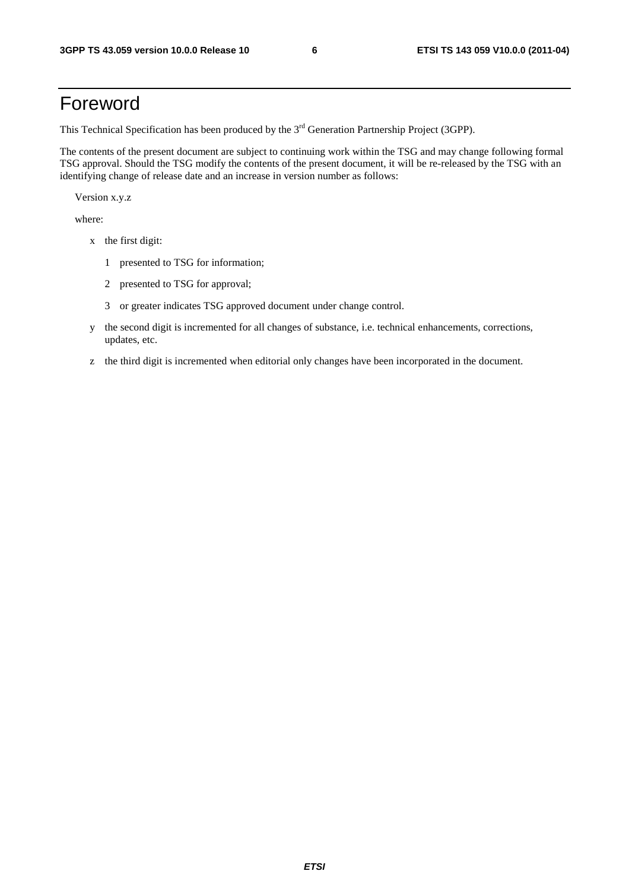# Foreword

This Technical Specification has been produced by the 3rd Generation Partnership Project (3GPP).

The contents of the present document are subject to continuing work within the TSG and may change following formal TSG approval. Should the TSG modify the contents of the present document, it will be re-released by the TSG with an identifying change of release date and an increase in version number as follows:

Version x.y.z

where:

- x the first digit:
  - 1 presented to TSG for information;
  - 2 presented to TSG for approval;
  - 3 or greater indicates TSG approved document under change control.
- y the second digit is incremented for all changes of substance, i.e. technical enhancements, corrections, updates, etc.
- z the third digit is incremented when editorial only changes have been incorporated in the document.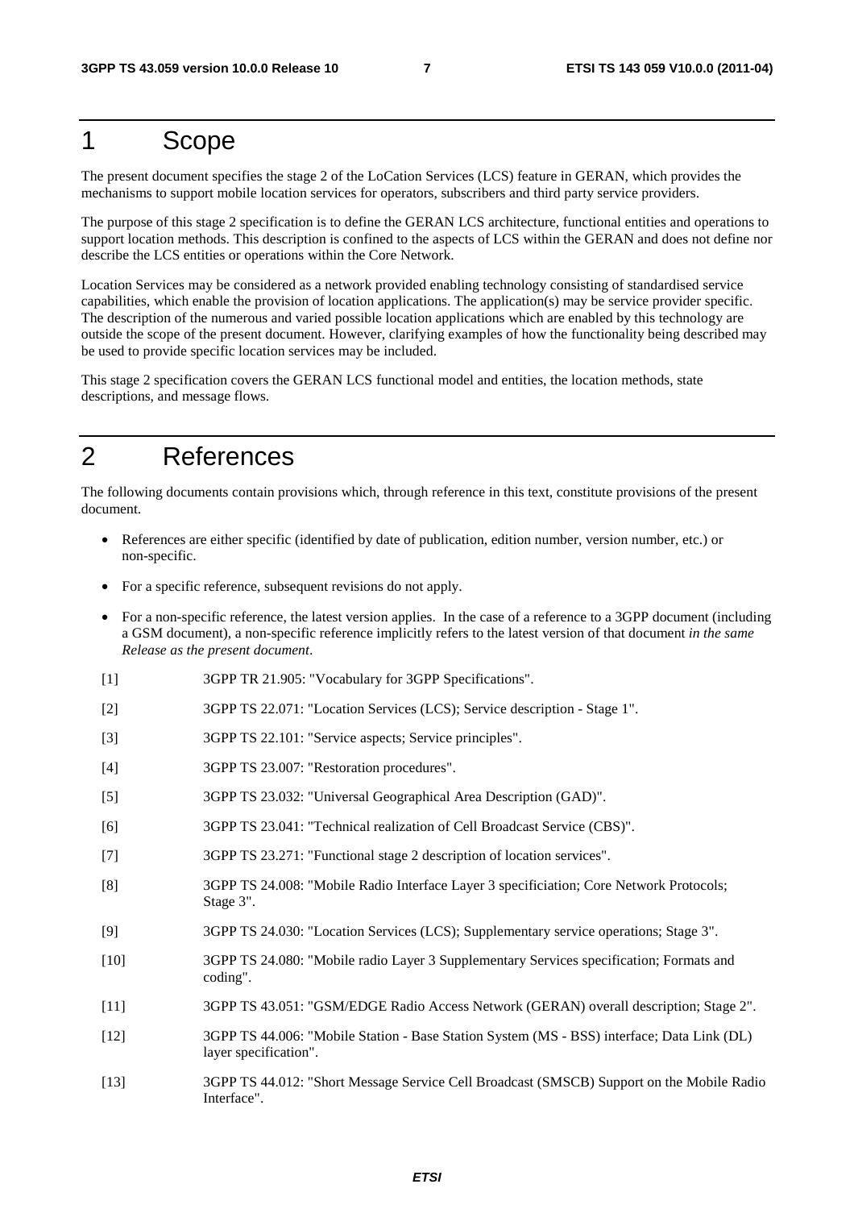# 1 Scope

The present document specifies the stage 2 of the LoCation Services (LCS) feature in GERAN, which provides the mechanisms to support mobile location services for operators, subscribers and third party service providers.

The purpose of this stage 2 specification is to define the GERAN LCS architecture, functional entities and operations to support location methods. This description is confined to the aspects of LCS within the GERAN and does not define nor describe the LCS entities or operations within the Core Network.

Location Services may be considered as a network provided enabling technology consisting of standardised service capabilities, which enable the provision of location applications. The application(s) may be service provider specific. The description of the numerous and varied possible location applications which are enabled by this technology are outside the scope of the present document. However, clarifying examples of how the functionality being described may be used to provide specific location services may be included.

This stage 2 specification covers the GERAN LCS functional model and entities, the location methods, state descriptions, and message flows.

# 2 References

The following documents contain provisions which, through reference in this text, constitute provisions of the present document.

- References are either specific (identified by date of publication, edition number, version number, etc.) or non-specific.
- For a specific reference, subsequent revisions do not apply.
- For a non-specific reference, the latest version applies. In the case of a reference to a 3GPP document (including a GSM document), a non-specific reference implicitly refers to the latest version of that document *in the same Release as the present document*.

[1] 3GPP TR 21.905: "Vocabulary for 3GPP Specifications".

[2] 3GPP TS 22.071: "Location Services (LCS); Service description - Stage 1".

[3] 3GPP TS 22.101: "Service aspects; Service principles".

[4] 3GPP TS 23.007: "Restoration procedures".

[5] 3GPP TS 23.032: "Universal Geographical Area Description (GAD)".

[6] 3GPP TS 23.041: "Technical realization of Cell Broadcast Service (CBS)".

[7] 3GPP TS 23.271: "Functional stage 2 description of location services".

[8] 3GPP TS 24.008: "Mobile Radio Interface Layer 3 specificiation; Core Network Protocols; Stage 3".

[9] 3GPP TS 24.030: "Location Services (LCS); Supplementary service operations; Stage 3".

[10] 3GPP TS 24.080: "Mobile radio Layer 3 Supplementary Services specification; Formats and coding".

[11] 3GPP TS 43.051: "GSM/EDGE Radio Access Network (GERAN) overall description; Stage 2".

[12] 3GPP TS 44.006: "Mobile Station - Base Station System (MS - BSS) interface; Data Link (DL) layer specification".

[13] 3GPP TS 44.012: "Short Message Service Cell Broadcast (SMSCB) Support on the Mobile Radio Interface".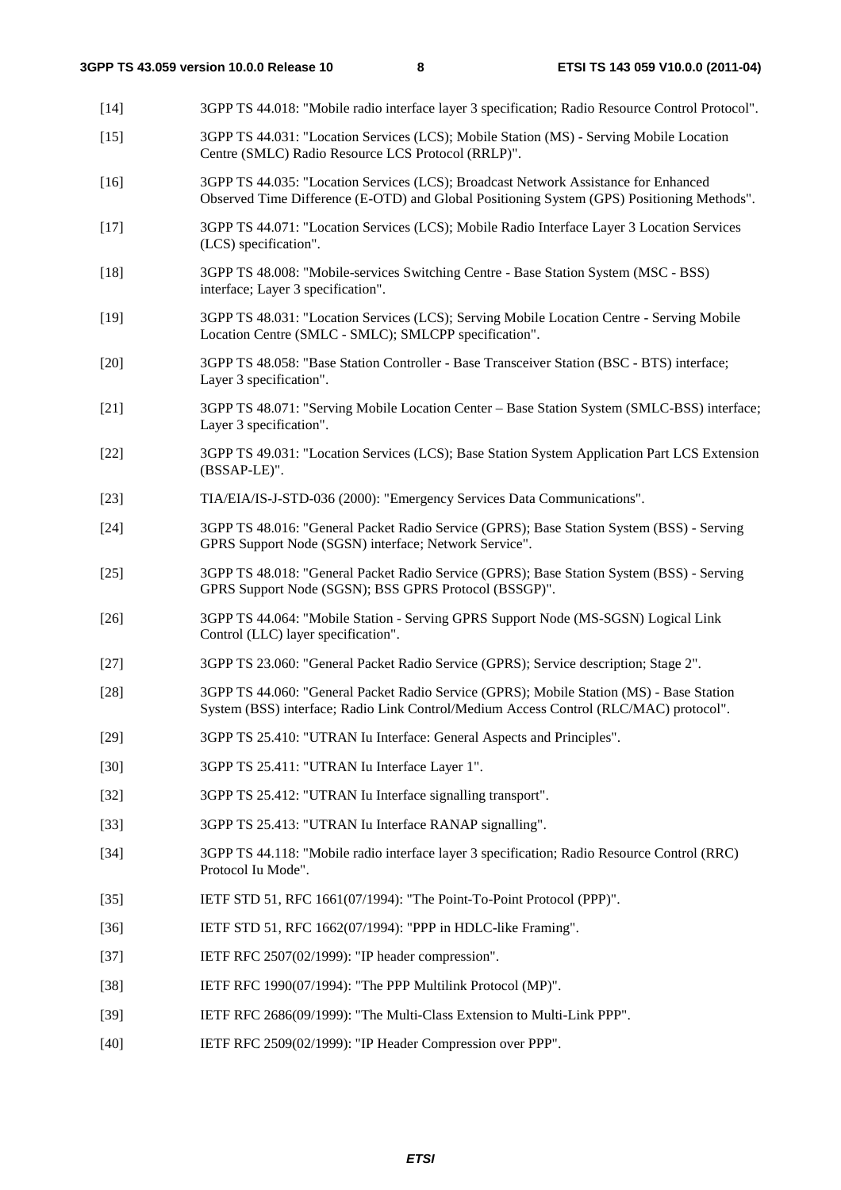[14] 3GPP TS 44.018: "Mobile radio interface layer 3 specification; Radio Resource Control Protocol".

[15] 3GPP TS 44.031: "Location Services (LCS); Mobile Station (MS) - Serving Mobile Location Centre (SMLC) Radio Resource LCS Protocol (RRLP)".

[16] 3GPP TS 44.035: "Location Services (LCS); Broadcast Network Assistance for Enhanced Observed Time Difference (E-OTD) and Global Positioning System (GPS) Positioning Methods".

[17] 3GPP TS 44.071: "Location Services (LCS); Mobile Radio Interface Layer 3 Location Services (LCS) specification".

[18] 3GPP TS 48.008: "Mobile-services Switching Centre - Base Station System (MSC - BSS) interface; Layer 3 specification".

[19] 3GPP TS 48.031: "Location Services (LCS); Serving Mobile Location Centre - Serving Mobile Location Centre (SMLC - SMLC); SMLCPP specification".

[20] 3GPP TS 48.058: "Base Station Controller - Base Transceiver Station (BSC - BTS) interface; Layer 3 specification".

[21] 3GPP TS 48.071: "Serving Mobile Location Center – Base Station System (SMLC-BSS) interface; Layer 3 specification".

[22] 3GPP TS 49.031: "Location Services (LCS); Base Station System Application Part LCS Extension (BSSAP-LE)".

[23] TIA/EIA/IS-J-STD-036 (2000): "Emergency Services Data Communications".

[24] 3GPP TS 48.016: "General Packet Radio Service (GPRS); Base Station System (BSS) - Serving GPRS Support Node (SGSN) interface; Network Service".

[25] 3GPP TS 48.018: "General Packet Radio Service (GPRS); Base Station System (BSS) - Serving GPRS Support Node (SGSN); BSS GPRS Protocol (BSSGP)".

[26] 3GPP TS 44.064: "Mobile Station - Serving GPRS Support Node (MS-SGSN) Logical Link Control (LLC) layer specification".

[27] 3GPP TS 23.060: "General Packet Radio Service (GPRS); Service description; Stage 2".

[28] 3GPP TS 44.060: "General Packet Radio Service (GPRS); Mobile Station (MS) - Base Station System (BSS) interface; Radio Link Control/Medium Access Control (RLC/MAC) protocol".

[29] 3GPP TS 25.410: "UTRAN Iu Interface: General Aspects and Principles".

[30] 3GPP TS 25.411: "UTRAN Iu Interface Layer 1".

[32] 3GPP TS 25.412: "UTRAN Iu Interface signalling transport".

[33] 3GPP TS 25.413: "UTRAN Iu Interface RANAP signalling".

[34] 3GPP TS 44.118: "Mobile radio interface layer 3 specification; Radio Resource Control (RRC) Protocol Iu Mode".

[35] IETF STD 51, RFC 1661(07/1994): "The Point-To-Point Protocol (PPP)".

[36] IETF STD 51, RFC 1662(07/1994): "PPP in HDLC-like Framing".

[37] IETF RFC 2507(02/1999): "IP header compression".

[38] IETF RFC 1990(07/1994): "The PPP Multilink Protocol (MP)".

[39] IETF RFC 2686(09/1999): "The Multi-Class Extension to Multi-Link PPP".

[40] IETF RFC 2509(02/1999): "IP Header Compression over PPP".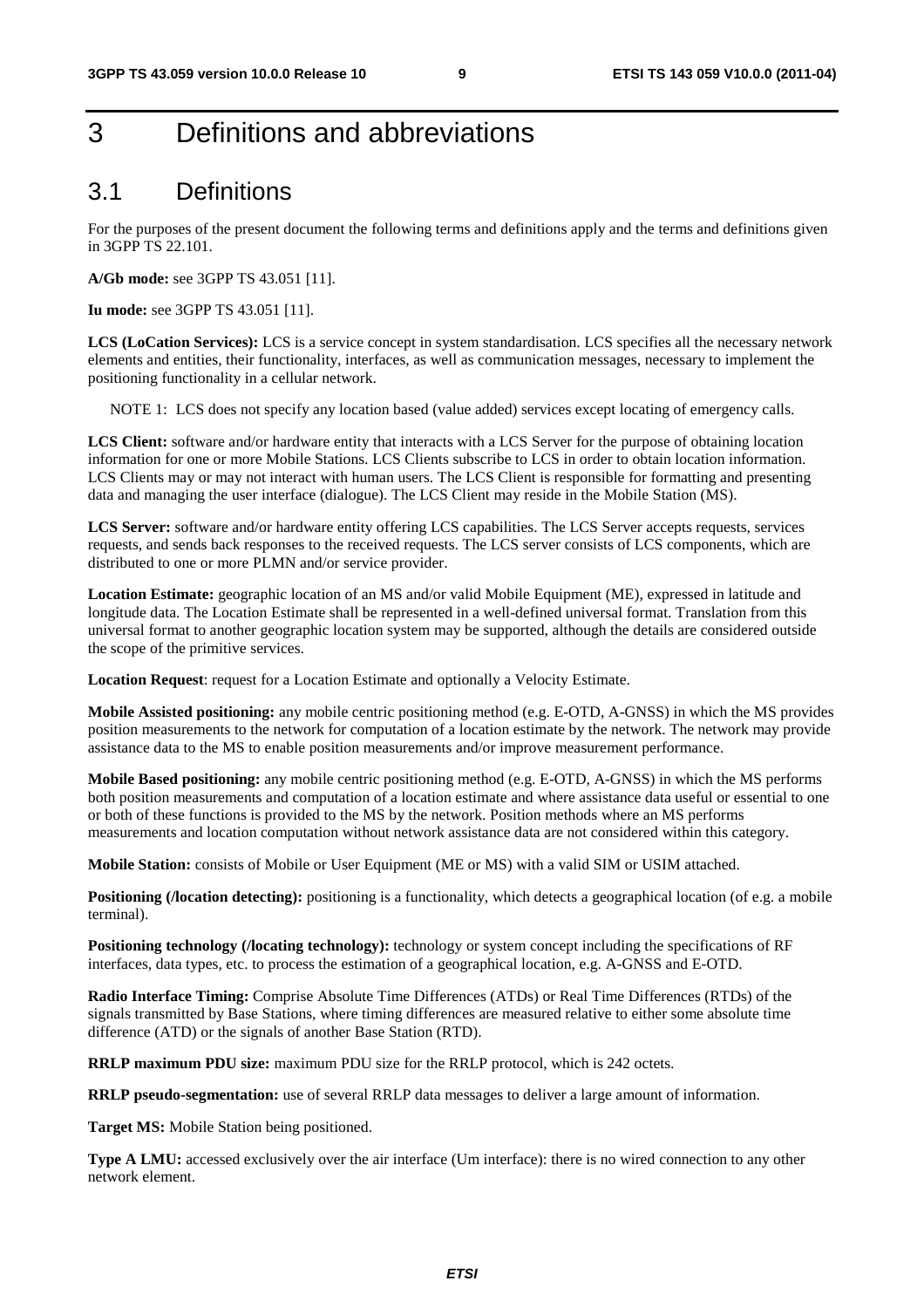# 3 Definitions and abbreviations

## 3.1 Definitions

For the purposes of the present document the following terms and definitions apply and the terms and definitions given in 3GPP TS 22.101.

**A/Gb mode:** see 3GPP TS 43.051 [11].

**Iu mode:** see 3GPP TS 43.051 [11].

**LCS (LoCation Services):** LCS is a service concept in system standardisation. LCS specifies all the necessary network elements and entities, their functionality, interfaces, as well as communication messages, necessary to implement the positioning functionality in a cellular network.

NOTE 1: LCS does not specify any location based (value added) services except locating of emergency calls.

**LCS Client:** software and/or hardware entity that interacts with a LCS Server for the purpose of obtaining location information for one or more Mobile Stations. LCS Clients subscribe to LCS in order to obtain location information. LCS Clients may or may not interact with human users. The LCS Client is responsible for formatting and presenting data and managing the user interface (dialogue). The LCS Client may reside in the Mobile Station (MS).

**LCS Server:** software and/or hardware entity offering LCS capabilities. The LCS Server accepts requests, services requests, and sends back responses to the received requests. The LCS server consists of LCS components, which are distributed to one or more PLMN and/or service provider.

**Location Estimate:** geographic location of an MS and/or valid Mobile Equipment (ME), expressed in latitude and longitude data. The Location Estimate shall be represented in a well-defined universal format. Translation from this universal format to another geographic location system may be supported, although the details are considered outside the scope of the primitive services.

**Location Request**: request for a Location Estimate and optionally a Velocity Estimate.

**Mobile Assisted positioning:** any mobile centric positioning method (e.g. E-OTD, A-GNSS) in which the MS provides position measurements to the network for computation of a location estimate by the network. The network may provide assistance data to the MS to enable position measurements and/or improve measurement performance.

**Mobile Based positioning:** any mobile centric positioning method (e.g. E-OTD, A-GNSS) in which the MS performs both position measurements and computation of a location estimate and where assistance data useful or essential to one or both of these functions is provided to the MS by the network. Position methods where an MS performs measurements and location computation without network assistance data are not considered within this category.

**Mobile Station:** consists of Mobile or User Equipment (ME or MS) with a valid SIM or USIM attached.

**Positioning (/location detecting):** positioning is a functionality, which detects a geographical location (of e.g. a mobile terminal).

**Positioning technology (/locating technology):** technology or system concept including the specifications of RF interfaces, data types, etc. to process the estimation of a geographical location, e.g. A-GNSS and E-OTD.

**Radio Interface Timing:** Comprise Absolute Time Differences (ATDs) or Real Time Differences (RTDs) of the signals transmitted by Base Stations, where timing differences are measured relative to either some absolute time difference (ATD) or the signals of another Base Station (RTD).

**RRLP maximum PDU size:** maximum PDU size for the RRLP protocol, which is 242 octets.

**RRLP pseudo-segmentation:** use of several RRLP data messages to deliver a large amount of information.

**Target MS:** Mobile Station being positioned.

**Type A LMU:** accessed exclusively over the air interface (Um interface): there is no wired connection to any other network element.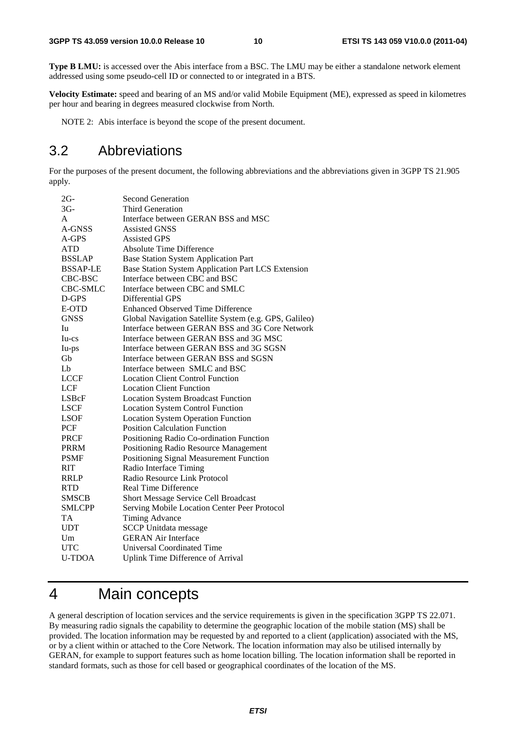**Type B LMU:** is accessed over the Abis interface from a BSC. The LMU may be either a standalone network element addressed using some pseudo-cell ID or connected to or integrated in a BTS.

**Velocity Estimate:** speed and bearing of an MS and/or valid Mobile Equipment (ME), expressed as speed in kilometres per hour and bearing in degrees measured clockwise from North.

NOTE 2: Abis interface is beyond the scope of the present document.

## 3.2 Abbreviations

For the purposes of the present document, the following abbreviations and the abbreviations given in 3GPP TS 21.905 apply.

| | |
|---|---|
| 2G- | Second Generation |
| 3G- | Third Generation |
| A | Interface between GERAN BSS and MSC |
| A-GNSS | Assisted GNSS |
| A-GPS | Assisted GPS |
| ATD | Absolute Time Difference |
| BSSLAP | Base Station System Application Part |
| BSSAP-LE | Base Station System Application Part LCS Extension |
| CBC-BSC | Interface between CBC and BSC |
| CBC-SMLC | Interface between CBC and SMLC |
| D-GPS | Differential GPS |
| E-OTD | Enhanced Observed Time Difference |
| GNSS | Global Navigation Satellite System (e.g. GPS, Galileo) |
| Iu | Interface between GERAN BSS and 3G Core Network |
| Iu-cs | Interface between GERAN BSS and 3G MSC |
| Iu-ps | Interface between GERAN BSS and 3G SGSN |
| Gb | Interface between GERAN BSS and SGSN |
| Lb | Interface between SMLC and BSC |
| LCCF | Location Client Control Function |
| LCF | Location Client Function |
| LSBcF | Location System Broadcast Function |
| LSCF | Location System Control Function |
| LSOF | Location System Operation Function |
| PCF | Position Calculation Function |
| PRCF | Positioning Radio Co-ordination Function |
| PRRM | Positioning Radio Resource Management |
| PSMF | Positioning Signal Measurement Function |
| RIT | Radio Interface Timing |
| RRLP | Radio Resource Link Protocol |
| RTD | Real Time Difference |
| SMSCB | Short Message Service Cell Broadcast |
| SMLCPP | Serving Mobile Location Center Peer Protocol |
| TA | Timing Advance |
| UDT | SCCP Unitdata message |
| Um | GERAN Air Interface |
| UTC | Universal Coordinated Time |
| U-TDOA | Uplink Time Difference of Arrival |

# 4 Main concepts

A general description of location services and the service requirements is given in the specification 3GPP TS 22.071. By measuring radio signals the capability to determine the geographic location of the mobile station (MS) shall be provided. The location information may be requested by and reported to a client (application) associated with the MS, or by a client within or attached to the Core Network. The location information may also be utilised internally by GERAN, for example to support features such as home location billing. The location information shall be reported in standard formats, such as those for cell based or geographical coordinates of the location of the MS.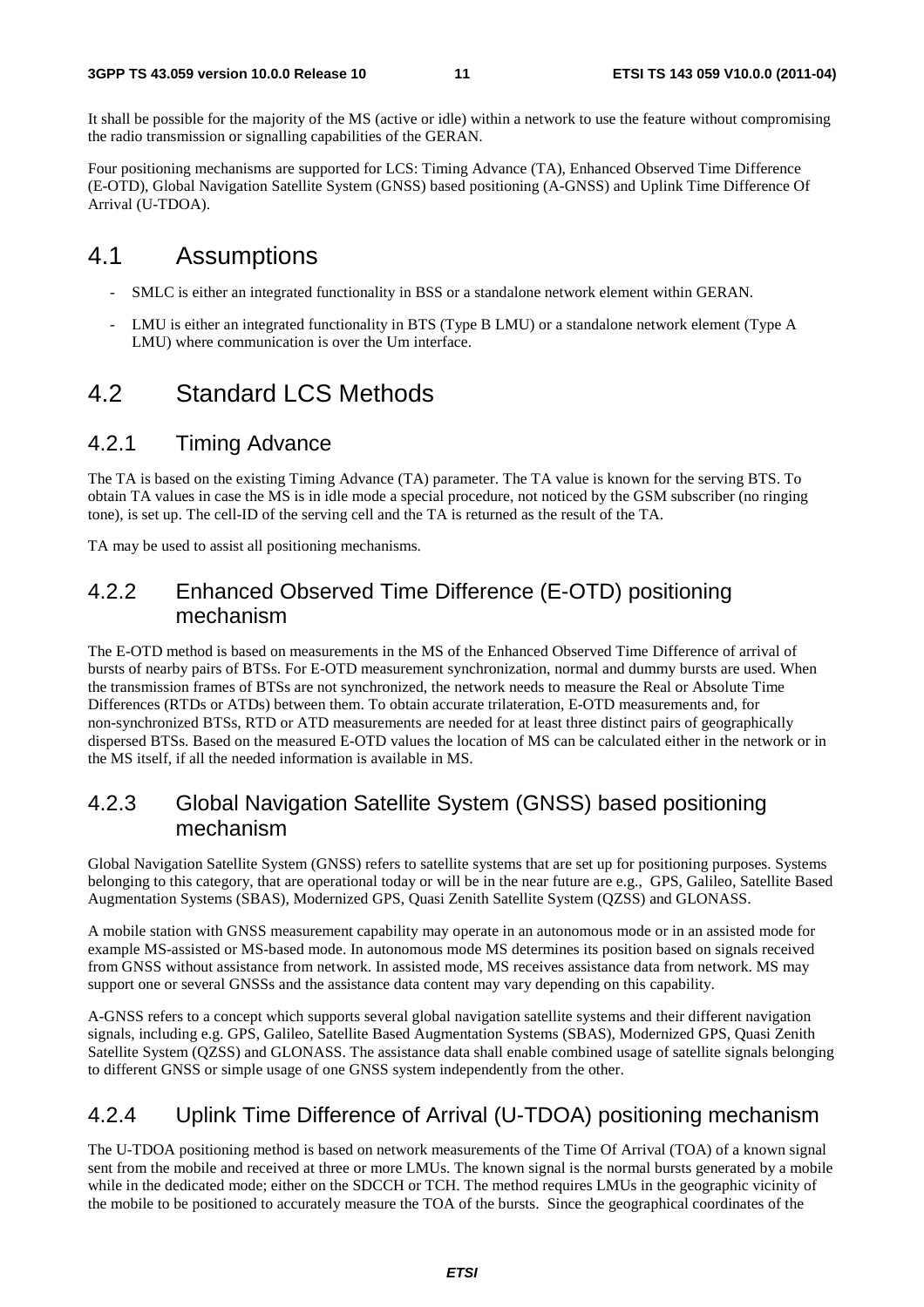It shall be possible for the majority of the MS (active or idle) within a network to use the feature without compromising the radio transmission or signalling capabilities of the GERAN.

Four positioning mechanisms are supported for LCS: Timing Advance (TA), Enhanced Observed Time Difference (E-OTD), Global Navigation Satellite System (GNSS) based positioning (A-GNSS) and Uplink Time Difference Of Arrival (U-TDOA).

# 4.1 Assumptions

- SMLC is either an integrated functionality in BSS or a standalone network element within GERAN.
- LMU is either an integrated functionality in BTS (Type B LMU) or a standalone network element (Type A LMU) where communication is over the Um interface.

# 4.2 Standard LCS Methods

## 4.2.1 Timing Advance

The TA is based on the existing Timing Advance (TA) parameter. The TA value is known for the serving BTS. To obtain TA values in case the MS is in idle mode a special procedure, not noticed by the GSM subscriber (no ringing tone), is set up. The cell-ID of the serving cell and the TA is returned as the result of the TA.

TA may be used to assist all positioning mechanisms.

## 4.2.2 Enhanced Observed Time Difference (E-OTD) positioning mechanism

The E-OTD method is based on measurements in the MS of the Enhanced Observed Time Difference of arrival of bursts of nearby pairs of BTSs. For E-OTD measurement synchronization, normal and dummy bursts are used. When the transmission frames of BTSs are not synchronized, the network needs to measure the Real or Absolute Time Differences (RTDs or ATDs) between them. To obtain accurate trilateration, E-OTD measurements and, for non-synchronized BTSs, RTD or ATD measurements are needed for at least three distinct pairs of geographically dispersed BTSs. Based on the measured E-OTD values the location of MS can be calculated either in the network or in the MS itself, if all the needed information is available in MS.

## 4.2.3 Global Navigation Satellite System (GNSS) based positioning mechanism

Global Navigation Satellite System (GNSS) refers to satellite systems that are set up for positioning purposes. Systems belonging to this category, that are operational today or will be in the near future are e.g., GPS, Galileo, Satellite Based Augmentation Systems (SBAS), Modernized GPS, Quasi Zenith Satellite System (QZSS) and GLONASS.

A mobile station with GNSS measurement capability may operate in an autonomous mode or in an assisted mode for example MS-assisted or MS-based mode. In autonomous mode MS determines its position based on signals received from GNSS without assistance from network. In assisted mode, MS receives assistance data from network. MS may support one or several GNSSs and the assistance data content may vary depending on this capability.

A-GNSS refers to a concept which supports several global navigation satellite systems and their different navigation signals, including e.g. GPS, Galileo, Satellite Based Augmentation Systems (SBAS), Modernized GPS, Quasi Zenith Satellite System (QZSS) and GLONASS. The assistance data shall enable combined usage of satellite signals belonging to different GNSS or simple usage of one GNSS system independently from the other.

## 4.2.4 Uplink Time Difference of Arrival (U-TDOA) positioning mechanism

The U-TDOA positioning method is based on network measurements of the Time Of Arrival (TOA) of a known signal sent from the mobile and received at three or more LMUs. The known signal is the normal bursts generated by a mobile while in the dedicated mode; either on the SDCCH or TCH. The method requires LMUs in the geographic vicinity of the mobile to be positioned to accurately measure the TOA of the bursts. Since the geographical coordinates of the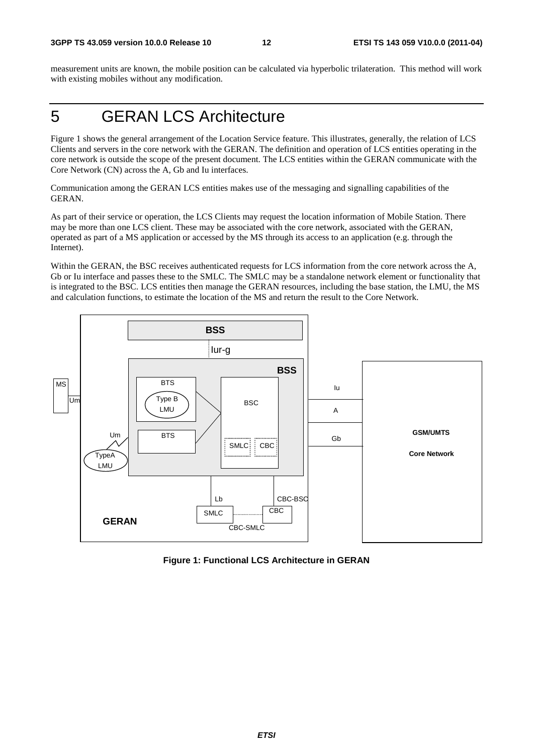measurement units are known, the mobile position can be calculated via hyperbolic trilateration. This method will work with existing mobiles without any modification.

# 5 GERAN LCS Architecture

Figure 1 shows the general arrangement of the Location Service feature. This illustrates, generally, the relation of LCS Clients and servers in the core network with the GERAN. The definition and operation of LCS entities operating in the core network is outside the scope of the present document. The LCS entities within the GERAN communicate with the Core Network (CN) across the A, Gb and Iu interfaces.

Communication among the GERAN LCS entities makes use of the messaging and signalling capabilities of the GERAN.

As part of their service or operation, the LCS Clients may request the location information of Mobile Station. There may be more than one LCS client. These may be associated with the core network, associated with the GERAN, operated as part of a MS application or accessed by the MS through its access to an application (e.g. through the Internet).

Within the GERAN, the BSC receives authenticated requests for LCS information from the core network across the A, Gb or Iu interface and passes these to the SMLC. The SMLC may be a standalone network element or functionality that is integrated to the BSC. LCS entities then manage the GERAN resources, including the base station, the LMU, the MS and calculation functions, to estimate the location of the MS and return the result to the Core Network.

BSS
Iur-g
BSS
BTS
Type B LMU
BSC
BTS
SMLC
CBC
MS
Um
Um
TypeA LMU
Iu
A
Gb
GSM/UMTS
Core Network
Lb
CBC-BSC
SMLC
CBC
CBC-SMLC
GERAN

**Figure 1: Functional LCS Architecture in GERAN**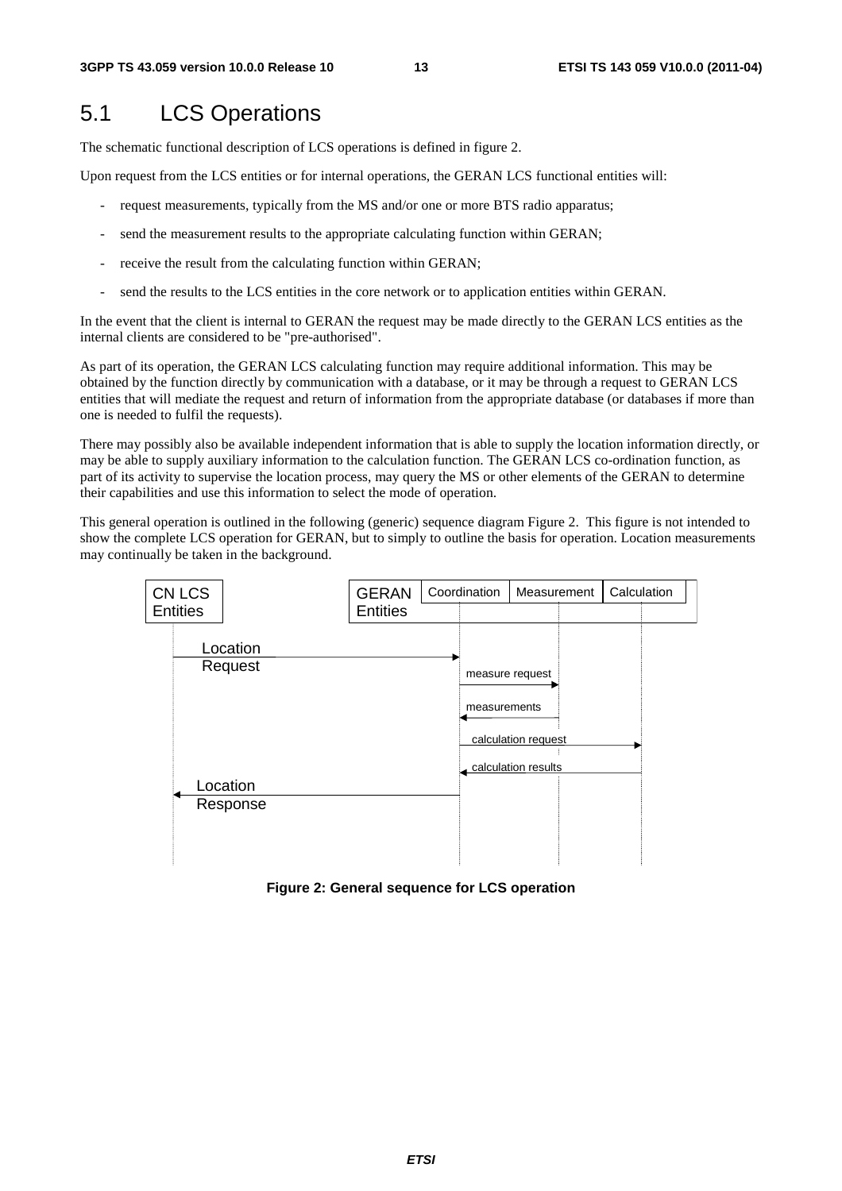## 5.1 LCS Operations

The schematic functional description of LCS operations is defined in figure 2.

Upon request from the LCS entities or for internal operations, the GERAN LCS functional entities will:

- request measurements, typically from the MS and/or one or more BTS radio apparatus;
- send the measurement results to the appropriate calculating function within GERAN;
- receive the result from the calculating function within GERAN;
- send the results to the LCS entities in the core network or to application entities within GERAN.

In the event that the client is internal to GERAN the request may be made directly to the GERAN LCS entities as the internal clients are considered to be "pre-authorised".

As part of its operation, the GERAN LCS calculating function may require additional information. This may be obtained by the function directly by communication with a database, or it may be through a request to GERAN LCS entities that will mediate the request and return of information from the appropriate database (or databases if more than one is needed to fulfil the requests).

There may possibly also be available independent information that is able to supply the location information directly, or may be able to supply auxiliary information to the calculation function. The GERAN LCS co-ordination function, as part of its activity to supervise the location process, may query the MS or other elements of the GERAN to determine their capabilities and use this information to select the mode of operation.

This general operation is outlined in the following (generic) sequence diagram Figure 2. This figure is not intended to show the complete LCS operation for GERAN, but to simply to outline the basis for operation. Location measurements may continually be taken in the background.

CN LCS Entities

GERAN Entities

Coordination

Measurement

Calculation

Location Request

measure request

measurements

calculation request

calculation results

Location Response

**Figure 2: General sequence for LCS operation**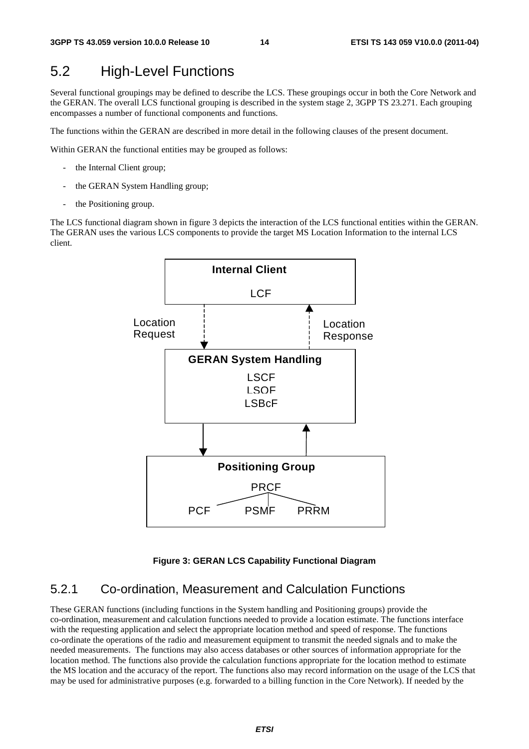## 5.2 High-Level Functions

Several functional groupings may be defined to describe the LCS. These groupings occur in both the Core Network and the GERAN. The overall LCS functional grouping is described in the system stage 2, 3GPP TS 23.271. Each grouping encompasses a number of functional components and functions.

The functions within the GERAN are described in more detail in the following clauses of the present document.

Within GERAN the functional entities may be grouped as follows:

- the Internal Client group;
- the GERAN System Handling group;
- the Positioning group.

The LCS functional diagram shown in figure 3 depicts the interaction of the LCS functional entities within the GERAN. The GERAN uses the various LCS components to provide the target MS Location Information to the internal LCS client.

Internal Client

LCF

Location Request

Location Response

GERAN System Handling

LSCF

LSOF

LSBcF

Positioning Group

PRCF

PCF

PSMF

PRRM

**Figure 3: GERAN LCS Capability Functional Diagram**

### 5.2.1 Co-ordination, Measurement and Calculation Functions

These GERAN functions (including functions in the System handling and Positioning groups) provide the co-ordination, measurement and calculation functions needed to provide a location estimate. The functions interface with the requesting application and select the appropriate location method and speed of response. The functions co-ordinate the operations of the radio and measurement equipment to transmit the needed signals and to make the needed measurements. The functions may also access databases or other sources of information appropriate for the location method. The functions also provide the calculation functions appropriate for the location method to estimate the MS location and the accuracy of the report. The functions also may record information on the usage of the LCS that may be used for administrative purposes (e.g. forwarded to a billing function in the Core Network). If needed by the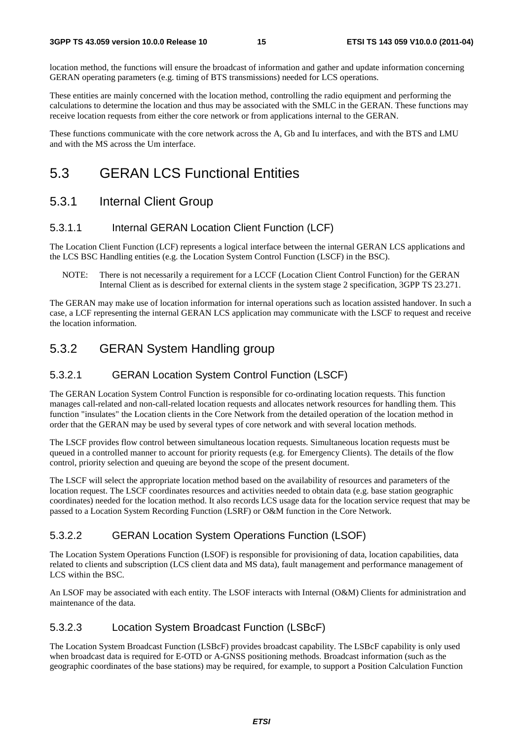location method, the functions will ensure the broadcast of information and gather and update information concerning GERAN operating parameters (e.g. timing of BTS transmissions) needed for LCS operations.

These entities are mainly concerned with the location method, controlling the radio equipment and performing the calculations to determine the location and thus may be associated with the SMLC in the GERAN. These functions may receive location requests from either the core network or from applications internal to the GERAN.

These functions communicate with the core network across the A, Gb and Iu interfaces, and with the BTS and LMU and with the MS across the Um interface.

# 5.3 GERAN LCS Functional Entities

## 5.3.1 Internal Client Group

### 5.3.1.1 Internal GERAN Location Client Function (LCF)

The Location Client Function (LCF) represents a logical interface between the internal GERAN LCS applications and the LCS BSC Handling entities (e.g. the Location System Control Function (LSCF) in the BSC).

NOTE: There is not necessarily a requirement for a LCCF (Location Client Control Function) for the GERAN Internal Client as is described for external clients in the system stage 2 specification, 3GPP TS 23.271.

The GERAN may make use of location information for internal operations such as location assisted handover. In such a case, a LCF representing the internal GERAN LCS application may communicate with the LSCF to request and receive the location information.

## 5.3.2 GERAN System Handling group

### 5.3.2.1 GERAN Location System Control Function (LSCF)

The GERAN Location System Control Function is responsible for co-ordinating location requests. This function manages call-related and non-call-related location requests and allocates network resources for handling them. This function "insulates" the Location clients in the Core Network from the detailed operation of the location method in order that the GERAN may be used by several types of core network and with several location methods.

The LSCF provides flow control between simultaneous location requests. Simultaneous location requests must be queued in a controlled manner to account for priority requests (e.g. for Emergency Clients). The details of the flow control, priority selection and queuing are beyond the scope of the present document.

The LSCF will select the appropriate location method based on the availability of resources and parameters of the location request. The LSCF coordinates resources and activities needed to obtain data (e.g. base station geographic coordinates) needed for the location method. It also records LCS usage data for the location service request that may be passed to a Location System Recording Function (LSRF) or O&M function in the Core Network.

### 5.3.2.2 GERAN Location System Operations Function (LSOF)

The Location System Operations Function (LSOF) is responsible for provisioning of data, location capabilities, data related to clients and subscription (LCS client data and MS data), fault management and performance management of LCS within the BSC.

An LSOF may be associated with each entity. The LSOF interacts with Internal (O&M) Clients for administration and maintenance of the data.

### 5.3.2.3 Location System Broadcast Function (LSBcF)

The Location System Broadcast Function (LSBcF) provides broadcast capability. The LSBcF capability is only used when broadcast data is required for E-OTD or A-GNSS positioning methods. Broadcast information (such as the geographic coordinates of the base stations) may be required, for example, to support a Position Calculation Function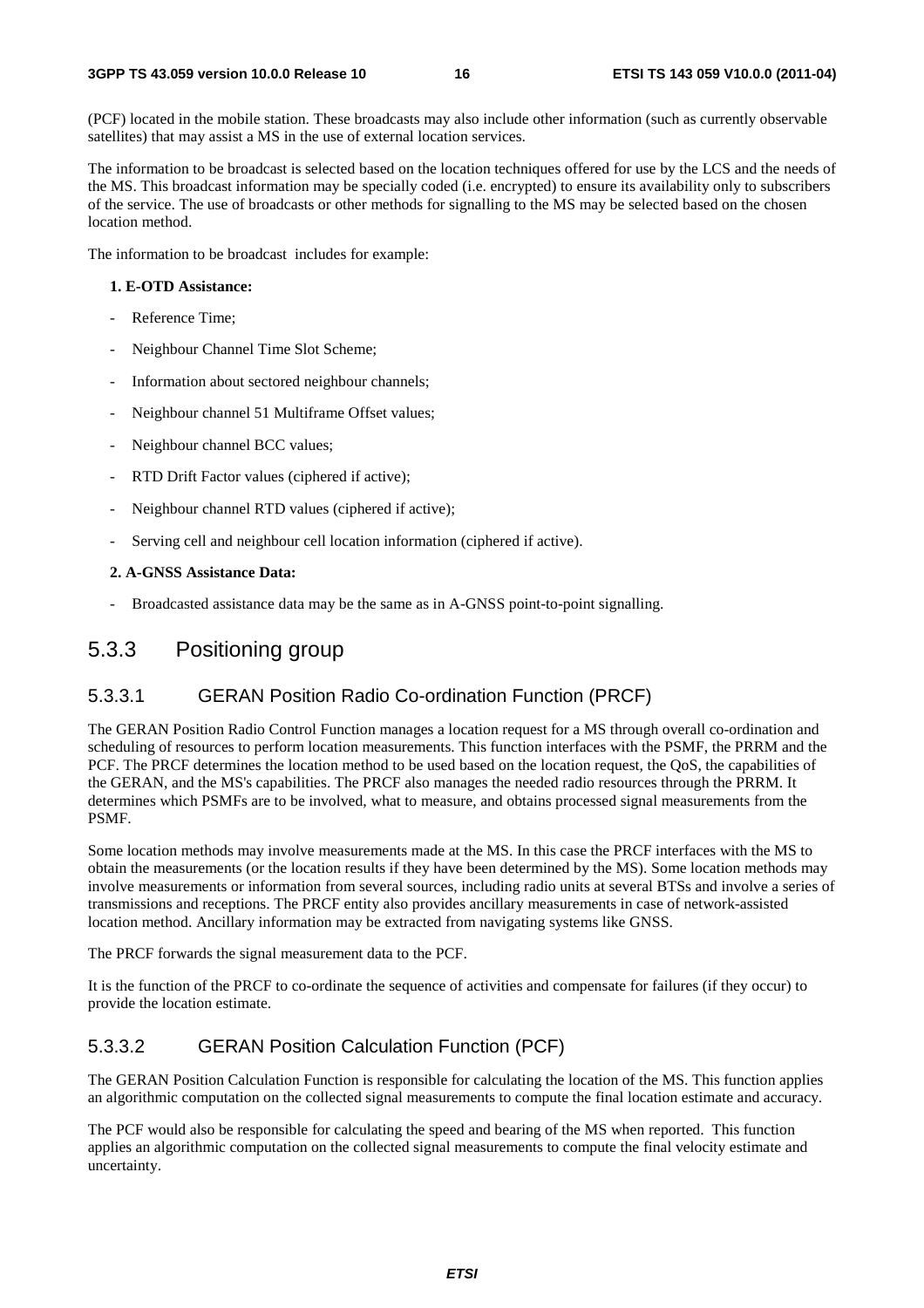(PCF) located in the mobile station. These broadcasts may also include other information (such as currently observable satellites) that may assist a MS in the use of external location services.

The information to be broadcast is selected based on the location techniques offered for use by the LCS and the needs of the MS. This broadcast information may be specially coded (i.e. encrypted) to ensure its availability only to subscribers of the service. The use of broadcasts or other methods for signalling to the MS may be selected based on the chosen location method.

The information to be broadcast includes for example:

**1. E-OTD Assistance:**

- Reference Time;
- Neighbour Channel Time Slot Scheme;
- Information about sectored neighbour channels;
- Neighbour channel 51 Multiframe Offset values;
- Neighbour channel BCC values;
- RTD Drift Factor values (ciphered if active);
- Neighbour channel RTD values (ciphered if active);
- Serving cell and neighbour cell location information (ciphered if active).

**2. A-GNSS Assistance Data:**

- Broadcasted assistance data may be the same as in A-GNSS point-to-point signalling.

## 5.3.3 Positioning group

### 5.3.3.1 GERAN Position Radio Co-ordination Function (PRCF)

The GERAN Position Radio Control Function manages a location request for a MS through overall co-ordination and scheduling of resources to perform location measurements. This function interfaces with the PSMF, the PRRM and the PCF. The PRCF determines the location method to be used based on the location request, the QoS, the capabilities of the GERAN, and the MS's capabilities. The PRCF also manages the needed radio resources through the PRRM. It determines which PSMFs are to be involved, what to measure, and obtains processed signal measurements from the PSMF.

Some location methods may involve measurements made at the MS. In this case the PRCF interfaces with the MS to obtain the measurements (or the location results if they have been determined by the MS). Some location methods may involve measurements or information from several sources, including radio units at several BTSs and involve a series of transmissions and receptions. The PRCF entity also provides ancillary measurements in case of network-assisted location method. Ancillary information may be extracted from navigating systems like GNSS.

The PRCF forwards the signal measurement data to the PCF.

It is the function of the PRCF to co-ordinate the sequence of activities and compensate for failures (if they occur) to provide the location estimate.

### 5.3.3.2 GERAN Position Calculation Function (PCF)

The GERAN Position Calculation Function is responsible for calculating the location of the MS. This function applies an algorithmic computation on the collected signal measurements to compute the final location estimate and accuracy.

The PCF would also be responsible for calculating the speed and bearing of the MS when reported. This function applies an algorithmic computation on the collected signal measurements to compute the final velocity estimate and uncertainty.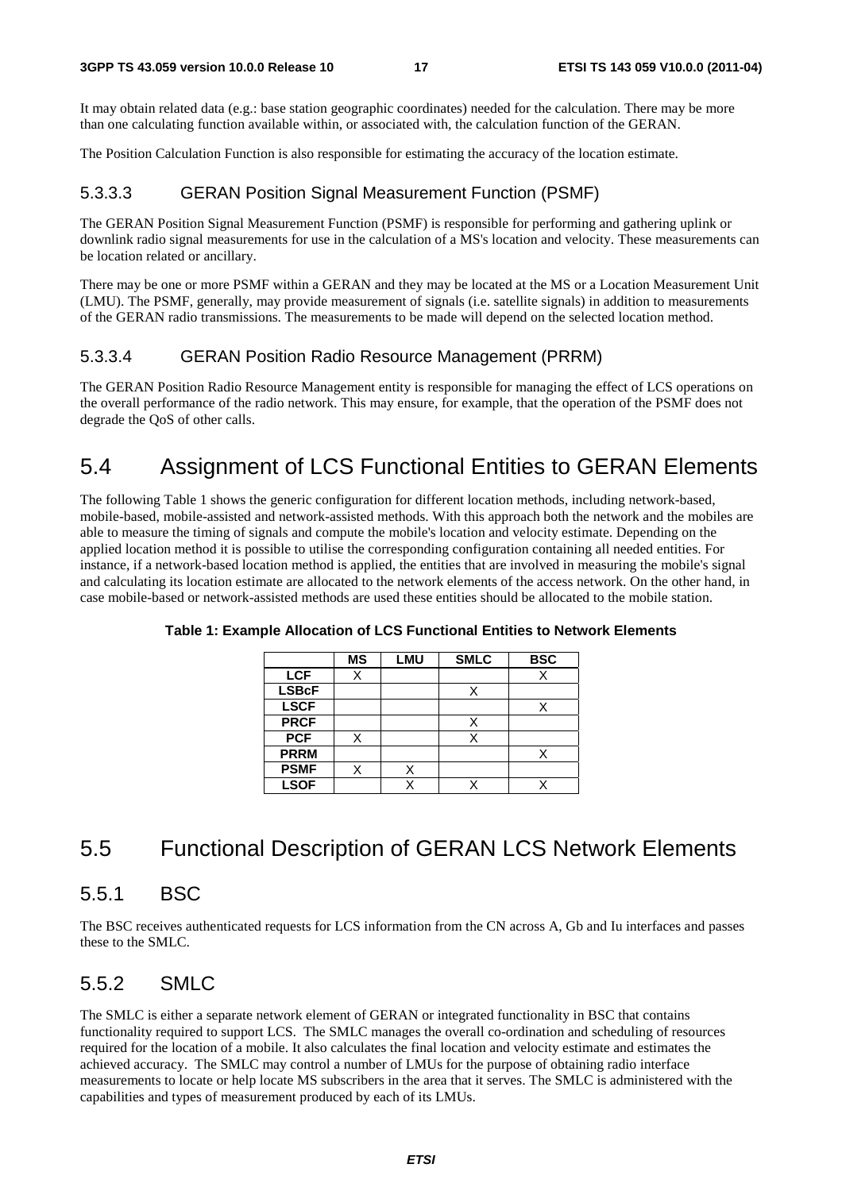It may obtain related data (e.g.: base station geographic coordinates) needed for the calculation. There may be more than one calculating function available within, or associated with, the calculation function of the GERAN.

The Position Calculation Function is also responsible for estimating the accuracy of the location estimate.

#### 5.3.3.3 GERAN Position Signal Measurement Function (PSMF)

The GERAN Position Signal Measurement Function (PSMF) is responsible for performing and gathering uplink or downlink radio signal measurements for use in the calculation of a MS's location and velocity. These measurements can be location related or ancillary.

There may be one or more PSMF within a GERAN and they may be located at the MS or a Location Measurement Unit (LMU). The PSMF, generally, may provide measurement of signals (i.e. satellite signals) in addition to measurements of the GERAN radio transmissions. The measurements to be made will depend on the selected location method.

#### 5.3.3.4 GERAN Position Radio Resource Management (PRRM)

The GERAN Position Radio Resource Management entity is responsible for managing the effect of LCS operations on the overall performance of the radio network. This may ensure, for example, that the operation of the PSMF does not degrade the QoS of other calls.

## 5.4 Assignment of LCS Functional Entities to GERAN Elements

The following Table 1 shows the generic configuration for different location methods, including network-based, mobile-based, mobile-assisted and network-assisted methods. With this approach both the network and the mobiles are able to measure the timing of signals and compute the mobile's location and velocity estimate. Depending on the applied location method it is possible to utilise the corresponding configuration containing all needed entities. For instance, if a network-based location method is applied, the entities that are involved in measuring the mobile's signal and calculating its location estimate are allocated to the network elements of the access network. On the other hand, in case mobile-based or network-assisted methods are used these entities should be allocated to the mobile station.

**Table 1: Example Allocation of LCS Functional Entities to Network Elements**

| | MS | LMU | SMLC | BSC |
|---|---|---|---|---|
| **LCF** | X | | | X |
| **LSBcF** | | | X | |
| **LSCF** | | | | X |
| **PRCF** | | | X | |
| **PCF** | X | | X | |
| **PRRM** | | | | X |
| **PSMF** | X | X | | |
| **LSOF** | | X | X | X |

## 5.5 Functional Description of GERAN LCS Network Elements

### 5.5.1 BSC

The BSC receives authenticated requests for LCS information from the CN across A, Gb and Iu interfaces and passes these to the SMLC.

### 5.5.2 SMLC

The SMLC is either a separate network element of GERAN or integrated functionality in BSC that contains functionality required to support LCS. The SMLC manages the overall co-ordination and scheduling of resources required for the location of a mobile. It also calculates the final location and velocity estimate and estimates the achieved accuracy. The SMLC may control a number of LMUs for the purpose of obtaining radio interface measurements to locate or help locate MS subscribers in the area that it serves. The SMLC is administered with the capabilities and types of measurement produced by each of its LMUs.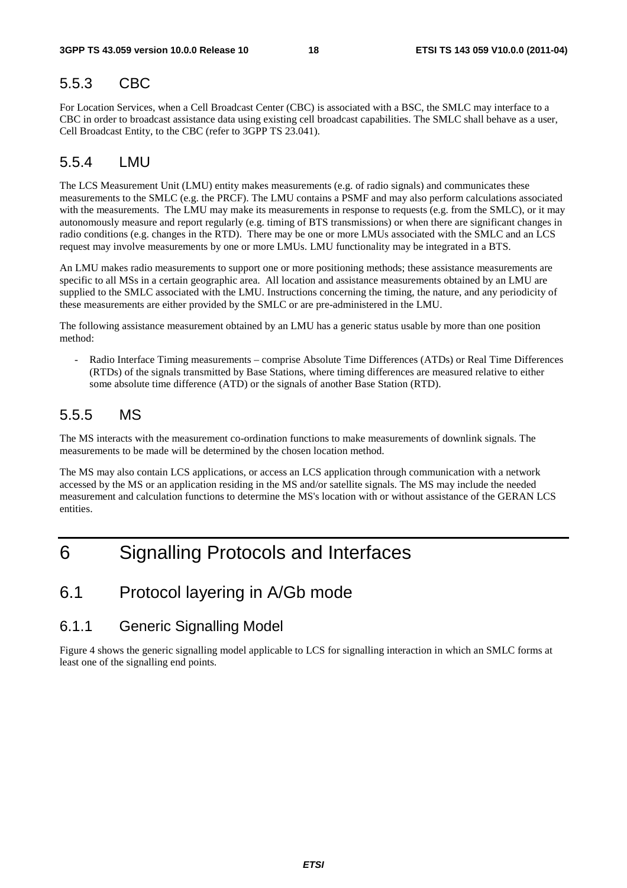### 5.5.3 CBC

For Location Services, when a Cell Broadcast Center (CBC) is associated with a BSC, the SMLC may interface to a CBC in order to broadcast assistance data using existing cell broadcast capabilities. The SMLC shall behave as a user, Cell Broadcast Entity, to the CBC (refer to 3GPP TS 23.041).

### 5.5.4 LMU

The LCS Measurement Unit (LMU) entity makes measurements (e.g. of radio signals) and communicates these measurements to the SMLC (e.g. the PRCF). The LMU contains a PSMF and may also perform calculations associated with the measurements. The LMU may make its measurements in response to requests (e.g. from the SMLC), or it may autonomously measure and report regularly (e.g. timing of BTS transmissions) or when there are significant changes in radio conditions (e.g. changes in the RTD). There may be one or more LMUs associated with the SMLC and an LCS request may involve measurements by one or more LMUs. LMU functionality may be integrated in a BTS.

An LMU makes radio measurements to support one or more positioning methods; these assistance measurements are specific to all MSs in a certain geographic area. All location and assistance measurements obtained by an LMU are supplied to the SMLC associated with the LMU. Instructions concerning the timing, the nature, and any periodicity of these measurements are either provided by the SMLC or are pre-administered in the LMU.

The following assistance measurement obtained by an LMU has a generic status usable by more than one position method:

- Radio Interface Timing measurements – comprise Absolute Time Differences (ATDs) or Real Time Differences (RTDs) of the signals transmitted by Base Stations, where timing differences are measured relative to either some absolute time difference (ATD) or the signals of another Base Station (RTD).

### 5.5.5 MS

The MS interacts with the measurement co-ordination functions to make measurements of downlink signals. The measurements to be made will be determined by the chosen location method.

The MS may also contain LCS applications, or access an LCS application through communication with a network accessed by the MS or an application residing in the MS and/or satellite signals. The MS may include the needed measurement and calculation functions to determine the MS's location with or without assistance of the GERAN LCS entities.

# 6 Signalling Protocols and Interfaces

## 6.1 Protocol layering in A/Gb mode

### 6.1.1 Generic Signalling Model

Figure 4 shows the generic signalling model applicable to LCS for signalling interaction in which an SMLC forms at least one of the signalling end points.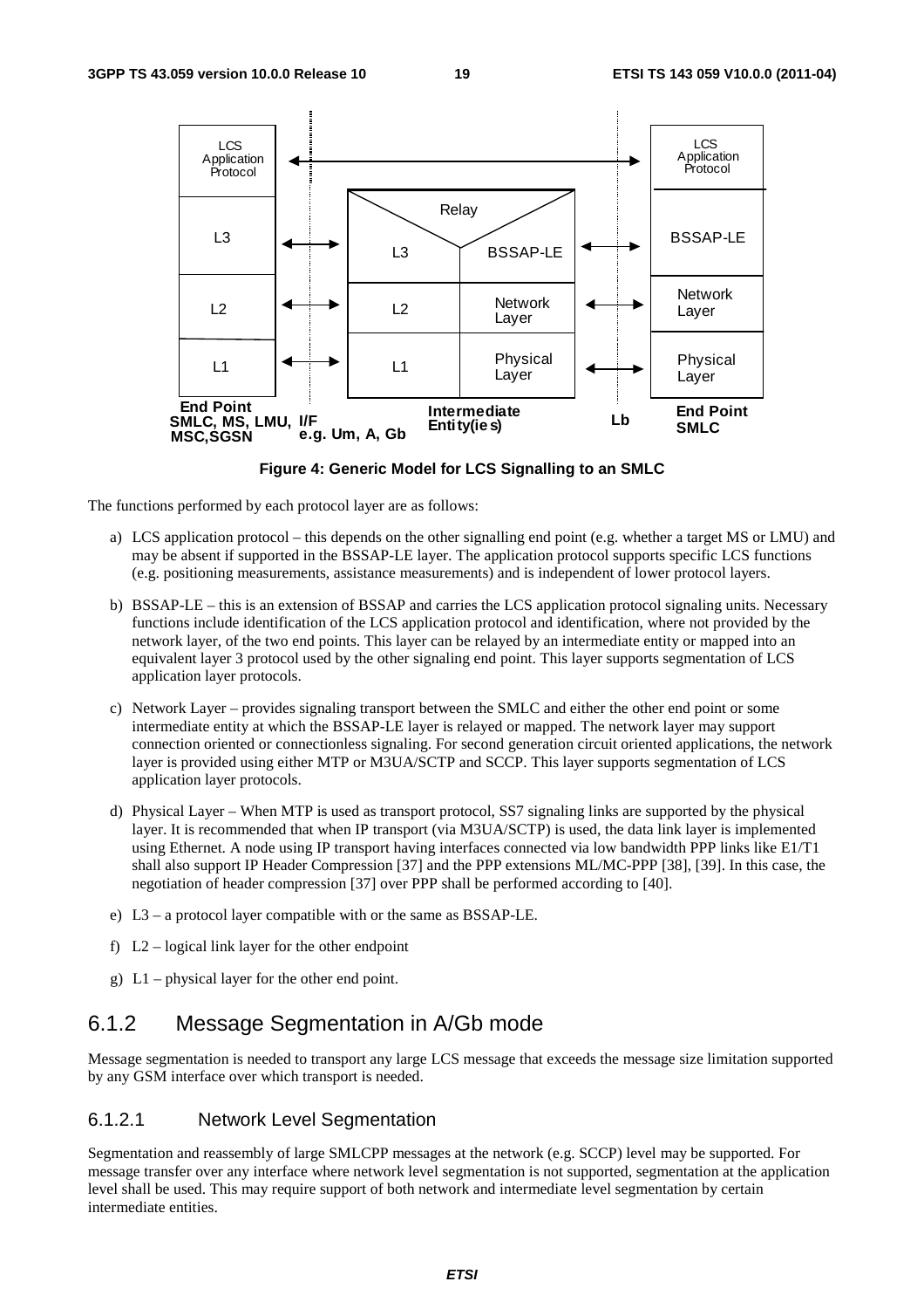LCS Application Protocol

L3

L2

L1

Relay

L3

BSSAP-LE

L2

Network Layer

L1

Physical Layer

LCS Application Protocol

BSSAP-LE

Network Layer

Physical Layer

End Point SMLC, MS, LMU, MSC,SGSN

I/F e.g. Um, A, Gb

Intermediate Entity(ies)

Lb

End Point SMLC

**Figure 4: Generic Model for LCS Signalling to an SMLC**

The functions performed by each protocol layer are as follows:

a) LCS application protocol – this depends on the other signalling end point (e.g. whether a target MS or LMU) and may be absent if supported in the BSSAP-LE layer. The application protocol supports specific LCS functions (e.g. positioning measurements, assistance measurements) and is independent of lower protocol layers.

b) BSSAP-LE – this is an extension of BSSAP and carries the LCS application protocol signaling units. Necessary functions include identification of the LCS application protocol and identification, where not provided by the network layer, of the two end points. This layer can be relayed by an intermediate entity or mapped into an equivalent layer 3 protocol used by the other signaling end point. This layer supports segmentation of LCS application layer protocols.

c) Network Layer – provides signaling transport between the SMLC and either the other end point or some intermediate entity at which the BSSAP-LE layer is relayed or mapped. The network layer may support connection oriented or connectionless signaling. For second generation circuit oriented applications, the network layer is provided using either MTP or M3UA/SCTP and SCCP. This layer supports segmentation of LCS application layer protocols.

d) Physical Layer – When MTP is used as transport protocol, SS7 signaling links are supported by the physical layer. It is recommended that when IP transport (via M3UA/SCTP) is used, the data link layer is implemented using Ethernet. A node using IP transport having interfaces connected via low bandwidth PPP links like E1/T1 shall also support IP Header Compression [37] and the PPP extensions ML/MC-PPP [38], [39]. In this case, the negotiation of header compression [37] over PPP shall be performed according to [40].

e) L3 – a protocol layer compatible with or the same as BSSAP-LE.

f) L2 – logical link layer for the other endpoint

g) L1 – physical layer for the other end point.

## 6.1.2 Message Segmentation in A/Gb mode

Message segmentation is needed to transport any large LCS message that exceeds the message size limitation supported by any GSM interface over which transport is needed.

### 6.1.2.1 Network Level Segmentation

Segmentation and reassembly of large SMLCPP messages at the network (e.g. SCCP) level may be supported. For message transfer over any interface where network level segmentation is not supported, segmentation at the application level shall be used. This may require support of both network and intermediate level segmentation by certain intermediate entities.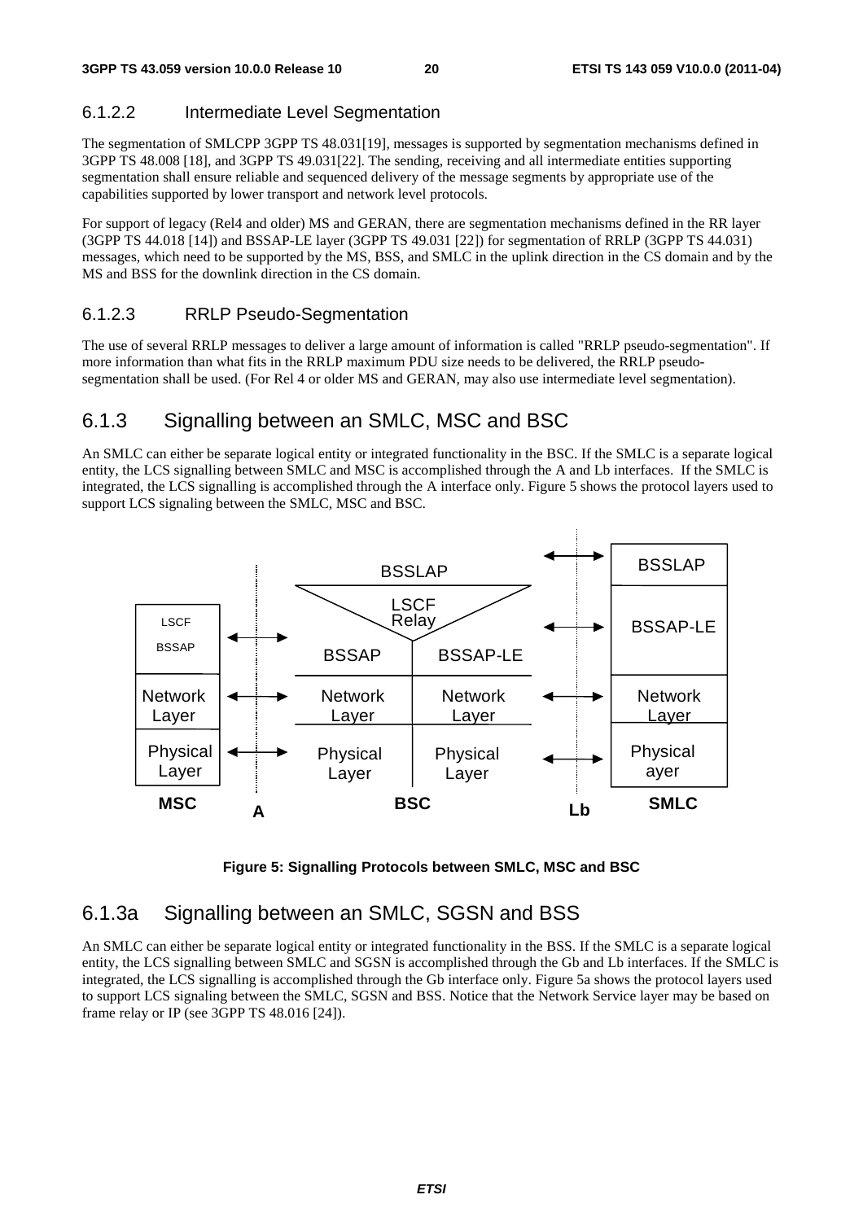### 6.1.2.2 Intermediate Level Segmentation

The segmentation of SMLCPP 3GPP TS 48.031[19], messages is supported by segmentation mechanisms defined in 3GPP TS 48.008 [18], and 3GPP TS 49.031[22]. The sending, receiving and all intermediate entities supporting segmentation shall ensure reliable and sequenced delivery of the message segments by appropriate use of the capabilities supported by lower transport and network level protocols.

For support of legacy (Rel4 and older) MS and GERAN, there are segmentation mechanisms defined in the RR layer (3GPP TS 44.018 [14]) and BSSAP-LE layer (3GPP TS 49.031 [22]) for segmentation of RRLP (3GPP TS 44.031) messages, which need to be supported by the MS, BSS, and SMLC in the uplink direction in the CS domain and by the MS and BSS for the downlink direction in the CS domain.

### 6.1.2.3 RRLP Pseudo-Segmentation

The use of several RRLP messages to deliver a large amount of information is called "RRLP pseudo-segmentation". If more information than what fits in the RRLP maximum PDU size needs to be delivered, the RRLP pseudo-segmentation shall be used. (For Rel 4 or older MS and GERAN, may also use intermediate level segmentation).

## 6.1.3 Signalling between an SMLC, MSC and BSC

An SMLC can either be separate logical entity or integrated functionality in the BSC. If the SMLC is a separate logical entity, the LCS signalling between SMLC and MSC is accomplished through the A and Lb interfaces. If the SMLC is integrated, the LCS signalling is accomplished through the A interface only. Figure 5 shows the protocol layers used to support LCS signaling between the SMLC, MSC and BSC.

MSC: LSCF, BSSAP, Network Layer, Physical Layer
A
BSC: BSSLAP, LSCF Relay, BSSAP, BSSAP-LE, Network Layer, Network Layer, Physical Layer, Physical Layer
Lb
SMLC: BSSLAP, BSSAP-LE, Network Layer, Physical ayer

**Figure 5: Signalling Protocols between SMLC, MSC and BSC**

## 6.1.3a Signalling between an SMLC, SGSN and BSS

An SMLC can either be separate logical entity or integrated functionality in the BSS. If the SMLC is a separate logical entity, the LCS signalling between SMLC and SGSN is accomplished through the Gb and Lb interfaces. If the SMLC is integrated, the LCS signalling is accomplished through the Gb interface only. Figure 5a shows the protocol layers used to support LCS signaling between the SMLC, SGSN and BSS. Notice that the Network Service layer may be based on frame relay or IP (see 3GPP TS 48.016 [24]).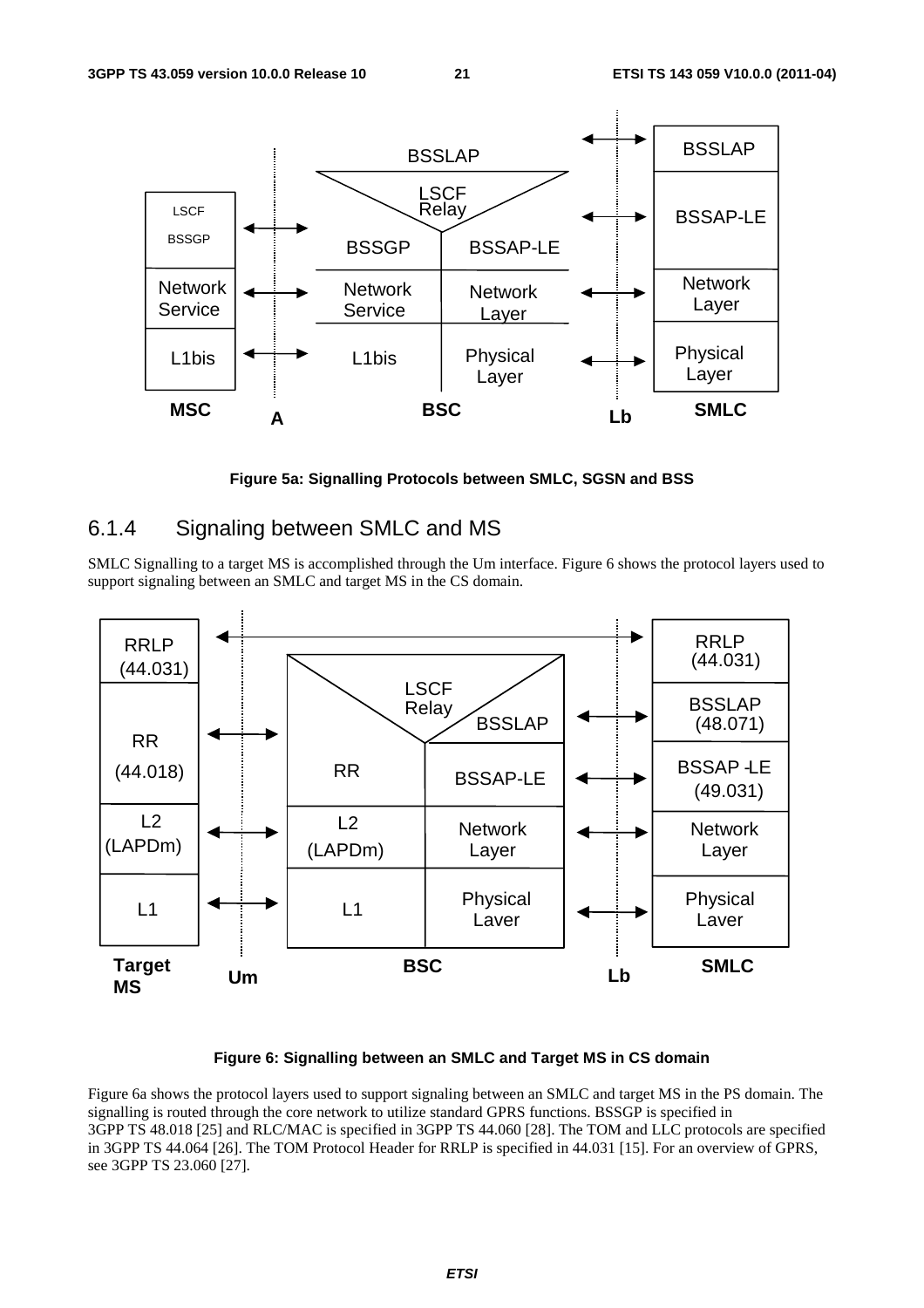Figure 5a: Signalling Protocols between SMLC, SGSN and BSS

### 6.1.4 Signaling between SMLC and MS

SMLC Signalling to a target MS is accomplished through the Um interface. Figure 6 shows the protocol layers used to support signaling between an SMLC and target MS in the CS domain.

Figure 6: Signalling between an SMLC and Target MS in CS domain

Figure 6a shows the protocol layers used to support signaling between an SMLC and target MS in the PS domain. The signalling is routed through the core network to utilize standard GPRS functions. BSSGP is specified in 3GPP TS 48.018 [25] and RLC/MAC is specified in 3GPP TS 44.060 [28]. The TOM and LLC protocols are specified in 3GPP TS 44.064 [26]. The TOM Protocol Header for RRLP is specified in 44.031 [15]. For an overview of GPRS, see 3GPP TS 23.060 [27].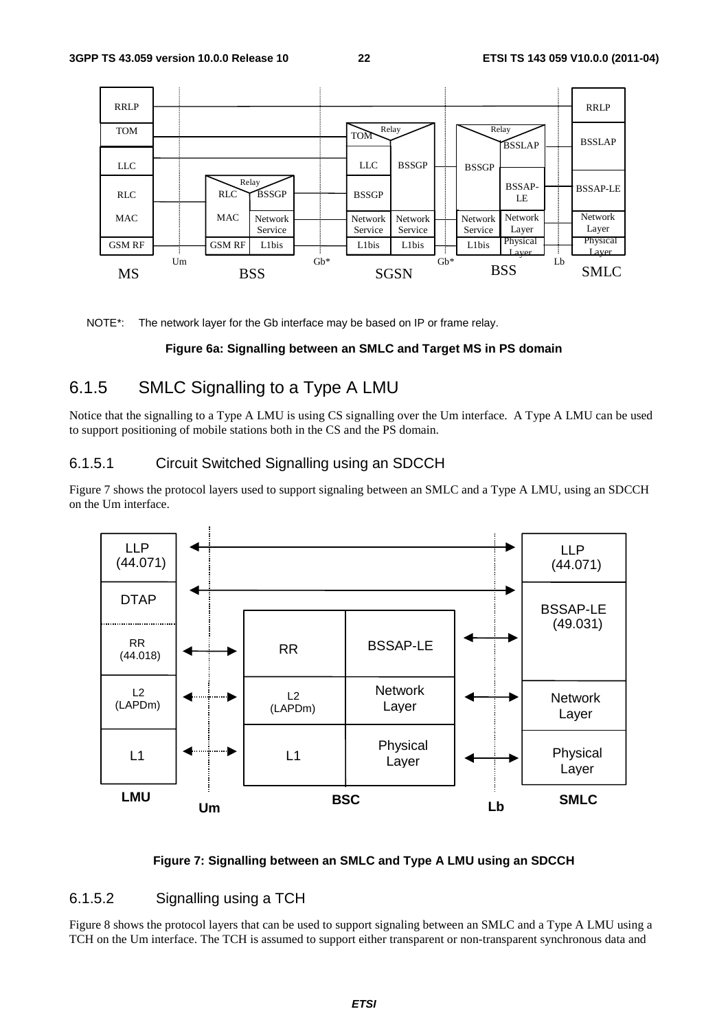NOTE*: The network layer for the Gb interface may be based on IP or frame relay.

**Figure 6a: Signalling between an SMLC and Target MS in PS domain**

### 6.1.5 SMLC Signalling to a Type A LMU

Notice that the signalling to a Type A LMU is using CS signalling over the Um interface. A Type A LMU can be used to support positioning of mobile stations both in the CS and the PS domain.

#### 6.1.5.1 Circuit Switched Signalling using an SDCCH

Figure 7 shows the protocol layers used to support signaling between an SMLC and a Type A LMU, using an SDCCH on the Um interface.

**Figure 7: Signalling between an SMLC and Type A LMU using an SDCCH**

#### 6.1.5.2 Signalling using a TCH

Figure 8 shows the protocol layers that can be used to support signaling between an SMLC and a Type A LMU using a TCH on the Um interface. The TCH is assumed to support either transparent or non-transparent synchronous data and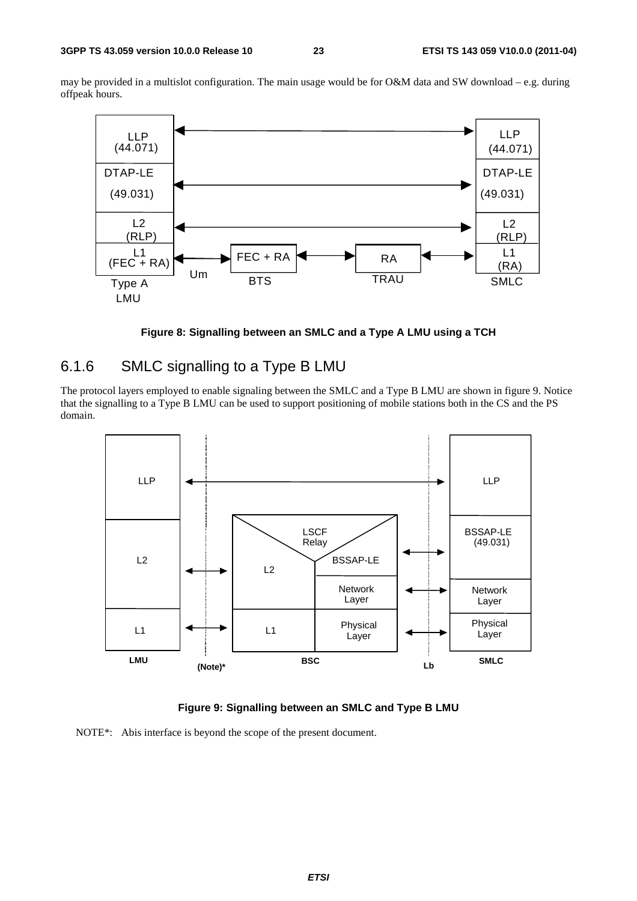may be provided in a multislot configuration. The main usage would be for O&M data and SW download – e.g. during offpeak hours.

LLP (44.071)
DTAP-LE (49.031)
L2 (RLP)
L1 (FEC + RA)
Um
FEC + RA
RA
L1 (RA)
Type A LMU
BTS
TRAU
SMLC

**Figure 8: Signalling between an SMLC and a Type A LMU using a TCH**

### 6.1.6 SMLC signalling to a Type B LMU

The protocol layers employed to enable signaling between the SMLC and a Type B LMU are shown in figure 9. Notice that the signalling to a Type B LMU can be used to support positioning of mobile stations both in the CS and the PS domain.

LLP
L2
L1
LSCF Relay
BSSAP-LE
Network Layer
Physical Layer
BSSAP-LE (49.031)
LMU
(Note)*
BSC
Lb
SMLC

**Figure 9: Signalling between an SMLC and Type B LMU**

NOTE*: Abis interface is beyond the scope of the present document.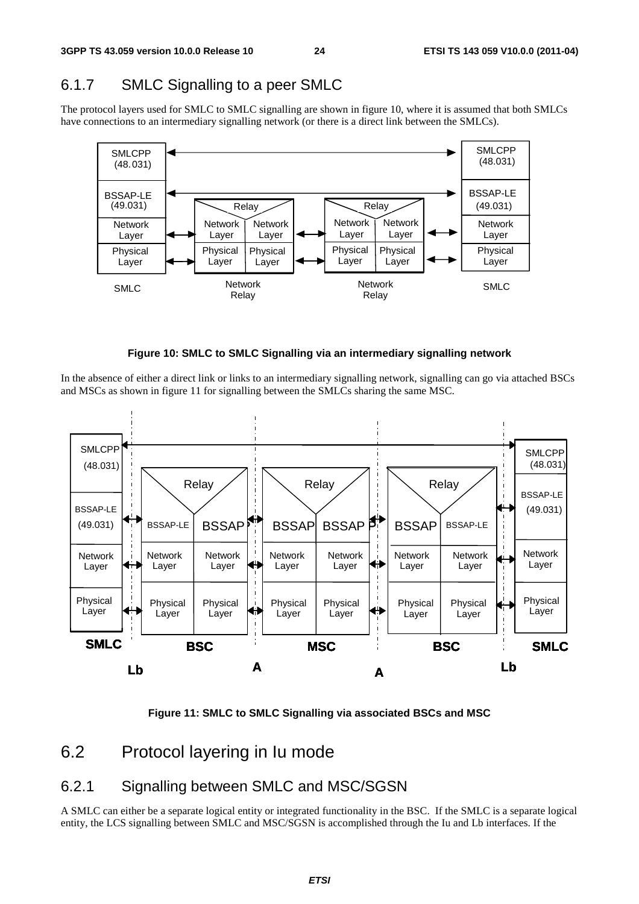### 6.1.7 SMLC Signalling to a peer SMLC

The protocol layers used for SMLC to SMLC signalling are shown in figure 10, where it is assumed that both SMLCs have connections to an intermediary signalling network (or there is a direct link between the SMLCs).

SMLCPP (48.031)
BSSAP-LE (49.031)
Network Layer
Physical Layer
SMLC

Relay
Network Layer | Network Layer
Physical Layer | Physical Layer
Network Relay

Relay
Network Layer | Network Layer
Physical Layer | Physical Layer
Network Relay

SMLCPP (48.031)
BSSAP-LE (49.031)
Network Layer
Physical Layer
SMLC

**Figure 10: SMLC to SMLC Signalling via an intermediary signalling network**

In the absence of either a direct link or links to an intermediary signalling network, signalling can go via attached BSCs and MSCs as shown in figure 11 for signalling between the SMLCs sharing the same MSC.

SMLCPP (48.031)
BSSAP-LE (49.031)
Network Layer
Physical Layer
SMLC

Relay
BSSAP-LE | BSSAP
Network Layer | Network Layer
Physical Layer | Physical Layer
BSC

Relay
BSSAP | BSSAP
Network Layer | Network Layer
Physical Layer | Physical Layer
MSC

Relay
BSSAP | BSSAP-LE
Network Layer | Network Layer
Physical Layer | Physical Layer
BSC

SMLCPP (48.031)
BSSAP-LE (49.031)
Network Layer
Physical Layer
SMLC

Lb
A
A
Lb

**Figure 11: SMLC to SMLC Signalling via associated BSCs and MSC**

## 6.2 Protocol layering in Iu mode

### 6.2.1 Signalling between SMLC and MSC/SGSN

A SMLC can either be a separate logical entity or integrated functionality in the BSC. If the SMLC is a separate logical entity, the LCS signalling between SMLC and MSC/SGSN is accomplished through the Iu and Lb interfaces. If the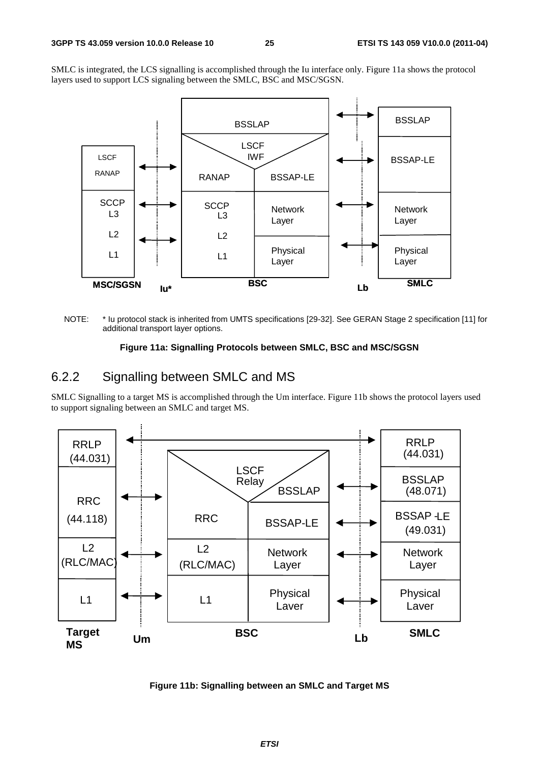SMLC is integrated, the LCS signalling is accomplished through the Iu interface only. Figure 11a shows the protocol layers used to support LCS signaling between the SMLC, BSC and MSC/SGSN.

MSC/SGSN: LSCF, RANAP, SCCP L3, L2, L1

Iu*

BSC: BSSLAP, LSCF IWF, RANAP, BSSAP-LE, SCCP L3, L2, L1, Network Layer, Physical Layer

Lb

SMLC: BSSLAP, BSSAP-LE, Network Layer, Physical Layer

NOTE: * Iu protocol stack is inherited from UMTS specifications [29-32]. See GERAN Stage 2 specification [11] for additional transport layer options.

**Figure 11a: Signalling Protocols between SMLC, BSC and MSC/SGSN**

## 6.2.2 Signalling between SMLC and MS

SMLC Signalling to a target MS is accomplished through the Um interface. Figure 11b shows the protocol layers used to support signaling between an SMLC and target MS.

Target MS: RRLP (44.031), RRC (44.118), L2 (RLC/MAC), L1

Um

BSC: LSCF Relay, BSSLAP, RRC, BSSAP-LE, L2 (RLC/MAC), Network Layer, L1, Physical Laver

Lb

SMLC: RRLP (44.031), BSSLAP (48.071), BSSAP -LE (49.031), Network Layer, Physical Laver

**Figure 11b: Signalling between an SMLC and Target MS**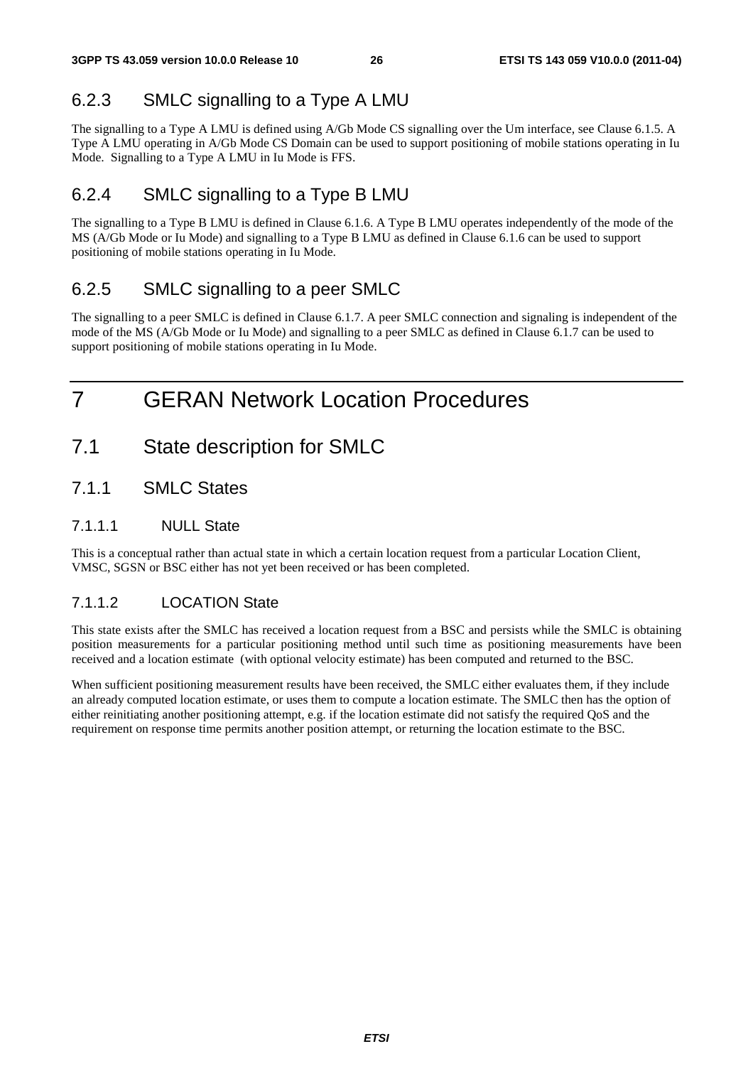### 6.2.3 SMLC signalling to a Type A LMU

The signalling to a Type A LMU is defined using A/Gb Mode CS signalling over the Um interface, see Clause 6.1.5. A Type A LMU operating in A/Gb Mode CS Domain can be used to support positioning of mobile stations operating in Iu Mode. Signalling to a Type A LMU in Iu Mode is FFS.

### 6.2.4 SMLC signalling to a Type B LMU

The signalling to a Type B LMU is defined in Clause 6.1.6. A Type B LMU operates independently of the mode of the MS (A/Gb Mode or Iu Mode) and signalling to a Type B LMU as defined in Clause 6.1.6 can be used to support positioning of mobile stations operating in Iu Mode.

### 6.2.5 SMLC signalling to a peer SMLC

The signalling to a peer SMLC is defined in Clause 6.1.7. A peer SMLC connection and signaling is independent of the mode of the MS (A/Gb Mode or Iu Mode) and signalling to a peer SMLC as defined in Clause 6.1.7 can be used to support positioning of mobile stations operating in Iu Mode.

# 7 GERAN Network Location Procedures

## 7.1 State description for SMLC

### 7.1.1 SMLC States

#### 7.1.1.1 NULL State

This is a conceptual rather than actual state in which a certain location request from a particular Location Client, VMSC, SGSN or BSC either has not yet been received or has been completed.

#### 7.1.1.2 LOCATION State

This state exists after the SMLC has received a location request from a BSC and persists while the SMLC is obtaining position measurements for a particular positioning method until such time as positioning measurements have been received and a location estimate (with optional velocity estimate) has been computed and returned to the BSC.

When sufficient positioning measurement results have been received, the SMLC either evaluates them, if they include an already computed location estimate, or uses them to compute a location estimate. The SMLC then has the option of either reinitiating another positioning attempt, e.g. if the location estimate did not satisfy the required QoS and the requirement on response time permits another position attempt, or returning the location estimate to the BSC.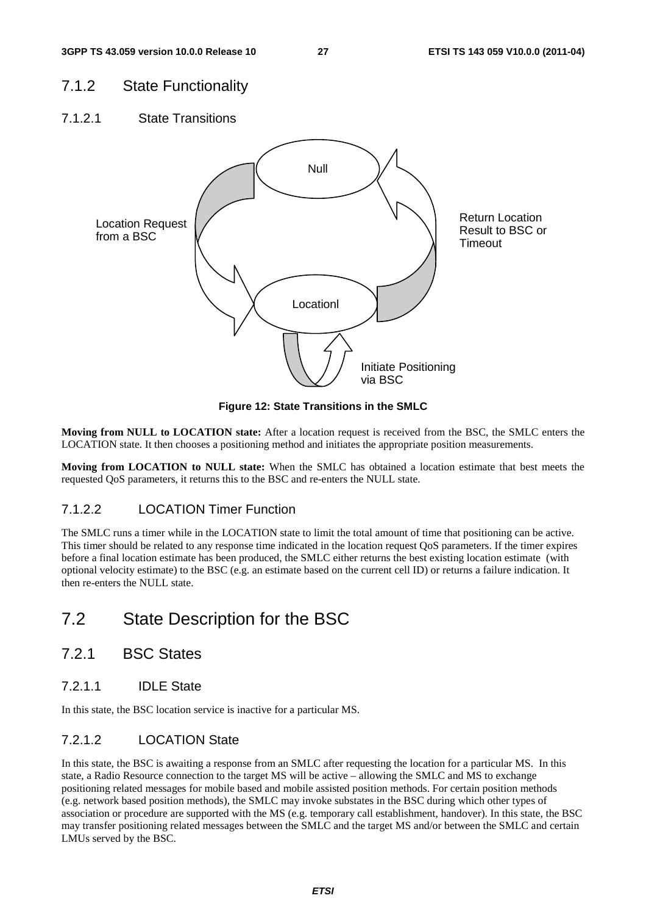### 7.1.2 State Functionality

#### 7.1.2.1 State Transitions

Null

Location Request from a BSC

Return Location Result to BSC or Timeout

Locationl

Initiate Positioning via BSC

**Figure 12: State Transitions in the SMLC**

**Moving from NULL to LOCATION state:** After a location request is received from the BSC, the SMLC enters the LOCATION state. It then chooses a positioning method and initiates the appropriate position measurements.

**Moving from LOCATION to NULL state:** When the SMLC has obtained a location estimate that best meets the requested QoS parameters, it returns this to the BSC and re-enters the NULL state.

#### 7.1.2.2 LOCATION Timer Function

The SMLC runs a timer while in the LOCATION state to limit the total amount of time that positioning can be active. This timer should be related to any response time indicated in the location request QoS parameters. If the timer expires before a final location estimate has been produced, the SMLC either returns the best existing location estimate (with optional velocity estimate) to the BSC (e.g. an estimate based on the current cell ID) or returns a failure indication. It then re-enters the NULL state.

## 7.2 State Description for the BSC

### 7.2.1 BSC States

#### 7.2.1.1 IDLE State

In this state, the BSC location service is inactive for a particular MS.

#### 7.2.1.2 LOCATION State

In this state, the BSC is awaiting a response from an SMLC after requesting the location for a particular MS. In this state, a Radio Resource connection to the target MS will be active – allowing the SMLC and MS to exchange positioning related messages for mobile based and mobile assisted position methods. For certain position methods (e.g. network based position methods), the SMLC may invoke substates in the BSC during which other types of association or procedure are supported with the MS (e.g. temporary call establishment, handover). In this state, the BSC may transfer positioning related messages between the SMLC and the target MS and/or between the SMLC and certain LMUs served by the BSC.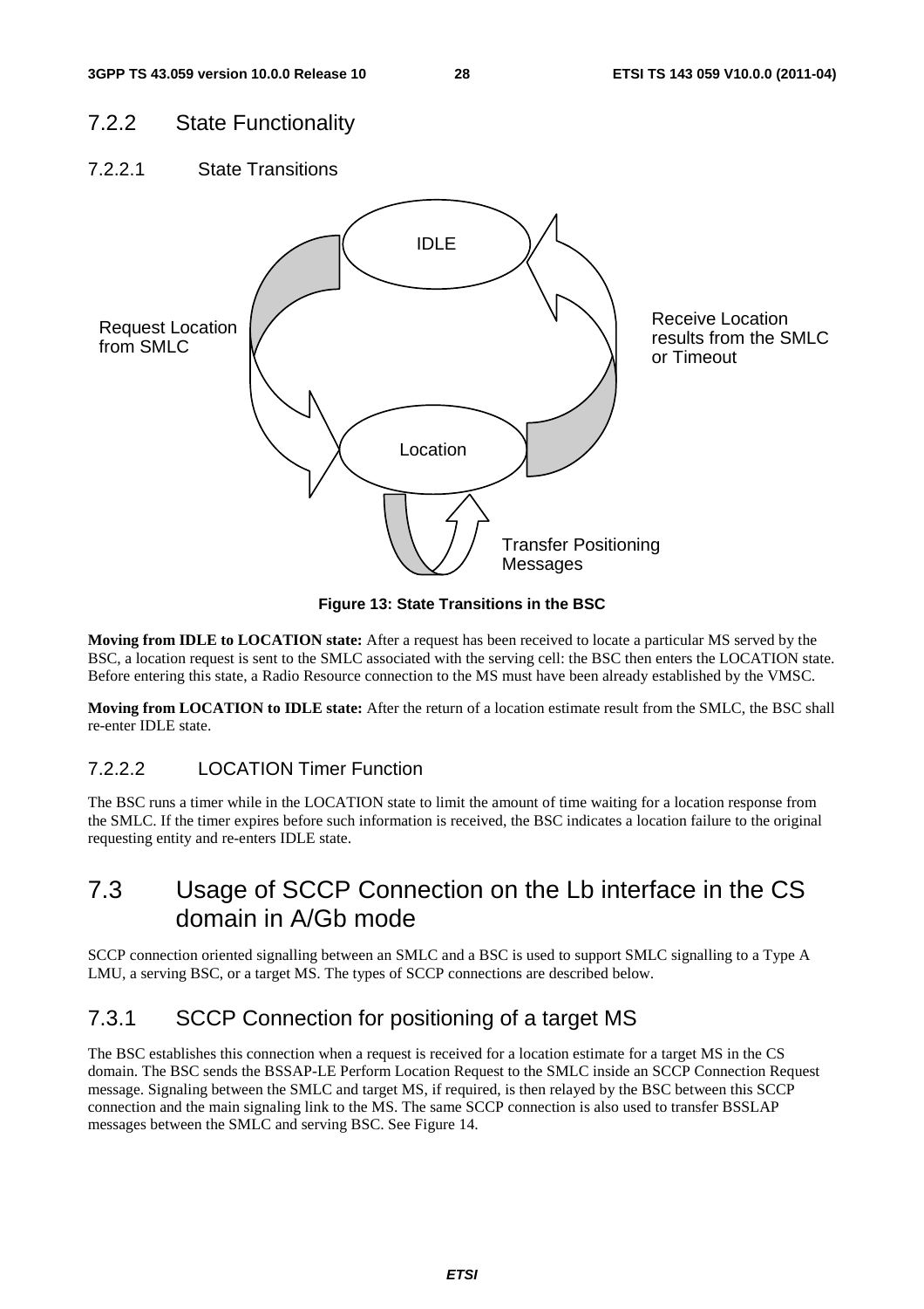### 7.2.2 State Functionality

#### 7.2.2.1 State Transitions

IDLE

Request Location from SMLC

Receive Location results from the SMLC or Timeout

Location

Transfer Positioning Messages

**Figure 13: State Transitions in the BSC**

**Moving from IDLE to LOCATION state:** After a request has been received to locate a particular MS served by the BSC, a location request is sent to the SMLC associated with the serving cell: the BSC then enters the LOCATION state. Before entering this state, a Radio Resource connection to the MS must have been already established by the VMSC.

**Moving from LOCATION to IDLE state:** After the return of a location estimate result from the SMLC, the BSC shall re-enter IDLE state.

#### 7.2.2.2 LOCATION Timer Function

The BSC runs a timer while in the LOCATION state to limit the amount of time waiting for a location response from the SMLC. If the timer expires before such information is received, the BSC indicates a location failure to the original requesting entity and re-enters IDLE state.

## 7.3 Usage of SCCP Connection on the Lb interface in the CS domain in A/Gb mode

SCCP connection oriented signalling between an SMLC and a BSC is used to support SMLC signalling to a Type A LMU, a serving BSC, or a target MS. The types of SCCP connections are described below.

### 7.3.1 SCCP Connection for positioning of a target MS

The BSC establishes this connection when a request is received for a location estimate for a target MS in the CS domain. The BSC sends the BSSAP-LE Perform Location Request to the SMLC inside an SCCP Connection Request message. Signaling between the SMLC and target MS, if required, is then relayed by the BSC between this SCCP connection and the main signaling link to the MS. The same SCCP connection is also used to transfer BSSLAP messages between the SMLC and serving BSC. See Figure 14.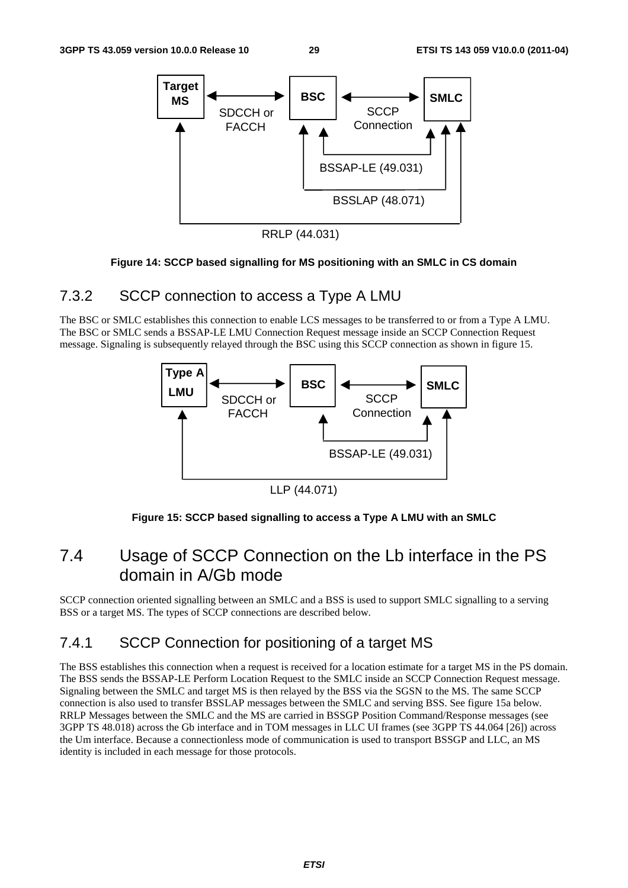Target MS

BSC

SMLC

SDCCH or FACCH

SCCP Connection

BSSAP-LE (49.031)

BSSLAP (48.071)

RRLP (44.031)

**Figure 14: SCCP based signalling for MS positioning with an SMLC in CS domain**

### 7.3.2 SCCP connection to access a Type A LMU

The BSC or SMLC establishes this connection to enable LCS messages to be transferred to or from a Type A LMU. The BSC or SMLC sends a BSSAP-LE LMU Connection Request message inside an SCCP Connection Request message. Signaling is subsequently relayed through the BSC using this SCCP connection as shown in figure 15.

Type A LMU

BSC

SMLC

SDCCH or FACCH

SCCP Connection

BSSAP-LE (49.031)

LLP (44.071)

**Figure 15: SCCP based signalling to access a Type A LMU with an SMLC**

## 7.4 Usage of SCCP Connection on the Lb interface in the PS domain in A/Gb mode

SCCP connection oriented signalling between an SMLC and a BSS is used to support SMLC signalling to a serving BSS or a target MS. The types of SCCP connections are described below.

### 7.4.1 SCCP Connection for positioning of a target MS

The BSS establishes this connection when a request is received for a location estimate for a target MS in the PS domain. The BSS sends the BSSAP-LE Perform Location Request to the SMLC inside an SCCP Connection Request message. Signaling between the SMLC and target MS is then relayed by the BSS via the SGSN to the MS. The same SCCP connection is also used to transfer BSSLAP messages between the SMLC and serving BSS. See figure 15a below. RRLP Messages between the SMLC and the MS are carried in BSSGP Position Command/Response messages (see 3GPP TS 48.018) across the Gb interface and in TOM messages in LLC UI frames (see 3GPP TS 44.064 [26]) across the Um interface. Because a connectionless mode of communication is used to transport BSSGP and LLC, an MS identity is included in each message for those protocols.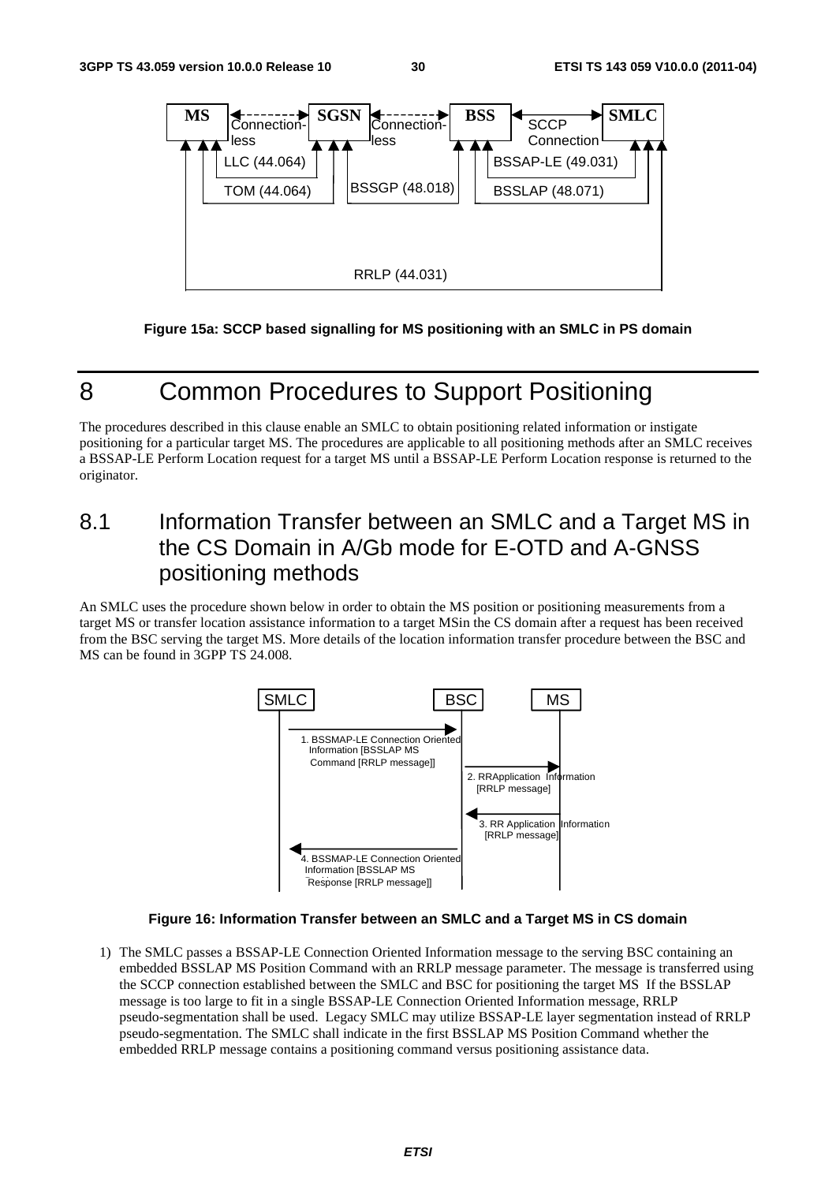MS | SGSN | BSS | SMLC

Connection-less

Connection-less

SCCP Connection

LLC (44.064)

TOM (44.064)

BSSGP (48.018)

BSSAP-LE (49.031)

BSSLAP (48.071)

RRLP (44.031)

**Figure 15a: SCCP based signalling for MS positioning with an SMLC in PS domain**

# 8 Common Procedures to Support Positioning

The procedures described in this clause enable an SMLC to obtain positioning related information or instigate positioning for a particular target MS. The procedures are applicable to all positioning methods after an SMLC receives a BSSAP-LE Perform Location request for a target MS until a BSSAP-LE Perform Location response is returned to the originator.

## 8.1 Information Transfer between an SMLC and a Target MS in the CS Domain in A/Gb mode for E-OTD and A-GNSS positioning methods

An SMLC uses the procedure shown below in order to obtain the MS position or positioning measurements from a target MS or transfer location assistance information to a target MSin the CS domain after a request has been received from the BSC serving the target MS. More details of the location information transfer procedure between the BSC and MS can be found in 3GPP TS 24.008.

SMLC | BSC | MS

1. BSSMAP-LE Connection Oriented Information [BSSLAP MS Command [RRLP message]]

2. RRApplication Information [RRLP message]

3. RR Application Information [RRLP message]

4. BSSMAP-LE Connection Oriented Information [BSSLAP MS Response [RRLP message]]

**Figure 16: Information Transfer between an SMLC and a Target MS in CS domain**

1) The SMLC passes a BSSAP-LE Connection Oriented Information message to the serving BSC containing an embedded BSSLAP MS Position Command with an RRLP message parameter. The message is transferred using the SCCP connection established between the SMLC and BSC for positioning the target MS If the BSSLAP message is too large to fit in a single BSSAP-LE Connection Oriented Information message, RRLP pseudo-segmentation shall be used. Legacy SMLC may utilize BSSAP-LE layer segmentation instead of RRLP pseudo-segmentation. The SMLC shall indicate in the first BSSLAP MS Position Command whether the embedded RRLP message contains a positioning command versus positioning assistance data.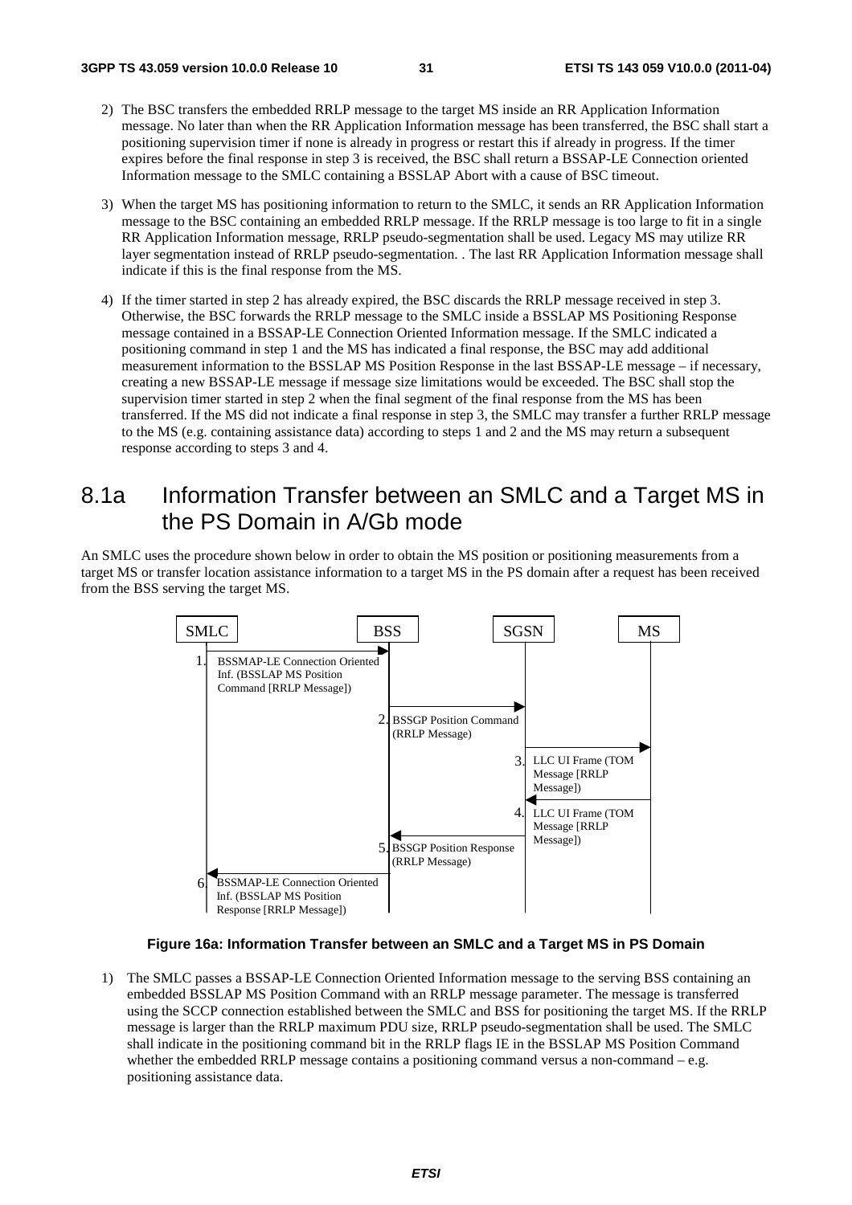2) The BSC transfers the embedded RRLP message to the target MS inside an RR Application Information message. No later than when the RR Application Information message has been transferred, the BSC shall start a positioning supervision timer if none is already in progress or restart this if already in progress. If the timer expires before the final response in step 3 is received, the BSC shall return a BSSAP-LE Connection oriented Information message to the SMLC containing a BSSLAP Abort with a cause of BSC timeout.

3) When the target MS has positioning information to return to the SMLC, it sends an RR Application Information message to the BSC containing an embedded RRLP message. If the RRLP message is too large to fit in a single RR Application Information message, RRLP pseudo-segmentation shall be used. Legacy MS may utilize RR layer segmentation instead of RRLP pseudo-segmentation. . The last RR Application Information message shall indicate if this is the final response from the MS.

4) If the timer started in step 2 has already expired, the BSC discards the RRLP message received in step 3. Otherwise, the BSC forwards the RRLP message to the SMLC inside a BSSLAP MS Positioning Response message contained in a BSSAP-LE Connection Oriented Information message. If the SMLC indicated a positioning command in step 1 and the MS has indicated a final response, the BSC may add additional measurement information to the BSSLAP MS Position Response in the last BSSAP-LE message – if necessary, creating a new BSSAP-LE message if message size limitations would be exceeded. The BSC shall stop the supervision timer started in step 2 when the final segment of the final response from the MS has been transferred. If the MS did not indicate a final response in step 3, the SMLC may transfer a further RRLP message to the MS (e.g. containing assistance data) according to steps 1 and 2 and the MS may return a subsequent response according to steps 3 and 4.

# 8.1a Information Transfer between an SMLC and a Target MS in the PS Domain in A/Gb mode

An SMLC uses the procedure shown below in order to obtain the MS position or positioning measurements from a target MS or transfer location assistance information to a target MS in the PS domain after a request has been received from the BSS serving the target MS.

SMLC
BSS
SGSN
MS
1. BSSMAP-LE Connection Oriented Inf. (BSSLAP MS Position Command [RRLP Message])
2. BSSGP Position Command (RRLP Message)
3. LLC UI Frame (TOM Message [RRLP Message])
4. LLC UI Frame (TOM Message [RRLP Message])
5. BSSGP Position Response (RRLP Message)
6. BSSMAP-LE Connection Oriented Inf. (BSSLAP MS Position Response [RRLP Message])

**Figure 16a: Information Transfer between an SMLC and a Target MS in PS Domain**

1) The SMLC passes a BSSAP-LE Connection Oriented Information message to the serving BSS containing an embedded BSSLAP MS Position Command with an RRLP message parameter. The message is transferred using the SCCP connection established between the SMLC and BSS for positioning the target MS. If the RRLP message is larger than the RRLP maximum PDU size, RRLP pseudo-segmentation shall be used. The SMLC shall indicate in the positioning command bit in the RRLP flags IE in the BSSLAP MS Position Command whether the embedded RRLP message contains a positioning command versus a non-command – e.g. positioning assistance data.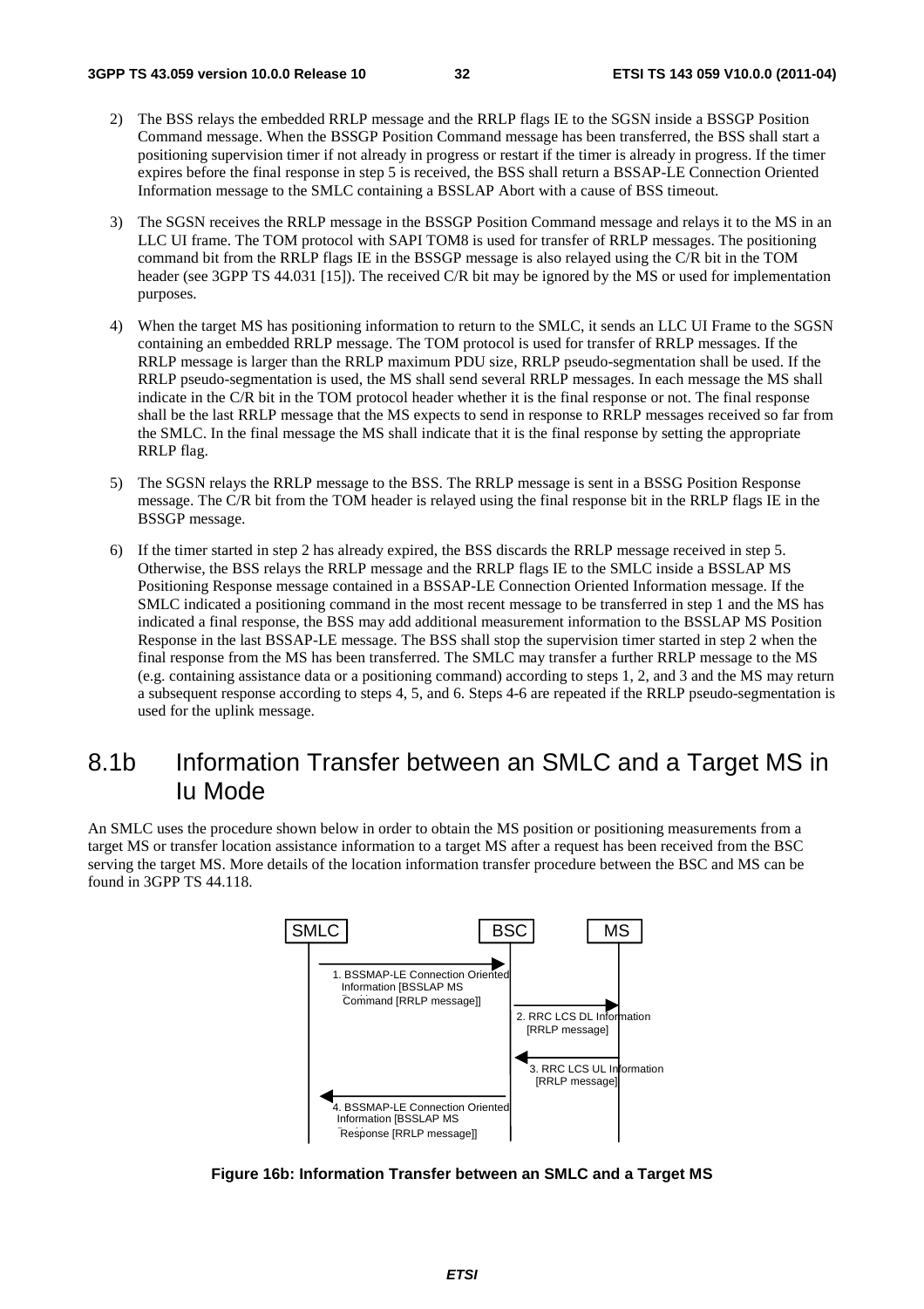2) The BSS relays the embedded RRLP message and the RRLP flags IE to the SGSN inside a BSSGP Position Command message. When the BSSGP Position Command message has been transferred, the BSS shall start a positioning supervision timer if not already in progress or restart if the timer is already in progress. If the timer expires before the final response in step 5 is received, the BSS shall return a BSSAP-LE Connection Oriented Information message to the SMLC containing a BSSLAP Abort with a cause of BSS timeout.

3) The SGSN receives the RRLP message in the BSSGP Position Command message and relays it to the MS in an LLC UI frame. The TOM protocol with SAPI TOM8 is used for transfer of RRLP messages. The positioning command bit from the RRLP flags IE in the BSSGP message is also relayed using the C/R bit in the TOM header (see 3GPP TS 44.031 [15]). The received C/R bit may be ignored by the MS or used for implementation purposes.

4) When the target MS has positioning information to return to the SMLC, it sends an LLC UI Frame to the SGSN containing an embedded RRLP message. The TOM protocol is used for transfer of RRLP messages. If the RRLP message is larger than the RRLP maximum PDU size, RRLP pseudo-segmentation shall be used. If the RRLP pseudo-segmentation is used, the MS shall send several RRLP messages. In each message the MS shall indicate in the C/R bit in the TOM protocol header whether it is the final response or not. The final response shall be the last RRLP message that the MS expects to send in response to RRLP messages received so far from the SMLC. In the final message the MS shall indicate that it is the final response by setting the appropriate RRLP flag.

5) The SGSN relays the RRLP message to the BSS. The RRLP message is sent in a BSSG Position Response message. The C/R bit from the TOM header is relayed using the final response bit in the RRLP flags IE in the BSSGP message.

6) If the timer started in step 2 has already expired, the BSS discards the RRLP message received in step 5. Otherwise, the BSS relays the RRLP message and the RRLP flags IE to the SMLC inside a BSSLAP MS Positioning Response message contained in a BSSAP-LE Connection Oriented Information message. If the SMLC indicated a positioning command in the most recent message to be transferred in step 1 and the MS has indicated a final response, the BSS may add additional measurement information to the BSSLAP MS Position Response in the last BSSAP-LE message. The BSS shall stop the supervision timer started in step 2 when the final response from the MS has been transferred. The SMLC may transfer a further RRLP message to the MS (e.g. containing assistance data or a positioning command) according to steps 1, 2, and 3 and the MS may return a subsequent response according to steps 4, 5, and 6. Steps 4-6 are repeated if the RRLP pseudo-segmentation is used for the uplink message.

## 8.1b Information Transfer between an SMLC and a Target MS in Iu Mode

An SMLC uses the procedure shown below in order to obtain the MS position or positioning measurements from a target MS or transfer location assistance information to a target MS after a request has been received from the BSC serving the target MS. More details of the location information transfer procedure between the BSC and MS can be found in 3GPP TS 44.118.

SMLC
BSC
MS
1. BSSMAP-LE Connection Oriented Information [BSSLAP MS Command [RRLP message]]
2. RRC LCS DL Information [RRLP message]
3. RRC LCS UL Information [RRLP message]
4. BSSMAP-LE Connection Oriented Information [BSSLAP MS Response [RRLP message]]

**Figure 16b: Information Transfer between an SMLC and a Target MS**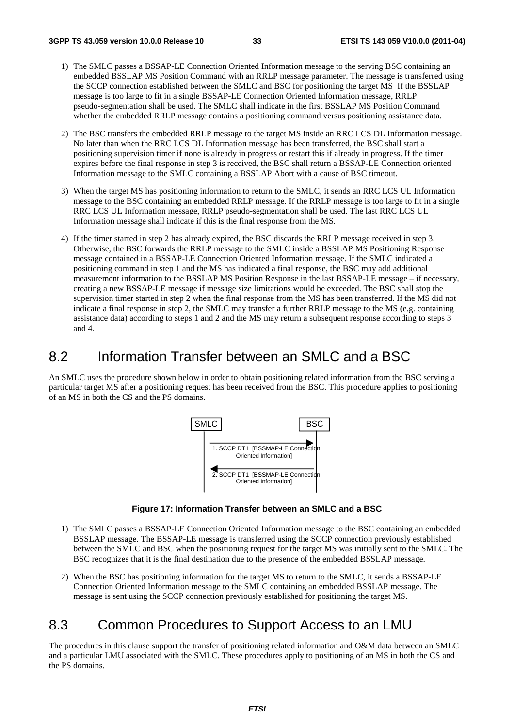1) The SMLC passes a BSSAP-LE Connection Oriented Information message to the serving BSC containing an embedded BSSLAP MS Position Command with an RRLP message parameter. The message is transferred using the SCCP connection established between the SMLC and BSC for positioning the target MS If the BSSLAP message is too large to fit in a single BSSAP-LE Connection Oriented Information message, RRLP pseudo-segmentation shall be used. The SMLC shall indicate in the first BSSLAP MS Position Command whether the embedded RRLP message contains a positioning command versus positioning assistance data.

2) The BSC transfers the embedded RRLP message to the target MS inside an RRC LCS DL Information message. No later than when the RRC LCS DL Information message has been transferred, the BSC shall start a positioning supervision timer if none is already in progress or restart this if already in progress. If the timer expires before the final response in step 3 is received, the BSC shall return a BSSAP-LE Connection oriented Information message to the SMLC containing a BSSLAP Abort with a cause of BSC timeout.

3) When the target MS has positioning information to return to the SMLC, it sends an RRC LCS UL Information message to the BSC containing an embedded RRLP message. If the RRLP message is too large to fit in a single RRC LCS UL Information message, RRLP pseudo-segmentation shall be used. The last RRC LCS UL Information message shall indicate if this is the final response from the MS.

4) If the timer started in step 2 has already expired, the BSC discards the RRLP message received in step 3. Otherwise, the BSC forwards the RRLP message to the SMLC inside a BSSLAP MS Positioning Response message contained in a BSSAP-LE Connection Oriented Information message. If the SMLC indicated a positioning command in step 1 and the MS has indicated a final response, the BSC may add additional measurement information to the BSSLAP MS Position Response in the last BSSAP-LE message – if necessary, creating a new BSSAP-LE message if message size limitations would be exceeded. The BSC shall stop the supervision timer started in step 2 when the final response from the MS has been transferred. If the MS did not indicate a final response in step 2, the SMLC may transfer a further RRLP message to the MS (e.g. containing assistance data) according to steps 1 and 2 and the MS may return a subsequent response according to steps 3 and 4.

## 8.2 Information Transfer between an SMLC and a BSC

An SMLC uses the procedure shown below in order to obtain positioning related information from the BSC serving a particular target MS after a positioning request has been received from the BSC. This procedure applies to positioning of an MS in both the CS and the PS domains.

SMLC

BSC

1. SCCP DT1 [BSSMAP-LE Connection Oriented Information]

2. SCCP DT1 [BSSMAP-LE Connection Oriented Information]

**Figure 17: Information Transfer between an SMLC and a BSC**

1) The SMLC passes a BSSAP-LE Connection Oriented Information message to the BSC containing an embedded BSSLAP message. The BSSAP-LE message is transferred using the SCCP connection previously established between the SMLC and BSC when the positioning request for the target MS was initially sent to the SMLC. The BSC recognizes that it is the final destination due to the presence of the embedded BSSLAP message.

2) When the BSC has positioning information for the target MS to return to the SMLC, it sends a BSSAP-LE Connection Oriented Information message to the SMLC containing an embedded BSSLAP message. The message is sent using the SCCP connection previously established for positioning the target MS.

## 8.3 Common Procedures to Support Access to an LMU

The procedures in this clause support the transfer of positioning related information and O&M data between an SMLC and a particular LMU associated with the SMLC. These procedures apply to positioning of an MS in both the CS and the PS domains.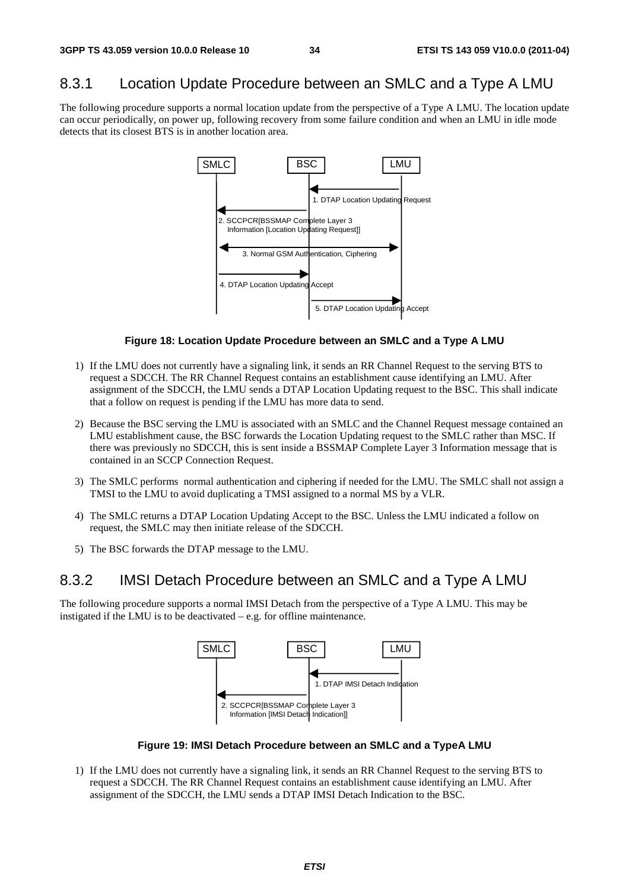### 8.3.1 Location Update Procedure between an SMLC and a Type A LMU

The following procedure supports a normal location update from the perspective of a Type A LMU. The location update can occur periodically, on power up, following recovery from some failure condition and when an LMU in idle mode detects that its closest BTS is in another location area.

SMLC
BSC
LMU
1. DTAP Location Updating Request
2. SCCPCR[BSSMAP Complete Layer 3 Information [Location Updating Request]]
3. Normal GSM Authentication, Ciphering
4. DTAP Location Updating Accept
5. DTAP Location Updating Accept

**Figure 18: Location Update Procedure between an SMLC and a Type A LMU**

1) If the LMU does not currently have a signaling link, it sends an RR Channel Request to the serving BTS to request a SDCCH. The RR Channel Request contains an establishment cause identifying an LMU. After assignment of the SDCCH, the LMU sends a DTAP Location Updating request to the BSC. This shall indicate that a follow on request is pending if the LMU has more data to send.

2) Because the BSC serving the LMU is associated with an SMLC and the Channel Request message contained an LMU establishment cause, the BSC forwards the Location Updating request to the SMLC rather than MSC. If there was previously no SDCCH, this is sent inside a BSSMAP Complete Layer 3 Information message that is contained in an SCCP Connection Request.

3) The SMLC performs normal authentication and ciphering if needed for the LMU. The SMLC shall not assign a TMSI to the LMU to avoid duplicating a TMSI assigned to a normal MS by a VLR.

4) The SMLC returns a DTAP Location Updating Accept to the BSC. Unless the LMU indicated a follow on request, the SMLC may then initiate release of the SDCCH.

5) The BSC forwards the DTAP message to the LMU.

### 8.3.2 IMSI Detach Procedure between an SMLC and a Type A LMU

The following procedure supports a normal IMSI Detach from the perspective of a Type A LMU. This may be instigated if the LMU is to be deactivated – e.g. for offline maintenance.

SMLC
BSC
LMU
1. DTAP IMSI Detach Indication
2. SCCPCR[BSSMAP Complete Layer 3 Information [IMSI Detach Indication]]

**Figure 19: IMSI Detach Procedure between an SMLC and a TypeA LMU**

1) If the LMU does not currently have a signaling link, it sends an RR Channel Request to the serving BTS to request a SDCCH. The RR Channel Request contains an establishment cause identifying an LMU. After assignment of the SDCCH, the LMU sends a DTAP IMSI Detach Indication to the BSC.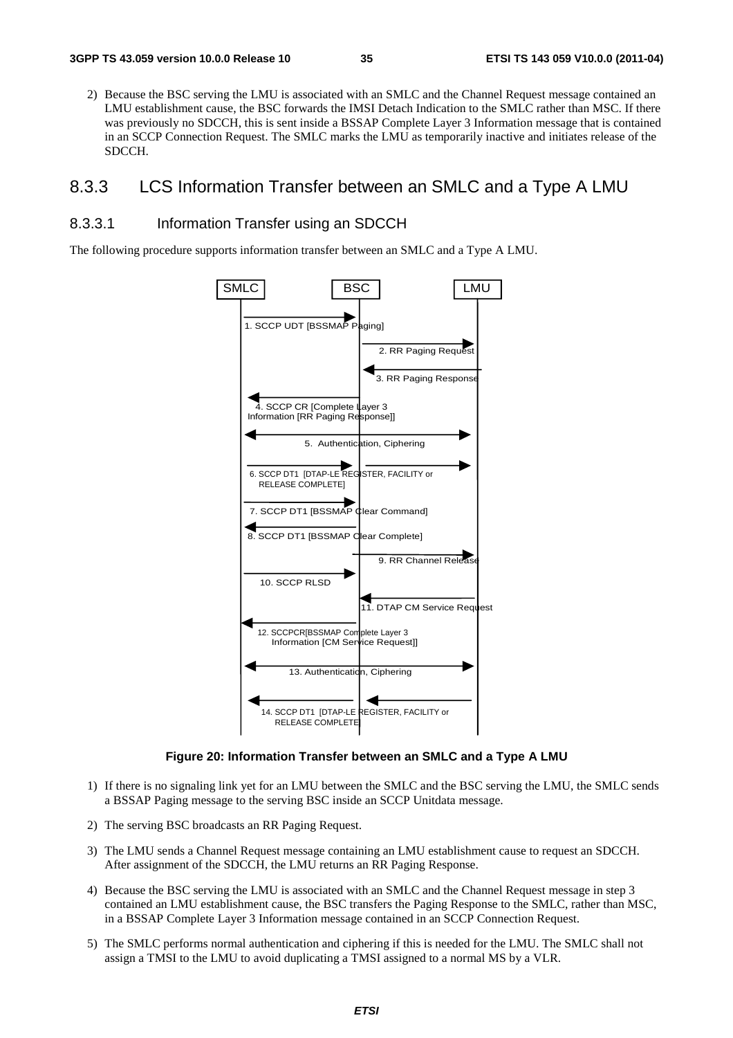2) Because the BSC serving the LMU is associated with an SMLC and the Channel Request message contained an LMU establishment cause, the BSC forwards the IMSI Detach Indication to the SMLC rather than MSC. If there was previously no SDCCH, this is sent inside a BSSAP Complete Layer 3 Information message that is contained in an SCCP Connection Request. The SMLC marks the LMU as temporarily inactive and initiates release of the SDCCH.

## 8.3.3 LCS Information Transfer between an SMLC and a Type A LMU

### 8.3.3.1 Information Transfer using an SDCCH

The following procedure supports information transfer between an SMLC and a Type A LMU.

SMLC
BSC
LMU
1. SCCP UDT [BSSMAP Paging]
2. RR Paging Request
3. RR Paging Response
4. SCCP CR [Complete Layer 3 Information [RR Paging Response]]
5. Authentication, Ciphering
6. SCCP DT1 [DTAP-LE REGISTER, FACILITY or RELEASE COMPLETE]
7. SCCP DT1 [BSSMAP Clear Command]
8. SCCP DT1 [BSSMAP Clear Complete]
9. RR Channel Release
10. SCCP RLSD
11. DTAP CM Service Request
12. SCCPCR[BSSMAP Complete Layer 3 Information [CM Service Request]]
13. Authentication, Ciphering
14. SCCP DT1 [DTAP-LE REGISTER, FACILITY or RELEASE COMPLETE]

**Figure 20: Information Transfer between an SMLC and a Type A LMU**

1) If there is no signaling link yet for an LMU between the SMLC and the BSC serving the LMU, the SMLC sends a BSSAP Paging message to the serving BSC inside an SCCP Unitdata message.

2) The serving BSC broadcasts an RR Paging Request.

3) The LMU sends a Channel Request message containing an LMU establishment cause to request an SDCCH. After assignment of the SDCCH, the LMU returns an RR Paging Response.

4) Because the BSC serving the LMU is associated with an SMLC and the Channel Request message in step 3 contained an LMU establishment cause, the BSC transfers the Paging Response to the SMLC, rather than MSC, in a BSSAP Complete Layer 3 Information message contained in an SCCP Connection Request.

5) The SMLC performs normal authentication and ciphering if this is needed for the LMU. The SMLC shall not assign a TMSI to the LMU to avoid duplicating a TMSI assigned to a normal MS by a VLR.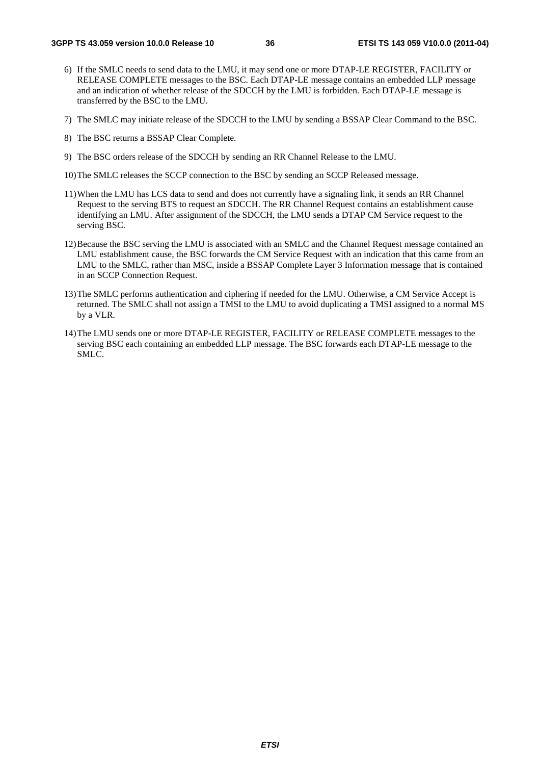6) If the SMLC needs to send data to the LMU, it may send one or more DTAP-LE REGISTER, FACILITY or RELEASE COMPLETE messages to the BSC. Each DTAP-LE message contains an embedded LLP message and an indication of whether release of the SDCCH by the LMU is forbidden. Each DTAP-LE message is transferred by the BSC to the LMU.

7) The SMLC may initiate release of the SDCCH to the LMU by sending a BSSAP Clear Command to the BSC.

8) The BSC returns a BSSAP Clear Complete.

9) The BSC orders release of the SDCCH by sending an RR Channel Release to the LMU.

10) The SMLC releases the SCCP connection to the BSC by sending an SCCP Released message.

11) When the LMU has LCS data to send and does not currently have a signaling link, it sends an RR Channel Request to the serving BTS to request an SDCCH. The RR Channel Request contains an establishment cause identifying an LMU. After assignment of the SDCCH, the LMU sends a DTAP CM Service request to the serving BSC.

12) Because the BSC serving the LMU is associated with an SMLC and the Channel Request message contained an LMU establishment cause, the BSC forwards the CM Service Request with an indication that this came from an LMU to the SMLC, rather than MSC, inside a BSSAP Complete Layer 3 Information message that is contained in an SCCP Connection Request.

13) The SMLC performs authentication and ciphering if needed for the LMU. Otherwise, a CM Service Accept is returned. The SMLC shall not assign a TMSI to the LMU to avoid duplicating a TMSI assigned to a normal MS by a VLR.

14) The LMU sends one or more DTAP-LE REGISTER, FACILITY or RELEASE COMPLETE messages to the serving BSC each containing an embedded LLP message. The BSC forwards each DTAP-LE message to the SMLC.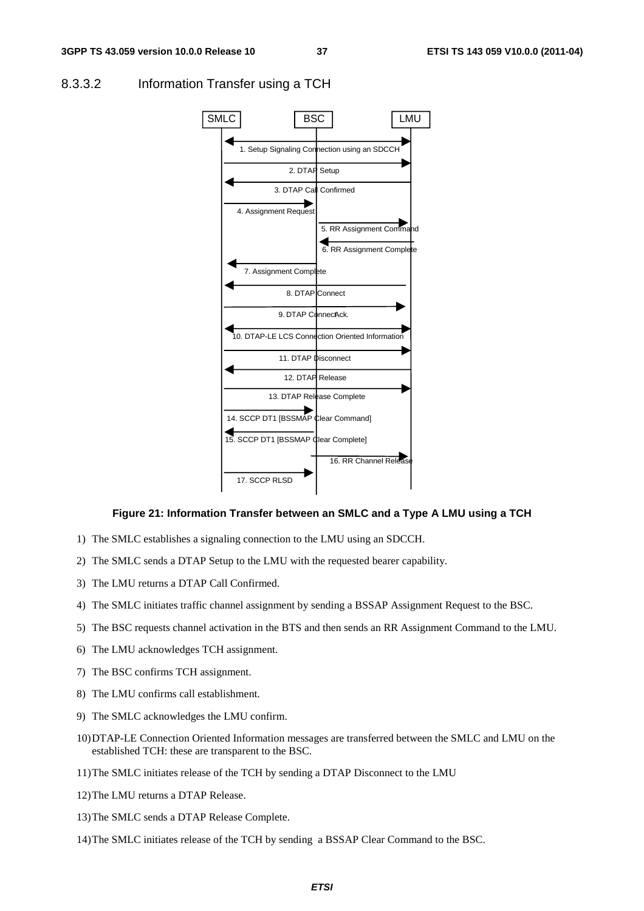### 8.3.3.2 Information Transfer using a TCH

SMLC

BSC

LMU

1. Setup Signaling Connection using an SDCCH

2. DTAP Setup

3. DTAP Call Confirmed

4. Assignment Request

5. RR Assignment Command

6. RR Assignment Complete

7. Assignment Complete

8. DTAP Connect

9. DTAP ConnectAck.

10. DTAP-LE LCS Connection Oriented Information

11. DTAP Disconnect

12. DTAP Release

13. DTAP Release Complete

14. SCCP DT1 [BSSMAP Clear Command]

15. SCCP DT1 [BSSMAP Clear Complete]

16. RR Channel Release

17. SCCP RLSD

**Figure 21: Information Transfer between an SMLC and a Type A LMU using a TCH**

1) The SMLC establishes a signaling connection to the LMU using an SDCCH.
2) The SMLC sends a DTAP Setup to the LMU with the requested bearer capability.
3) The LMU returns a DTAP Call Confirmed.
4) The SMLC initiates traffic channel assignment by sending a BSSAP Assignment Request to the BSC.
5) The BSC requests channel activation in the BTS and then sends an RR Assignment Command to the LMU.
6) The LMU acknowledges TCH assignment.
7) The BSC confirms TCH assignment.
8) The LMU confirms call establishment.
9) The SMLC acknowledges the LMU confirm.
10) DTAP-LE Connection Oriented Information messages are transferred between the SMLC and LMU on the established TCH: these are transparent to the BSC.
11) The SMLC initiates release of the TCH by sending a DTAP Disconnect to the LMU
12) The LMU returns a DTAP Release.
13) The SMLC sends a DTAP Release Complete.
14) The SMLC initiates release of the TCH by sending a BSSAP Clear Command to the BSC.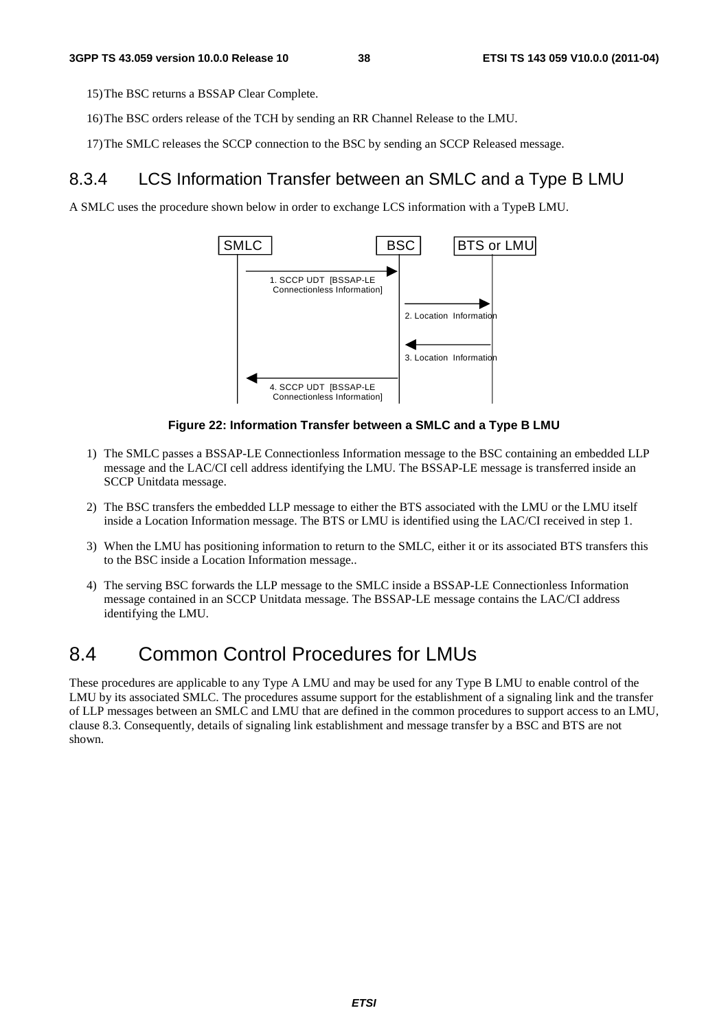15) The BSC returns a BSSAP Clear Complete.

16) The BSC orders release of the TCH by sending an RR Channel Release to the LMU.

17) The SMLC releases the SCCP connection to the BSC by sending an SCCP Released message.

### 8.3.4 LCS Information Transfer between an SMLC and a Type B LMU

A SMLC uses the procedure shown below in order to exchange LCS information with a TypeB LMU.

SMLC

BSC

BTS or LMU

1. SCCP UDT [BSSAP-LE Connectionless Information]

2. Location Information

3. Location Information

4. SCCP UDT [BSSAP-LE Connectionless Information]

**Figure 22: Information Transfer between a SMLC and a Type B LMU**

1) The SMLC passes a BSSAP-LE Connectionless Information message to the BSC containing an embedded LLP message and the LAC/CI cell address identifying the LMU. The BSSAP-LE message is transferred inside an SCCP Unitdata message.

2) The BSC transfers the embedded LLP message to either the BTS associated with the LMU or the LMU itself inside a Location Information message. The BTS or LMU is identified using the LAC/CI received in step 1.

3) When the LMU has positioning information to return to the SMLC, either it or its associated BTS transfers this to the BSC inside a Location Information message..

4) The serving BSC forwards the LLP message to the SMLC inside a BSSAP-LE Connectionless Information message contained in an SCCP Unitdata message. The BSSAP-LE message contains the LAC/CI address identifying the LMU.

## 8.4 Common Control Procedures for LMUs

These procedures are applicable to any Type A LMU and may be used for any Type B LMU to enable control of the LMU by its associated SMLC. The procedures assume support for the establishment of a signaling link and the transfer of LLP messages between an SMLC and LMU that are defined in the common procedures to support access to an LMU, clause 8.3. Consequently, details of signaling link establishment and message transfer by a BSC and BTS are not shown.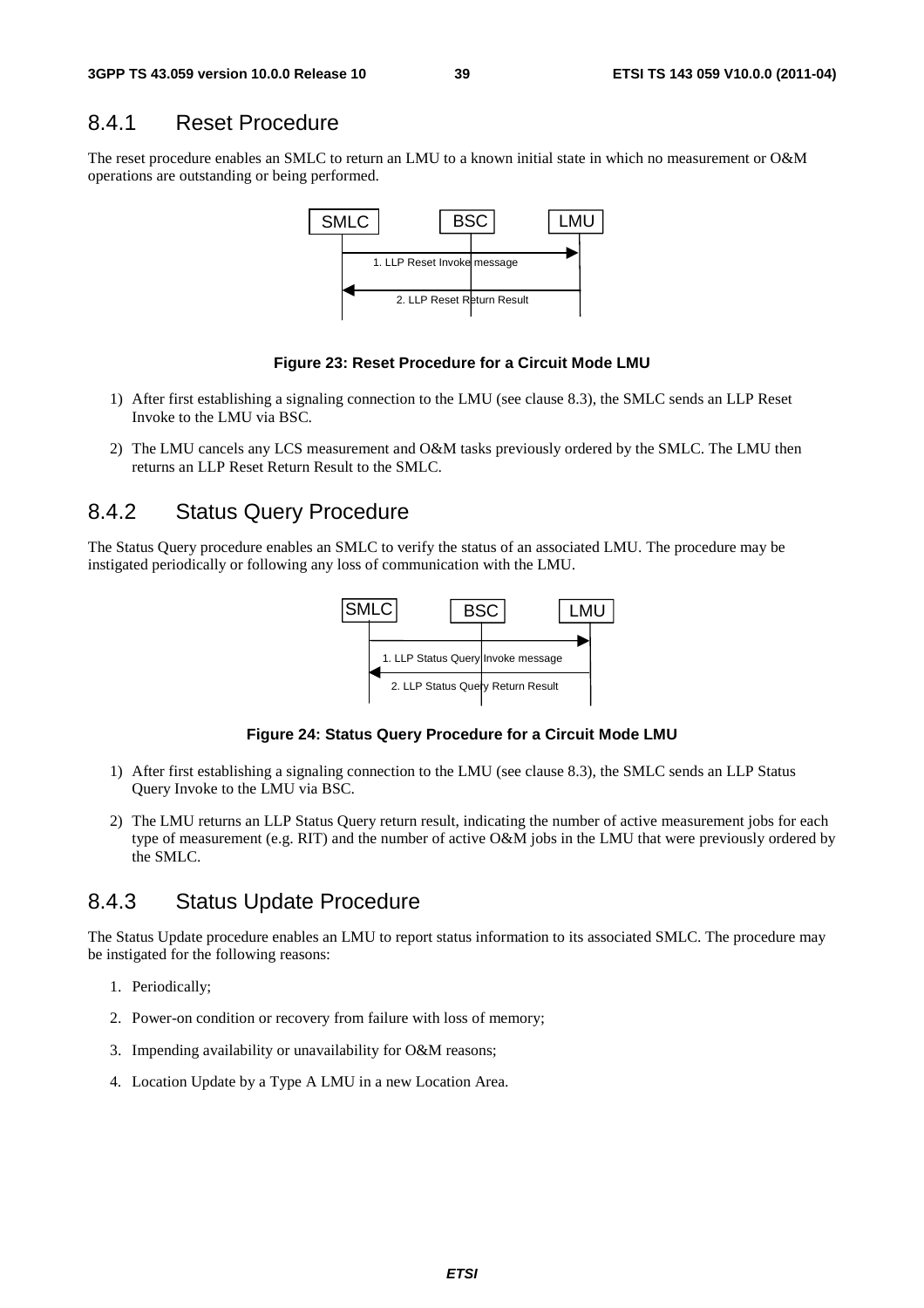## 8.4.1 Reset Procedure

The reset procedure enables an SMLC to return an LMU to a known initial state in which no measurement or O&M operations are outstanding or being performed.

SMLC
BSC
LMU
1. LLP Reset Invoke message
2. LLP Reset Return Result

**Figure 23: Reset Procedure for a Circuit Mode LMU**

1) After first establishing a signaling connection to the LMU (see clause 8.3), the SMLC sends an LLP Reset Invoke to the LMU via BSC.

2) The LMU cancels any LCS measurement and O&M tasks previously ordered by the SMLC. The LMU then returns an LLP Reset Return Result to the SMLC.

## 8.4.2 Status Query Procedure

The Status Query procedure enables an SMLC to verify the status of an associated LMU. The procedure may be instigated periodically or following any loss of communication with the LMU.

SMLC
BSC
LMU
1. LLP Status Query Invoke message
2. LLP Status Query Return Result

**Figure 24: Status Query Procedure for a Circuit Mode LMU**

1) After first establishing a signaling connection to the LMU (see clause 8.3), the SMLC sends an LLP Status Query Invoke to the LMU via BSC.

2) The LMU returns an LLP Status Query return result, indicating the number of active measurement jobs for each type of measurement (e.g. RIT) and the number of active O&M jobs in the LMU that were previously ordered by the SMLC.

## 8.4.3 Status Update Procedure

The Status Update procedure enables an LMU to report status information to its associated SMLC. The procedure may be instigated for the following reasons:

1. Periodically;

2. Power-on condition or recovery from failure with loss of memory;

3. Impending availability or unavailability for O&M reasons;

4. Location Update by a Type A LMU in a new Location Area.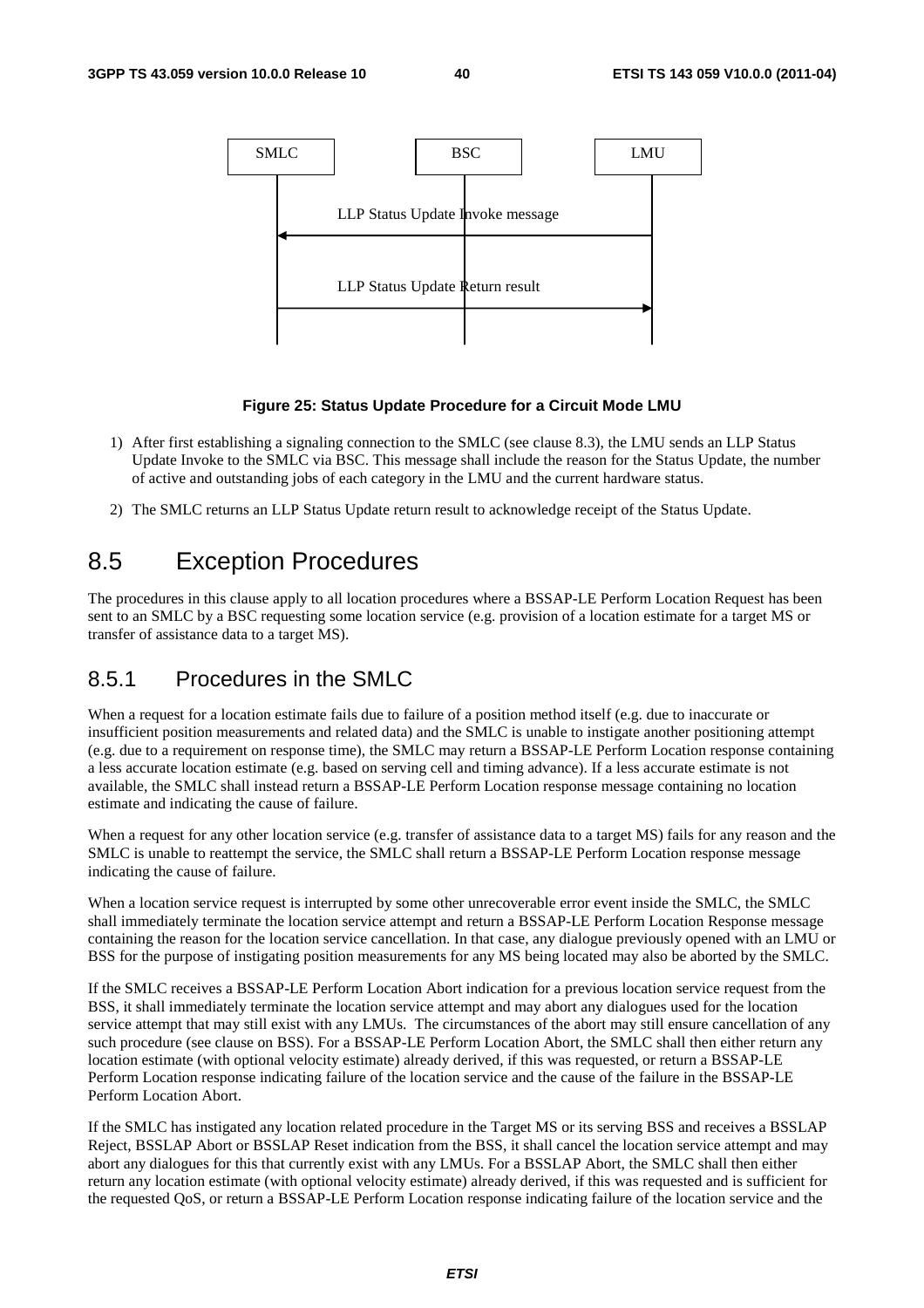SMLC

BSC

LMU

LLP Status Update Invoke message

LLP Status Update Return result

**Figure 25: Status Update Procedure for a Circuit Mode LMU**

1) After first establishing a signaling connection to the SMLC (see clause 8.3), the LMU sends an LLP Status Update Invoke to the SMLC via BSC. This message shall include the reason for the Status Update, the number of active and outstanding jobs of each category in the LMU and the current hardware status.

2) The SMLC returns an LLP Status Update return result to acknowledge receipt of the Status Update.

## 8.5 Exception Procedures

The procedures in this clause apply to all location procedures where a BSSAP-LE Perform Location Request has been sent to an SMLC by a BSC requesting some location service (e.g. provision of a location estimate for a target MS or transfer of assistance data to a target MS).

### 8.5.1 Procedures in the SMLC

When a request for a location estimate fails due to failure of a position method itself (e.g. due to inaccurate or insufficient position measurements and related data) and the SMLC is unable to instigate another positioning attempt (e.g. due to a requirement on response time), the SMLC may return a BSSAP-LE Perform Location response containing a less accurate location estimate (e.g. based on serving cell and timing advance). If a less accurate estimate is not available, the SMLC shall instead return a BSSAP-LE Perform Location response message containing no location estimate and indicating the cause of failure.

When a request for any other location service (e.g. transfer of assistance data to a target MS) fails for any reason and the SMLC is unable to reattempt the service, the SMLC shall return a BSSAP-LE Perform Location response message indicating the cause of failure.

When a location service request is interrupted by some other unrecoverable error event inside the SMLC, the SMLC shall immediately terminate the location service attempt and return a BSSAP-LE Perform Location Response message containing the reason for the location service cancellation. In that case, any dialogue previously opened with an LMU or BSS for the purpose of instigating position measurements for any MS being located may also be aborted by the SMLC.

If the SMLC receives a BSSAP-LE Perform Location Abort indication for a previous location service request from the BSS, it shall immediately terminate the location service attempt and may abort any dialogues used for the location service attempt that may still exist with any LMUs. The circumstances of the abort may still ensure cancellation of any such procedure (see clause on BSS). For a BSSAP-LE Perform Location Abort, the SMLC shall then either return any location estimate (with optional velocity estimate) already derived, if this was requested, or return a BSSAP-LE Perform Location response indicating failure of the location service and the cause of the failure in the BSSAP-LE Perform Location Abort.

If the SMLC has instigated any location related procedure in the Target MS or its serving BSS and receives a BSSLAP Reject, BSSLAP Abort or BSSLAP Reset indication from the BSS, it shall cancel the location service attempt and may abort any dialogues for this that currently exist with any LMUs. For a BSSLAP Abort, the SMLC shall then either return any location estimate (with optional velocity estimate) already derived, if this was requested and is sufficient for the requested QoS, or return a BSSAP-LE Perform Location response indicating failure of the location service and the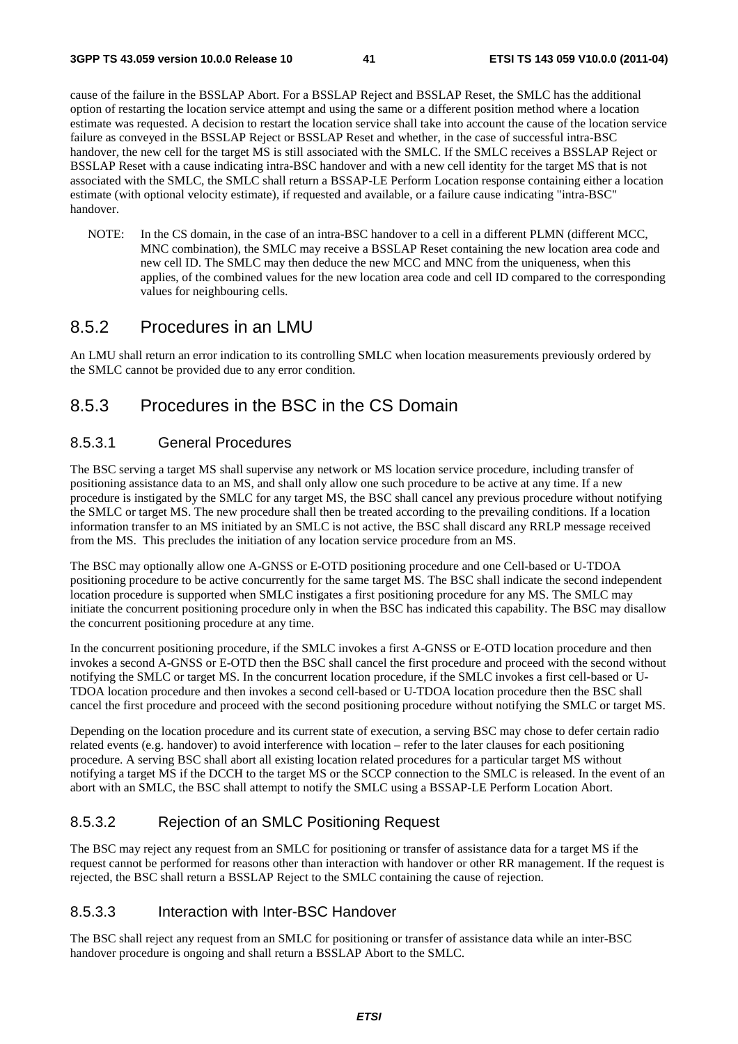cause of the failure in the BSSLAP Abort. For a BSSLAP Reject and BSSLAP Reset, the SMLC has the additional option of restarting the location service attempt and using the same or a different position method where a location estimate was requested. A decision to restart the location service shall take into account the cause of the location service failure as conveyed in the BSSLAP Reject or BSSLAP Reset and whether, in the case of successful intra-BSC handover, the new cell for the target MS is still associated with the SMLC. If the SMLC receives a BSSLAP Reject or BSSLAP Reset with a cause indicating intra-BSC handover and with a new cell identity for the target MS that is not associated with the SMLC, the SMLC shall return a BSSAP-LE Perform Location response containing either a location estimate (with optional velocity estimate), if requested and available, or a failure cause indicating "intra-BSC" handover.

NOTE: In the CS domain, in the case of an intra-BSC handover to a cell in a different PLMN (different MCC, MNC combination), the SMLC may receive a BSSLAP Reset containing the new location area code and new cell ID. The SMLC may then deduce the new MCC and MNC from the uniqueness, when this applies, of the combined values for the new location area code and cell ID compared to the corresponding values for neighbouring cells.

## 8.5.2 Procedures in an LMU

An LMU shall return an error indication to its controlling SMLC when location measurements previously ordered by the SMLC cannot be provided due to any error condition.

## 8.5.3 Procedures in the BSC in the CS Domain

### 8.5.3.1 General Procedures

The BSC serving a target MS shall supervise any network or MS location service procedure, including transfer of positioning assistance data to an MS, and shall only allow one such procedure to be active at any time. If a new procedure is instigated by the SMLC for any target MS, the BSC shall cancel any previous procedure without notifying the SMLC or target MS. The new procedure shall then be treated according to the prevailing conditions. If a location information transfer to an MS initiated by an SMLC is not active, the BSC shall discard any RRLP message received from the MS. This precludes the initiation of any location service procedure from an MS.

The BSC may optionally allow one A-GNSS or E-OTD positioning procedure and one Cell-based or U-TDOA positioning procedure to be active concurrently for the same target MS. The BSC shall indicate the second independent location procedure is supported when SMLC instigates a first positioning procedure for any MS. The SMLC may initiate the concurrent positioning procedure only in when the BSC has indicated this capability. The BSC may disallow the concurrent positioning procedure at any time.

In the concurrent positioning procedure, if the SMLC invokes a first A-GNSS or E-OTD location procedure and then invokes a second A-GNSS or E-OTD then the BSC shall cancel the first procedure and proceed with the second without notifying the SMLC or target MS. In the concurrent location procedure, if the SMLC invokes a first cell-based or U-TDOA location procedure and then invokes a second cell-based or U-TDOA location procedure then the BSC shall cancel the first procedure and proceed with the second positioning procedure without notifying the SMLC or target MS.

Depending on the location procedure and its current state of execution, a serving BSC may chose to defer certain radio related events (e.g. handover) to avoid interference with location – refer to the later clauses for each positioning procedure. A serving BSC shall abort all existing location related procedures for a particular target MS without notifying a target MS if the DCCH to the target MS or the SCCP connection to the SMLC is released. In the event of an abort with an SMLC, the BSC shall attempt to notify the SMLC using a BSSAP-LE Perform Location Abort.

### 8.5.3.2 Rejection of an SMLC Positioning Request

The BSC may reject any request from an SMLC for positioning or transfer of assistance data for a target MS if the request cannot be performed for reasons other than interaction with handover or other RR management. If the request is rejected, the BSC shall return a BSSLAP Reject to the SMLC containing the cause of rejection.

### 8.5.3.3 Interaction with Inter-BSC Handover

The BSC shall reject any request from an SMLC for positioning or transfer of assistance data while an inter-BSC handover procedure is ongoing and shall return a BSSLAP Abort to the SMLC.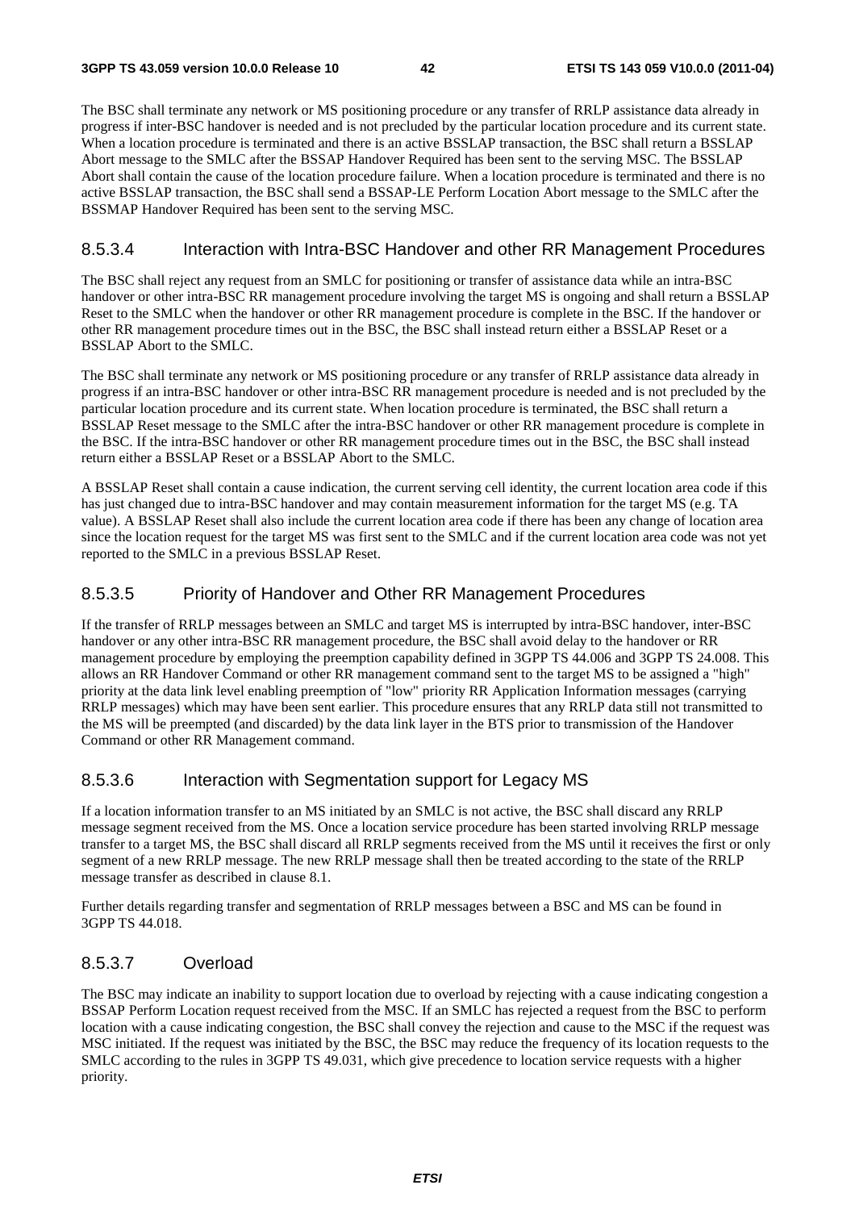The BSC shall terminate any network or MS positioning procedure or any transfer of RRLP assistance data already in progress if inter-BSC handover is needed and is not precluded by the particular location procedure and its current state. When a location procedure is terminated and there is an active BSSLAP transaction, the BSC shall return a BSSLAP Abort message to the SMLC after the BSSAP Handover Required has been sent to the serving MSC. The BSSLAP Abort shall contain the cause of the location procedure failure. When a location procedure is terminated and there is no active BSSLAP transaction, the BSC shall send a BSSAP-LE Perform Location Abort message to the SMLC after the BSSMAP Handover Required has been sent to the serving MSC.

#### 8.5.3.4 Interaction with Intra-BSC Handover and other RR Management Procedures

The BSC shall reject any request from an SMLC for positioning or transfer of assistance data while an intra-BSC handover or other intra-BSC RR management procedure involving the target MS is ongoing and shall return a BSSLAP Reset to the SMLC when the handover or other RR management procedure is complete in the BSC. If the handover or other RR management procedure times out in the BSC, the BSC shall instead return either a BSSLAP Reset or a BSSLAP Abort to the SMLC.

The BSC shall terminate any network or MS positioning procedure or any transfer of RRLP assistance data already in progress if an intra-BSC handover or other intra-BSC RR management procedure is needed and is not precluded by the particular location procedure and its current state. When location procedure is terminated, the BSC shall return a BSSLAP Reset message to the SMLC after the intra-BSC handover or other RR management procedure is complete in the BSC. If the intra-BSC handover or other RR management procedure times out in the BSC, the BSC shall instead return either a BSSLAP Reset or a BSSLAP Abort to the SMLC.

A BSSLAP Reset shall contain a cause indication, the current serving cell identity, the current location area code if this has just changed due to intra-BSC handover and may contain measurement information for the target MS (e.g. TA value). A BSSLAP Reset shall also include the current location area code if there has been any change of location area since the location request for the target MS was first sent to the SMLC and if the current location area code was not yet reported to the SMLC in a previous BSSLAP Reset.

#### 8.5.3.5 Priority of Handover and Other RR Management Procedures

If the transfer of RRLP messages between an SMLC and target MS is interrupted by intra-BSC handover, inter-BSC handover or any other intra-BSC RR management procedure, the BSC shall avoid delay to the handover or RR management procedure by employing the preemption capability defined in 3GPP TS 44.006 and 3GPP TS 24.008. This allows an RR Handover Command or other RR management command sent to the target MS to be assigned a "high" priority at the data link level enabling preemption of "low" priority RR Application Information messages (carrying RRLP messages) which may have been sent earlier. This procedure ensures that any RRLP data still not transmitted to the MS will be preempted (and discarded) by the data link layer in the BTS prior to transmission of the Handover Command or other RR Management command.

#### 8.5.3.6 Interaction with Segmentation support for Legacy MS

If a location information transfer to an MS initiated by an SMLC is not active, the BSC shall discard any RRLP message segment received from the MS. Once a location service procedure has been started involving RRLP message transfer to a target MS, the BSC shall discard all RRLP segments received from the MS until it receives the first or only segment of a new RRLP message. The new RRLP message shall then be treated according to the state of the RRLP message transfer as described in clause 8.1.

Further details regarding transfer and segmentation of RRLP messages between a BSC and MS can be found in 3GPP TS 44.018.

#### 8.5.3.7 Overload

The BSC may indicate an inability to support location due to overload by rejecting with a cause indicating congestion a BSSAP Perform Location request received from the MSC. If an SMLC has rejected a request from the BSC to perform location with a cause indicating congestion, the BSC shall convey the rejection and cause to the MSC if the request was MSC initiated. If the request was initiated by the BSC, the BSC may reduce the frequency of its location requests to the SMLC according to the rules in 3GPP TS 49.031, which give precedence to location service requests with a higher priority.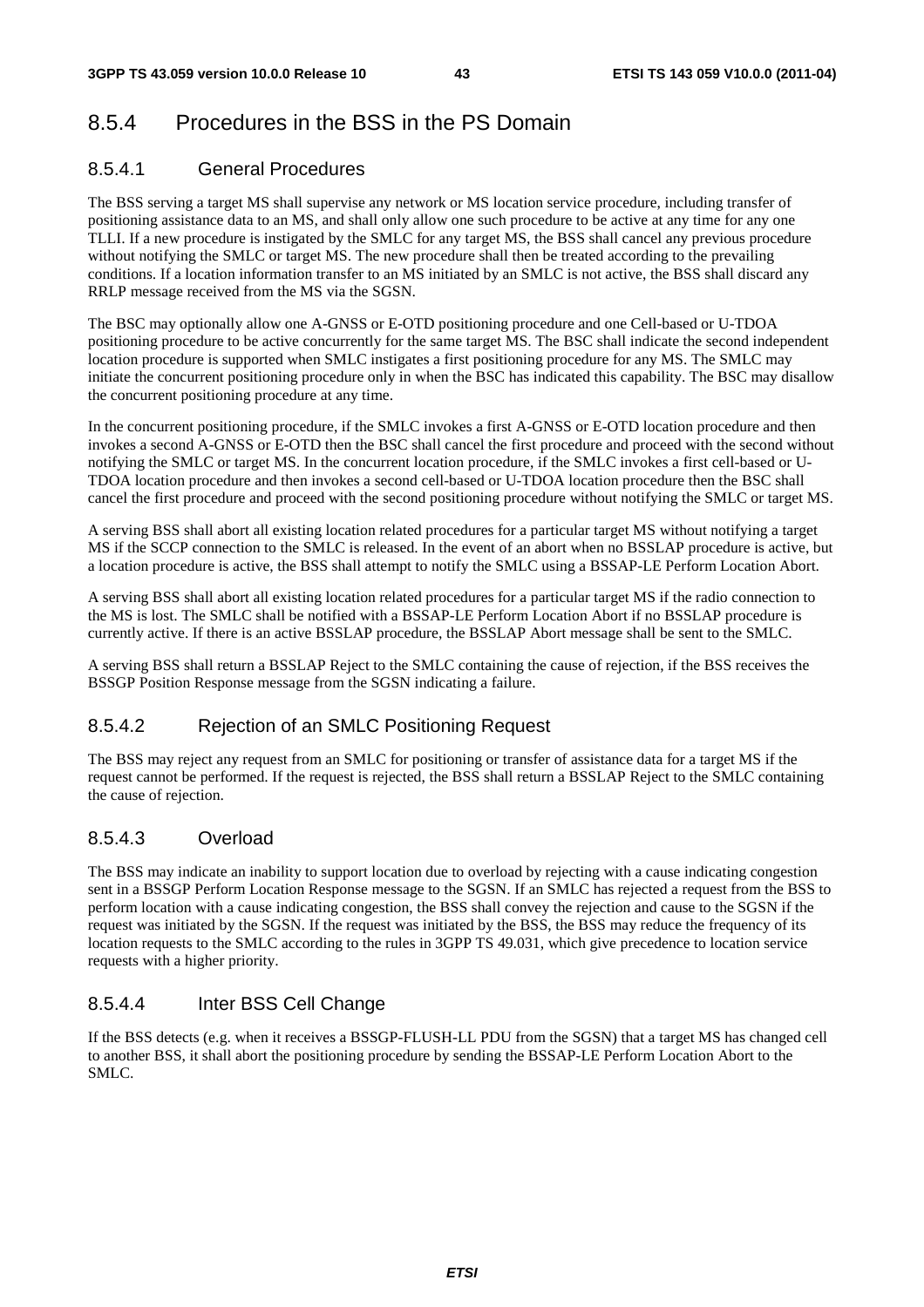## 8.5.4 Procedures in the BSS in the PS Domain

### 8.5.4.1 General Procedures

The BSS serving a target MS shall supervise any network or MS location service procedure, including transfer of positioning assistance data to an MS, and shall only allow one such procedure to be active at any time for any one TLLI. If a new procedure is instigated by the SMLC for any target MS, the BSS shall cancel any previous procedure without notifying the SMLC or target MS. The new procedure shall then be treated according to the prevailing conditions. If a location information transfer to an MS initiated by an SMLC is not active, the BSS shall discard any RRLP message received from the MS via the SGSN.

The BSC may optionally allow one A-GNSS or E-OTD positioning procedure and one Cell-based or U-TDOA positioning procedure to be active concurrently for the same target MS. The BSC shall indicate the second independent location procedure is supported when SMLC instigates a first positioning procedure for any MS. The SMLC may initiate the concurrent positioning procedure only in when the BSC has indicated this capability. The BSC may disallow the concurrent positioning procedure at any time.

In the concurrent positioning procedure, if the SMLC invokes a first A-GNSS or E-OTD location procedure and then invokes a second A-GNSS or E-OTD then the BSC shall cancel the first procedure and proceed with the second without notifying the SMLC or target MS. In the concurrent location procedure, if the SMLC invokes a first cell-based or U-TDOA location procedure and then invokes a second cell-based or U-TDOA location procedure then the BSC shall cancel the first procedure and proceed with the second positioning procedure without notifying the SMLC or target MS.

A serving BSS shall abort all existing location related procedures for a particular target MS without notifying a target MS if the SCCP connection to the SMLC is released. In the event of an abort when no BSSLAP procedure is active, but a location procedure is active, the BSS shall attempt to notify the SMLC using a BSSAP-LE Perform Location Abort.

A serving BSS shall abort all existing location related procedures for a particular target MS if the radio connection to the MS is lost. The SMLC shall be notified with a BSSAP-LE Perform Location Abort if no BSSLAP procedure is currently active. If there is an active BSSLAP procedure, the BSSLAP Abort message shall be sent to the SMLC.

A serving BSS shall return a BSSLAP Reject to the SMLC containing the cause of rejection, if the BSS receives the BSSGP Position Response message from the SGSN indicating a failure.

### 8.5.4.2 Rejection of an SMLC Positioning Request

The BSS may reject any request from an SMLC for positioning or transfer of assistance data for a target MS if the request cannot be performed. If the request is rejected, the BSS shall return a BSSLAP Reject to the SMLC containing the cause of rejection.

### 8.5.4.3 Overload

The BSS may indicate an inability to support location due to overload by rejecting with a cause indicating congestion sent in a BSSGP Perform Location Response message to the SGSN. If an SMLC has rejected a request from the BSS to perform location with a cause indicating congestion, the BSS shall convey the rejection and cause to the SGSN if the request was initiated by the SGSN. If the request was initiated by the BSS, the BSS may reduce the frequency of its location requests to the SMLC according to the rules in 3GPP TS 49.031, which give precedence to location service requests with a higher priority.

### 8.5.4.4 Inter BSS Cell Change

If the BSS detects (e.g. when it receives a BSSGP-FLUSH-LL PDU from the SGSN) that a target MS has changed cell to another BSS, it shall abort the positioning procedure by sending the BSSAP-LE Perform Location Abort to the SMLC.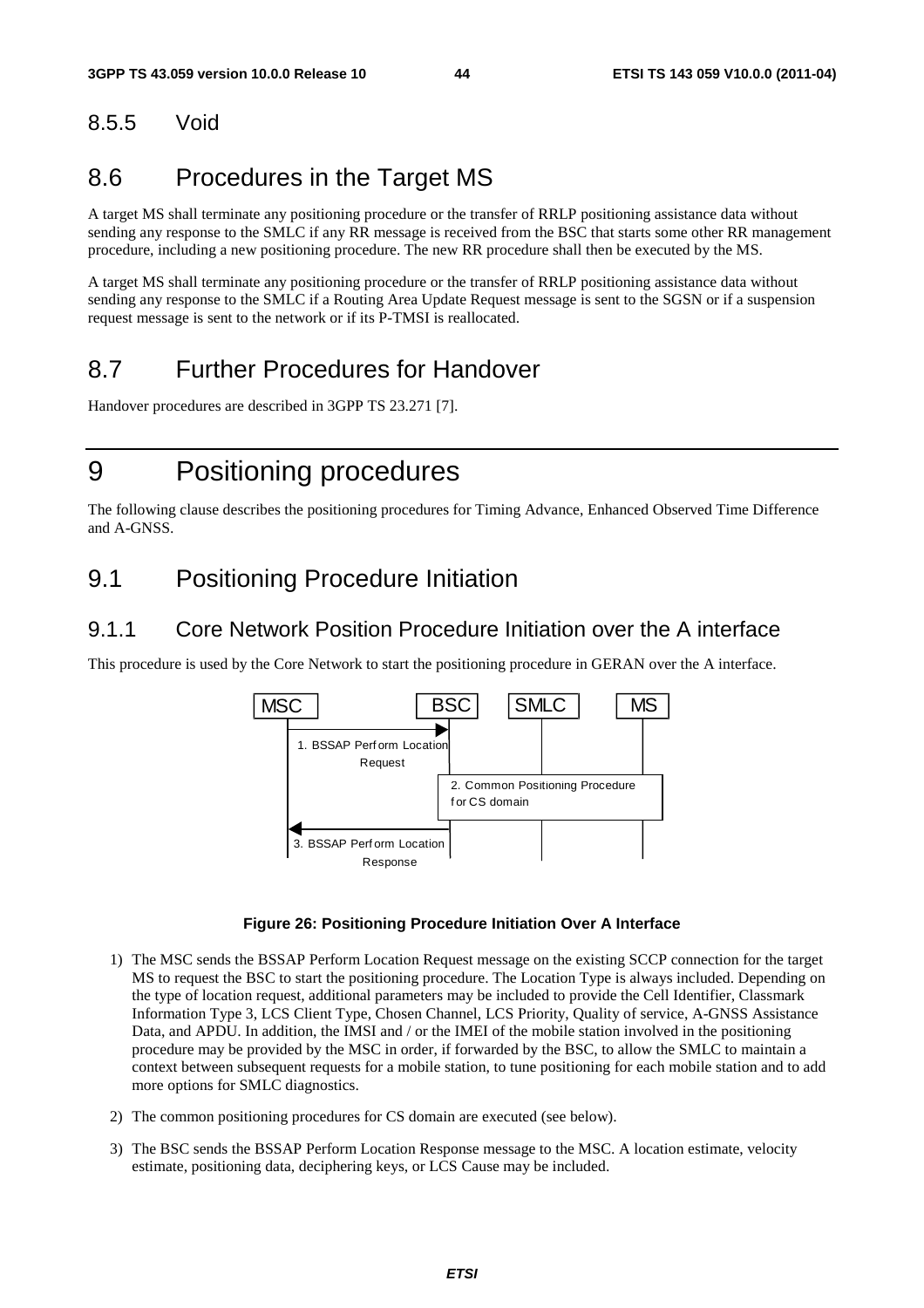### 8.5.5 Void

## 8.6 Procedures in the Target MS

A target MS shall terminate any positioning procedure or the transfer of RRLP positioning assistance data without sending any response to the SMLC if any RR message is received from the BSC that starts some other RR management procedure, including a new positioning procedure. The new RR procedure shall then be executed by the MS.

A target MS shall terminate any positioning procedure or the transfer of RRLP positioning assistance data without sending any response to the SMLC if a Routing Area Update Request message is sent to the SGSN or if a suspension request message is sent to the network or if its P-TMSI is reallocated.

## 8.7 Further Procedures for Handover

Handover procedures are described in 3GPP TS 23.271 [7].

# 9 Positioning procedures

The following clause describes the positioning procedures for Timing Advance, Enhanced Observed Time Difference and A-GNSS.

## 9.1 Positioning Procedure Initiation

### 9.1.1 Core Network Position Procedure Initiation over the A interface

This procedure is used by the Core Network to start the positioning procedure in GERAN over the A interface.

MSC
BSC
SMLC
MS
1. BSSAP Perform Location Request
2. Common Positioning Procedure for CS domain
3. BSSAP Perform Location Response

**Figure 26: Positioning Procedure Initiation Over A Interface**

1) The MSC sends the BSSAP Perform Location Request message on the existing SCCP connection for the target MS to request the BSC to start the positioning procedure. The Location Type is always included. Depending on the type of location request, additional parameters may be included to provide the Cell Identifier, Classmark Information Type 3, LCS Client Type, Chosen Channel, LCS Priority, Quality of service, A-GNSS Assistance Data, and APDU. In addition, the IMSI and / or the IMEI of the mobile station involved in the positioning procedure may be provided by the MSC in order, if forwarded by the BSC, to allow the SMLC to maintain a context between subsequent requests for a mobile station, to tune positioning for each mobile station and to add more options for SMLC diagnostics.

2) The common positioning procedures for CS domain are executed (see below).

3) The BSC sends the BSSAP Perform Location Response message to the MSC. A location estimate, velocity estimate, positioning data, deciphering keys, or LCS Cause may be included.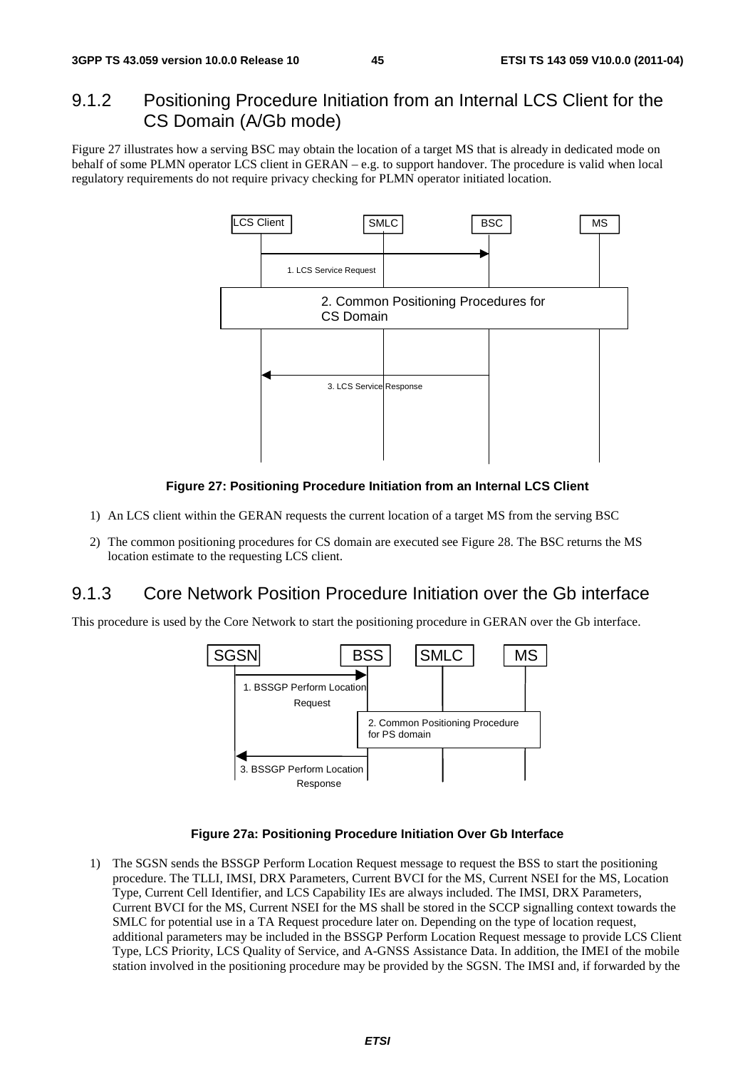## 9.1.2 Positioning Procedure Initiation from an Internal LCS Client for the CS Domain (A/Gb mode)

Figure 27 illustrates how a serving BSC may obtain the location of a target MS that is already in dedicated mode on behalf of some PLMN operator LCS client in GERAN – e.g. to support handover. The procedure is valid when local regulatory requirements do not require privacy checking for PLMN operator initiated location.

LCS Client
SMLC
BSC
MS
1. LCS Service Request
2. Common Positioning Procedures for CS Domain
3. LCS Service Response

**Figure 27: Positioning Procedure Initiation from an Internal LCS Client**

1) An LCS client within the GERAN requests the current location of a target MS from the serving BSC

2) The common positioning procedures for CS domain are executed see Figure 28. The BSC returns the MS location estimate to the requesting LCS client.

## 9.1.3 Core Network Position Procedure Initiation over the Gb interface

This procedure is used by the Core Network to start the positioning procedure in GERAN over the Gb interface.

SGSN
BSS
SMLC
MS
1. BSSGP Perform Location Request
2. Common Positioning Procedure for PS domain
3. BSSGP Perform Location Response

**Figure 27a: Positioning Procedure Initiation Over Gb Interface**

1) The SGSN sends the BSSGP Perform Location Request message to request the BSS to start the positioning procedure. The TLLI, IMSI, DRX Parameters, Current BVCI for the MS, Current NSEI for the MS, Location Type, Current Cell Identifier, and LCS Capability IEs are always included. The IMSI, DRX Parameters, Current BVCI for the MS, Current NSEI for the MS shall be stored in the SCCP signalling context towards the SMLC for potential use in a TA Request procedure later on. Depending on the type of location request, additional parameters may be included in the BSSGP Perform Location Request message to provide LCS Client Type, LCS Priority, LCS Quality of Service, and A-GNSS Assistance Data. In addition, the IMEI of the mobile station involved in the positioning procedure may be provided by the SGSN. The IMSI and, if forwarded by the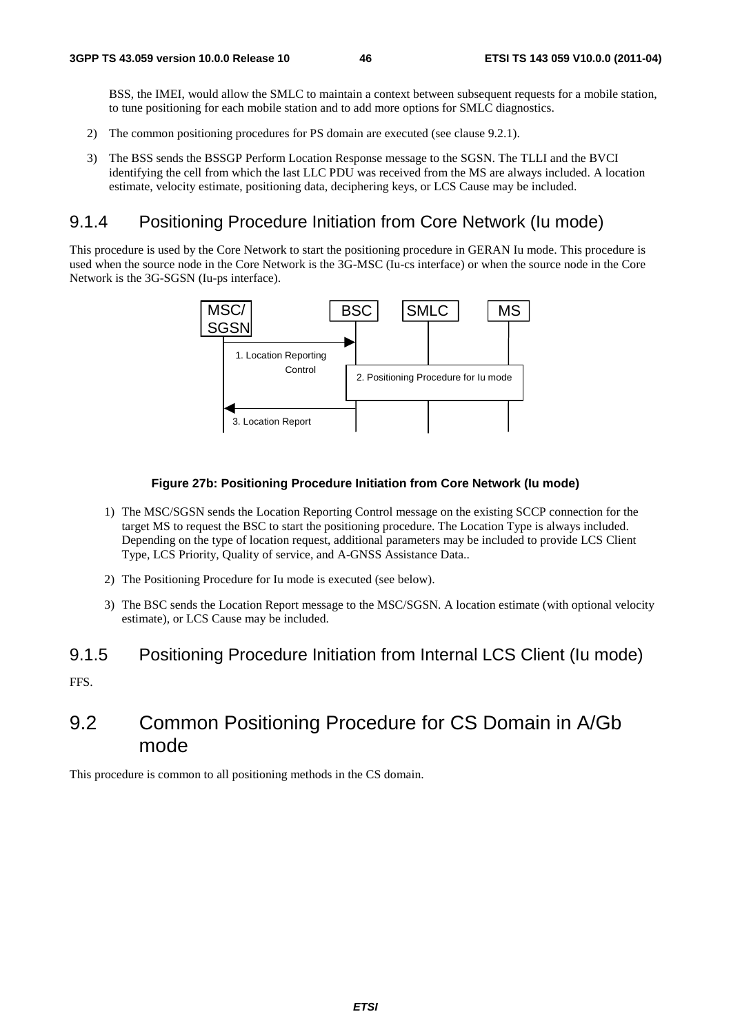BSS, the IMEI, would allow the SMLC to maintain a context between subsequent requests for a mobile station, to tune positioning for each mobile station and to add more options for SMLC diagnostics.

2) The common positioning procedures for PS domain are executed (see clause 9.2.1).

3) The BSS sends the BSSGP Perform Location Response message to the SGSN. The TLLI and the BVCI identifying the cell from which the last LLC PDU was received from the MS are always included. A location estimate, velocity estimate, positioning data, deciphering keys, or LCS Cause may be included.

### 9.1.4 Positioning Procedure Initiation from Core Network (Iu mode)

This procedure is used by the Core Network to start the positioning procedure in GERAN Iu mode. This procedure is used when the source node in the Core Network is the 3G-MSC (Iu-cs interface) or when the source node in the Core Network is the 3G-SGSN (Iu-ps interface).

MSC/SGSN
BSC
SMLC
MS
1. Location Reporting Control
2. Positioning Procedure for Iu mode
3. Location Report

**Figure 27b: Positioning Procedure Initiation from Core Network (Iu mode)**

1) The MSC/SGSN sends the Location Reporting Control message on the existing SCCP connection for the target MS to request the BSC to start the positioning procedure. The Location Type is always included. Depending on the type of location request, additional parameters may be included to provide LCS Client Type, LCS Priority, Quality of service, and A-GNSS Assistance Data..

2) The Positioning Procedure for Iu mode is executed (see below).

3) The BSC sends the Location Report message to the MSC/SGSN. A location estimate (with optional velocity estimate), or LCS Cause may be included.

### 9.1.5 Positioning Procedure Initiation from Internal LCS Client (Iu mode)

FFS.

## 9.2 Common Positioning Procedure for CS Domain in A/Gb mode

This procedure is common to all positioning methods in the CS domain.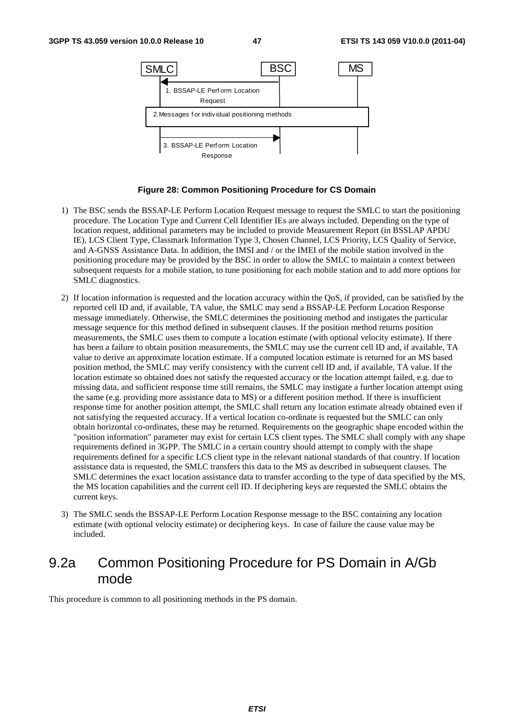SMLC BSC MS

1. BSSAP-LE Perform Location Request

2. Messages for individual positioning methods

3. BSSAP-LE Perform Location Response

**Figure 28: Common Positioning Procedure for CS Domain**

1) The BSC sends the BSSAP-LE Perform Location Request message to request the SMLC to start the positioning procedure. The Location Type and Current Cell Identifier IEs are always included. Depending on the type of location request, additional parameters may be included to provide Measurement Report (in BSSLAP APDU IE), LCS Client Type, Classmark Information Type 3, Chosen Channel, LCS Priority, LCS Quality of Service, and A-GNSS Assistance Data. In addition, the IMSI and / or the IMEI of the mobile station involved in the positioning procedure may be provided by the BSC in order to allow the SMLC to maintain a context between subsequent requests for a mobile station, to tune positioning for each mobile station and to add more options for SMLC diagnostics.

2) If location information is requested and the location accuracy within the QoS, if provided, can be satisfied by the reported cell ID and, if available, TA value, the SMLC may send a BSSAP-LE Perform Location Response message immediately. Otherwise, the SMLC determines the positioning method and instigates the particular message sequence for this method defined in subsequent clauses. If the position method returns position measurements, the SMLC uses them to compute a location estimate (with optional velocity estimate). If there has been a failure to obtain position measurements, the SMLC may use the current cell ID and, if available, TA value to derive an approximate location estimate. If a computed location estimate is returned for an MS based position method, the SMLC may verify consistency with the current cell ID and, if available, TA value. If the location estimate so obtained does not satisfy the requested accuracy or the location attempt failed, e.g. due to missing data, and sufficient response time still remains, the SMLC may instigate a further location attempt using the same (e.g. providing more assistance data to MS) or a different position method. If there is insufficient response time for another position attempt, the SMLC shall return any location estimate already obtained even if not satisfying the requested accuracy. If a vertical location co-ordinate is requested but the SMLC can only obtain horizontal co-ordinates, these may be returned. Requirements on the geographic shape encoded within the "position information" parameter may exist for certain LCS client types. The SMLC shall comply with any shape requirements defined in 3GPP. The SMLC in a certain country should attempt to comply with the shape requirements defined for a specific LCS client type in the relevant national standards of that country. If location assistance data is requested, the SMLC transfers this data to the MS as described in subsequent clauses. The SMLC determines the exact location assistance data to transfer according to the type of data specified by the MS, the MS location capabilities and the current cell ID. If deciphering keys are requested the SMLC obtains the current keys.

3) The SMLC sends the BSSAP-LE Perform Location Response message to the BSC containing any location estimate (with optional velocity estimate) or deciphering keys. In case of failure the cause value may be included.

## 9.2a Common Positioning Procedure for PS Domain in A/Gb mode

This procedure is common to all positioning methods in the PS domain.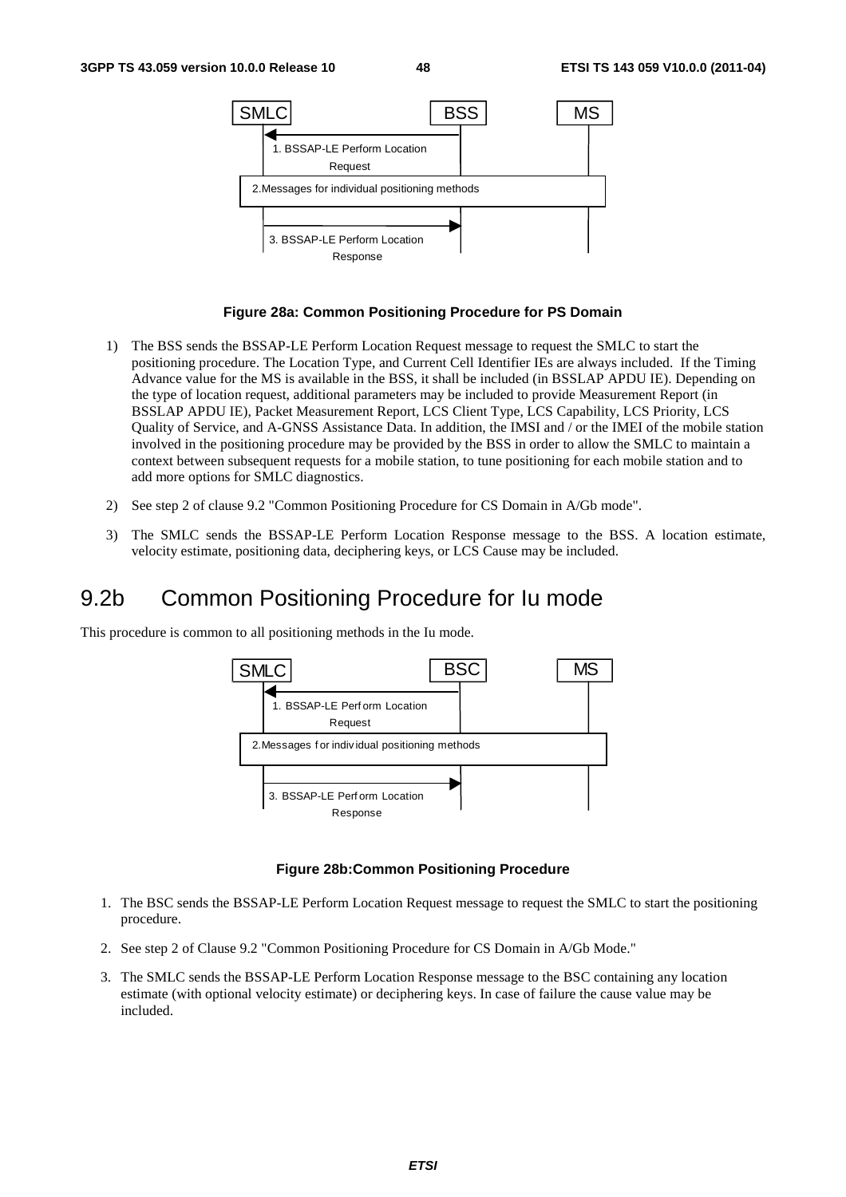SMLC

BSS

MS

1. BSSAP-LE Perform Location Request

2.Messages for individual positioning methods

3. BSSAP-LE Perform Location Response

**Figure 28a: Common Positioning Procedure for PS Domain**

1) The BSS sends the BSSAP-LE Perform Location Request message to request the SMLC to start the positioning procedure. The Location Type, and Current Cell Identifier IEs are always included. If the Timing Advance value for the MS is available in the BSS, it shall be included (in BSSLAP APDU IE). Depending on the type of location request, additional parameters may be included to provide Measurement Report (in BSSLAP APDU IE), Packet Measurement Report, LCS Client Type, LCS Capability, LCS Priority, LCS Quality of Service, and A-GNSS Assistance Data. In addition, the IMSI and / or the IMEI of the mobile station involved in the positioning procedure may be provided by the BSS in order to allow the SMLC to maintain a context between subsequent requests for a mobile station, to tune positioning for each mobile station and to add more options for SMLC diagnostics.

2) See step 2 of clause 9.2 "Common Positioning Procedure for CS Domain in A/Gb mode".

3) The SMLC sends the BSSAP-LE Perform Location Response message to the BSS. A location estimate, velocity estimate, positioning data, deciphering keys, or LCS Cause may be included.

# 9.2b Common Positioning Procedure for Iu mode

This procedure is common to all positioning methods in the Iu mode.

SMLC

BSC

MS

1. BSSAP-LE Perform Location Request

2.Messages for individual positioning methods

3. BSSAP-LE Perform Location Response

**Figure 28b:Common Positioning Procedure**

1. The BSC sends the BSSAP-LE Perform Location Request message to request the SMLC to start the positioning procedure.

2. See step 2 of Clause 9.2 "Common Positioning Procedure for CS Domain in A/Gb Mode."

3. The SMLC sends the BSSAP-LE Perform Location Response message to the BSC containing any location estimate (with optional velocity estimate) or deciphering keys. In case of failure the cause value may be included.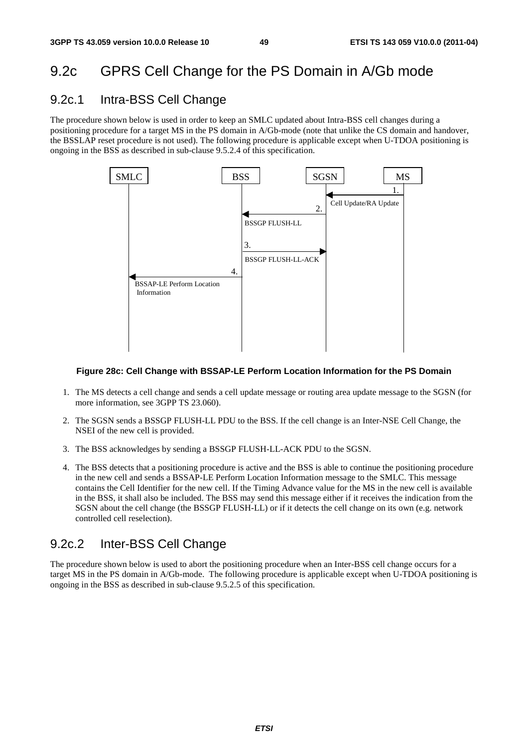## 9.2c GPRS Cell Change for the PS Domain in A/Gb mode

### 9.2c.1 Intra-BSS Cell Change

The procedure shown below is used in order to keep an SMLC updated about Intra-BSS cell changes during a positioning procedure for a target MS in the PS domain in A/Gb-mode (note that unlike the CS domain and handover, the BSSLAP reset procedure is not used). The following procedure is applicable except when U-TDOA positioning is ongoing in the BSS as described in sub-clause 9.5.2.4 of this specification.

SMLC
BSS
SGSN
MS
1.
Cell Update/RA Update
2.
BSSGP FLUSH-LL
3.
BSSGP FLUSH-LL-ACK
4.
BSSAP-LE Perform Location Information

**Figure 28c: Cell Change with BSSAP-LE Perform Location Information for the PS Domain**

1. The MS detects a cell change and sends a cell update message or routing area update message to the SGSN (for more information, see 3GPP TS 23.060).

2. The SGSN sends a BSSGP FLUSH-LL PDU to the BSS. If the cell change is an Inter-NSE Cell Change, the NSEI of the new cell is provided.

3. The BSS acknowledges by sending a BSSGP FLUSH-LL-ACK PDU to the SGSN.

4. The BSS detects that a positioning procedure is active and the BSS is able to continue the positioning procedure in the new cell and sends a BSSAP-LE Perform Location Information message to the SMLC. This message contains the Cell Identifier for the new cell. If the Timing Advance value for the MS in the new cell is available in the BSS, it shall also be included. The BSS may send this message either if it receives the indication from the SGSN about the cell change (the BSSGP FLUSH-LL) or if it detects the cell change on its own (e.g. network controlled cell reselection).

### 9.2c.2 Inter-BSS Cell Change

The procedure shown below is used to abort the positioning procedure when an Inter-BSS cell change occurs for a target MS in the PS domain in A/Gb-mode. The following procedure is applicable except when U-TDOA positioning is ongoing in the BSS as described in sub-clause 9.5.2.5 of this specification.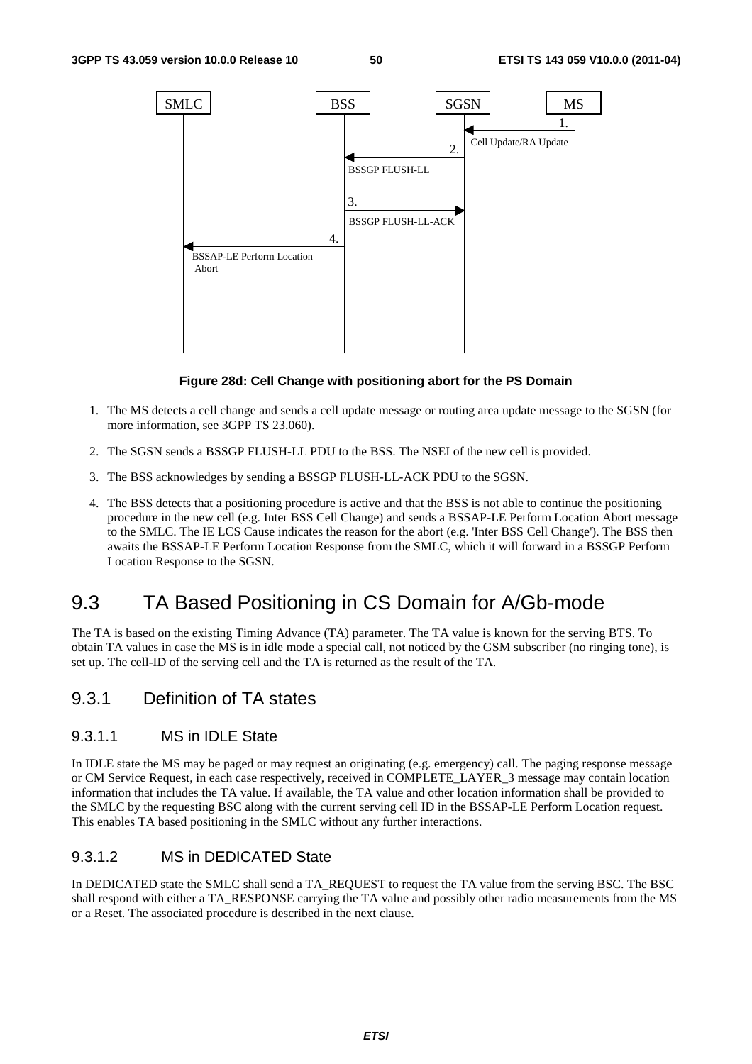SMLC

BSS

SGSN

MS

1.

Cell Update/RA Update

2.

BSSGP FLUSH-LL

3.

BSSGP FLUSH-LL-ACK

4.

BSSAP-LE Perform Location Abort

**Figure 28d: Cell Change with positioning abort for the PS Domain**

1. The MS detects a cell change and sends a cell update message or routing area update message to the SGSN (for more information, see 3GPP TS 23.060).
2. The SGSN sends a BSSGP FLUSH-LL PDU to the BSS. The NSEI of the new cell is provided.
3. The BSS acknowledges by sending a BSSGP FLUSH-LL-ACK PDU to the SGSN.
4. The BSS detects that a positioning procedure is active and that the BSS is not able to continue the positioning procedure in the new cell (e.g. Inter BSS Cell Change) and sends a BSSAP-LE Perform Location Abort message to the SMLC. The IE LCS Cause indicates the reason for the abort (e.g. 'Inter BSS Cell Change'). The BSS then awaits the BSSAP-LE Perform Location Response from the SMLC, which it will forward in a BSSGP Perform Location Response to the SGSN.

# 9.3 TA Based Positioning in CS Domain for A/Gb-mode

The TA is based on the existing Timing Advance (TA) parameter. The TA value is known for the serving BTS. To obtain TA values in case the MS is in idle mode a special call, not noticed by the GSM subscriber (no ringing tone), is set up. The cell-ID of the serving cell and the TA is returned as the result of the TA.

## 9.3.1 Definition of TA states

### 9.3.1.1 MS in IDLE State

In IDLE state the MS may be paged or may request an originating (e.g. emergency) call. The paging response message or CM Service Request, in each case respectively, received in COMPLETE_LAYER_3 message may contain location information that includes the TA value. If available, the TA value and other location information shall be provided to the SMLC by the requesting BSC along with the current serving cell ID in the BSSAP-LE Perform Location request. This enables TA based positioning in the SMLC without any further interactions.

### 9.3.1.2 MS in DEDICATED State

In DEDICATED state the SMLC shall send a TA_REQUEST to request the TA value from the serving BSC. The BSC shall respond with either a TA_RESPONSE carrying the TA value and possibly other radio measurements from the MS or a Reset. The associated procedure is described in the next clause.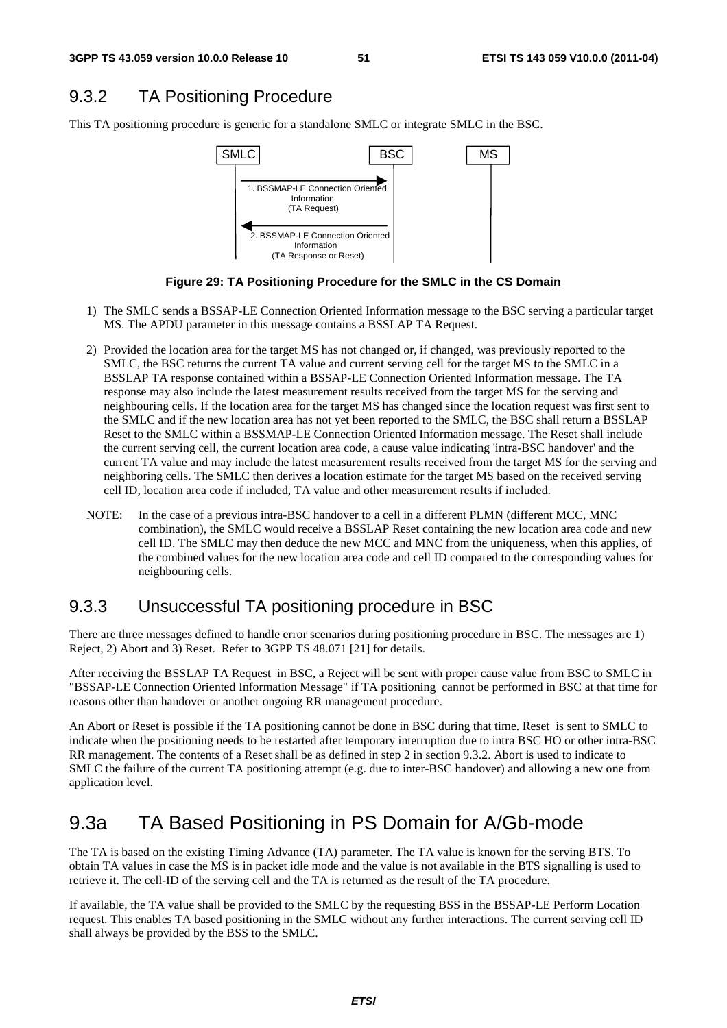## 9.3.2 TA Positioning Procedure

This TA positioning procedure is generic for a standalone SMLC or integrate SMLC in the BSC.

SMLC

BSC

MS

1. BSSMAP-LE Connection Oriented Information (TA Request)

2. BSSMAP-LE Connection Oriented Information (TA Response or Reset)

**Figure 29: TA Positioning Procedure for the SMLC in the CS Domain**

1) The SMLC sends a BSSAP-LE Connection Oriented Information message to the BSC serving a particular target MS. The APDU parameter in this message contains a BSSLAP TA Request.

2) Provided the location area for the target MS has not changed or, if changed, was previously reported to the SMLC, the BSC returns the current TA value and current serving cell for the target MS to the SMLC in a BSSLAP TA response contained within a BSSAP-LE Connection Oriented Information message. The TA response may also include the latest measurement results received from the target MS for the serving and neighbouring cells. If the location area for the target MS has changed since the location request was first sent to the SMLC and if the new location area has not yet been reported to the SMLC, the BSC shall return a BSSLAP Reset to the SMLC within a BSSMAP-LE Connection Oriented Information message. The Reset shall include the current serving cell, the current location area code, a cause value indicating 'intra-BSC handover' and the current TA value and may include the latest measurement results received from the target MS for the serving and neighboring cells. The SMLC then derives a location estimate for the target MS based on the received serving cell ID, location area code if included, TA value and other measurement results if included.

NOTE: In the case of a previous intra-BSC handover to a cell in a different PLMN (different MCC, MNC combination), the SMLC would receive a BSSLAP Reset containing the new location area code and new cell ID. The SMLC may then deduce the new MCC and MNC from the uniqueness, when this applies, of the combined values for the new location area code and cell ID compared to the corresponding values for neighbouring cells.

## 9.3.3 Unsuccessful TA positioning procedure in BSC

There are three messages defined to handle error scenarios during positioning procedure in BSC. The messages are 1) Reject, 2) Abort and 3) Reset. Refer to 3GPP TS 48.071 [21] for details.

After receiving the BSSLAP TA Request in BSC, a Reject will be sent with proper cause value from BSC to SMLC in "BSSAP-LE Connection Oriented Information Message" if TA positioning cannot be performed in BSC at that time for reasons other than handover or another ongoing RR management procedure.

An Abort or Reset is possible if the TA positioning cannot be done in BSC during that time. Reset is sent to SMLC to indicate when the positioning needs to be restarted after temporary interruption due to intra BSC HO or other intra-BSC RR management. The contents of a Reset shall be as defined in step 2 in section 9.3.2. Abort is used to indicate to SMLC the failure of the current TA positioning attempt (e.g. due to inter-BSC handover) and allowing a new one from application level.

# 9.3a TA Based Positioning in PS Domain for A/Gb-mode

The TA is based on the existing Timing Advance (TA) parameter. The TA value is known for the serving BTS. To obtain TA values in case the MS is in packet idle mode and the value is not available in the BTS signalling is used to retrieve it. The cell-ID of the serving cell and the TA is returned as the result of the TA procedure.

If available, the TA value shall be provided to the SMLC by the requesting BSS in the BSSAP-LE Perform Location request. This enables TA based positioning in the SMLC without any further interactions. The current serving cell ID shall always be provided by the BSS to the SMLC.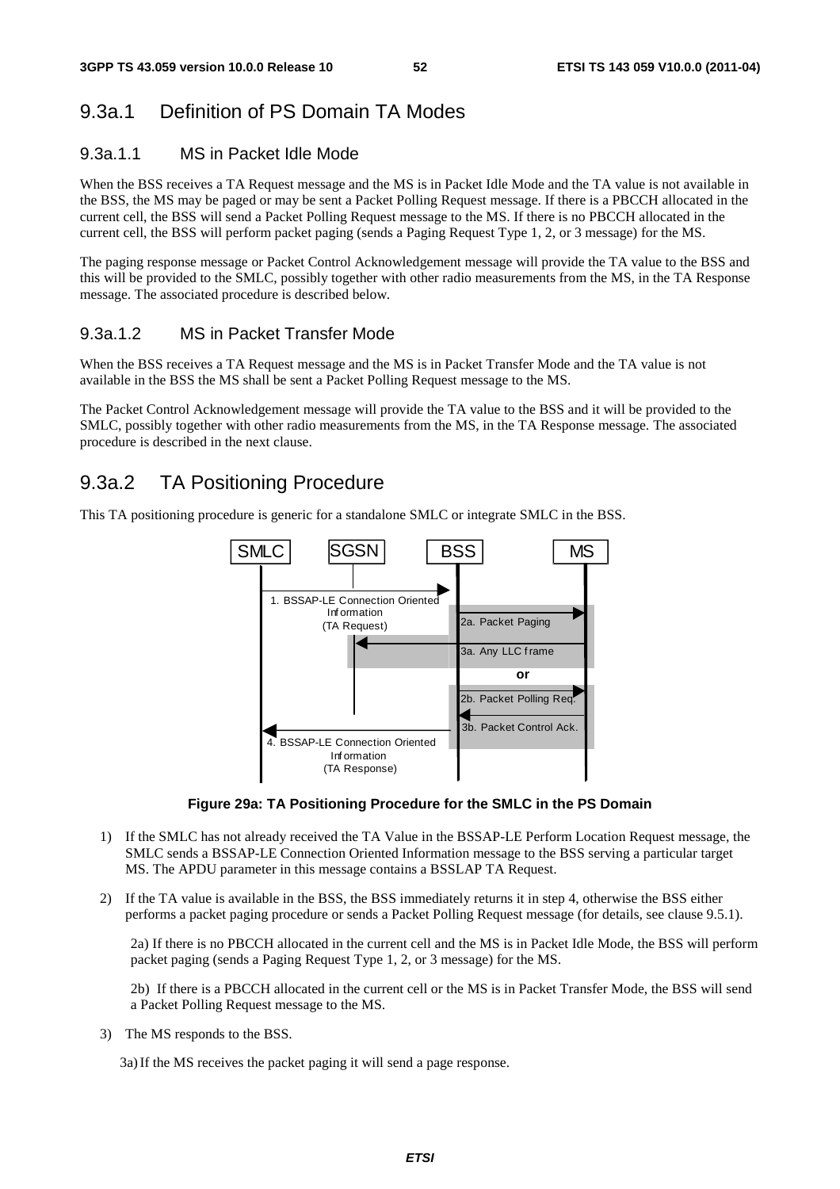## 9.3a.1 Definition of PS Domain TA Modes

### 9.3a.1.1 MS in Packet Idle Mode

When the BSS receives a TA Request message and the MS is in Packet Idle Mode and the TA value is not available in the BSS, the MS may be paged or may be sent a Packet Polling Request message. If there is a PBCCH allocated in the current cell, the BSS will send a Packet Polling Request message to the MS. If there is no PBCCH allocated in the current cell, the BSS will perform packet paging (sends a Paging Request Type 1, 2, or 3 message) for the MS.

The paging response message or Packet Control Acknowledgement message will provide the TA value to the BSS and this will be provided to the SMLC, possibly together with other radio measurements from the MS, in the TA Response message. The associated procedure is described below.

### 9.3a.1.2 MS in Packet Transfer Mode

When the BSS receives a TA Request message and the MS is in Packet Transfer Mode and the TA value is not available in the BSS the MS shall be sent a Packet Polling Request message to the MS.

The Packet Control Acknowledgement message will provide the TA value to the BSS and it will be provided to the SMLC, possibly together with other radio measurements from the MS, in the TA Response message. The associated procedure is described in the next clause.

## 9.3a.2 TA Positioning Procedure

This TA positioning procedure is generic for a standalone SMLC or integrate SMLC in the BSS.

SMLC
SGSN
BSS
MS
1. BSSAP-LE Connection Oriented Information (TA Request)
2a. Packet Paging
3a. Any LLC frame
or
2b. Packet Polling Req.
3b. Packet Control Ack.
4. BSSAP-LE Connection Oriented Information (TA Response)

**Figure 29a: TA Positioning Procedure for the SMLC in the PS Domain**

1) If the SMLC has not already received the TA Value in the BSSAP-LE Perform Location Request message, the SMLC sends a BSSAP-LE Connection Oriented Information message to the BSS serving a particular target MS. The APDU parameter in this message contains a BSSLAP TA Request.

2) If the TA value is available in the BSS, the BSS immediately returns it in step 4, otherwise the BSS either performs a packet paging procedure or sends a Packet Polling Request message (for details, see clause 9.5.1).

   2a) If there is no PBCCH allocated in the current cell and the MS is in Packet Idle Mode, the BSS will perform packet paging (sends a Paging Request Type 1, 2, or 3 message) for the MS.

   2b) If there is a PBCCH allocated in the current cell or the MS is in Packet Transfer Mode, the BSS will send a Packet Polling Request message to the MS.

3) The MS responds to the BSS.

   3a) If the MS receives the packet paging it will send a page response.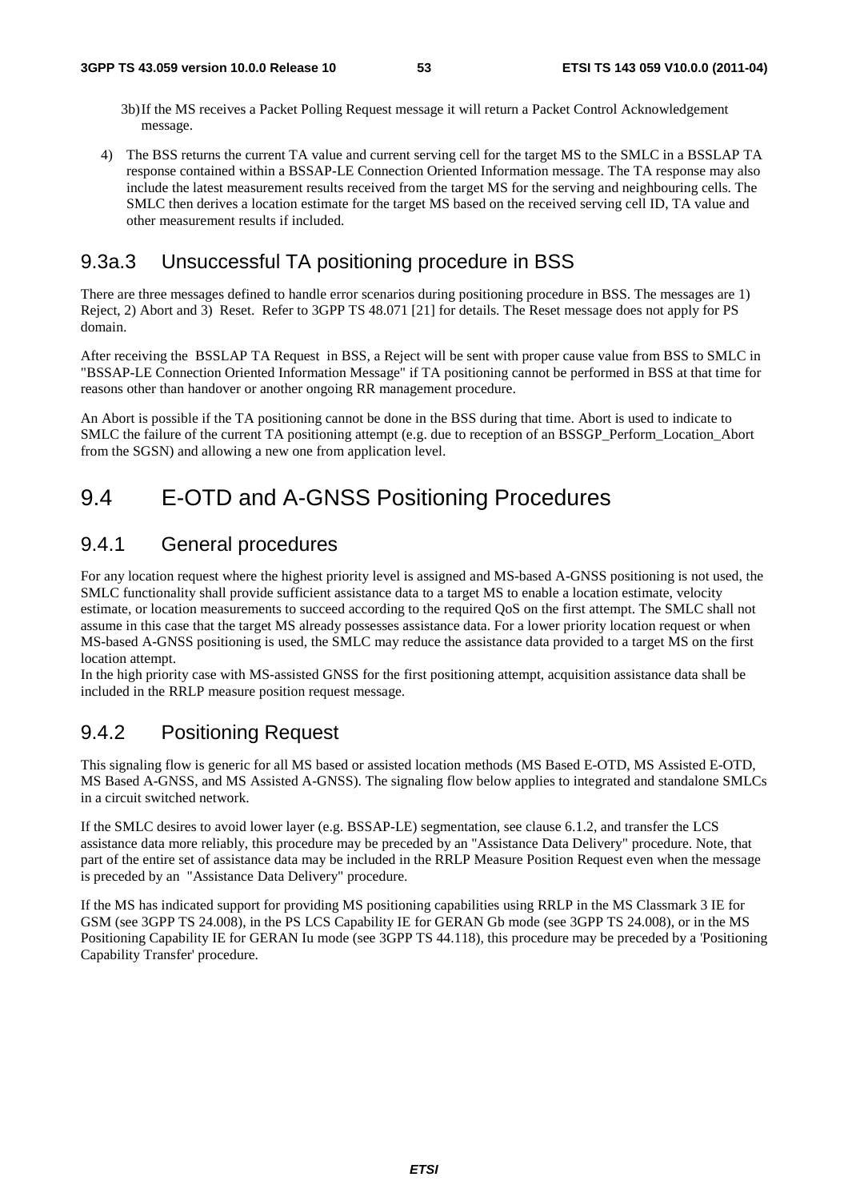3b) If the MS receives a Packet Polling Request message it will return a Packet Control Acknowledgement message.

4) The BSS returns the current TA value and current serving cell for the target MS to the SMLC in a BSSLAP TA response contained within a BSSAP-LE Connection Oriented Information message. The TA response may also include the latest measurement results received from the target MS for the serving and neighbouring cells. The SMLC then derives a location estimate for the target MS based on the received serving cell ID, TA value and other measurement results if included.

### 9.3a.3 Unsuccessful TA positioning procedure in BSS

There are three messages defined to handle error scenarios during positioning procedure in BSS. The messages are 1) Reject, 2) Abort and 3) Reset. Refer to 3GPP TS 48.071 [21] for details. The Reset message does not apply for PS domain.

After receiving the BSSLAP TA Request in BSS, a Reject will be sent with proper cause value from BSS to SMLC in "BSSAP-LE Connection Oriented Information Message" if TA positioning cannot be performed in BSS at that time for reasons other than handover or another ongoing RR management procedure.

An Abort is possible if the TA positioning cannot be done in the BSS during that time. Abort is used to indicate to SMLC the failure of the current TA positioning attempt (e.g. due to reception of an BSSGP_Perform_Location_Abort from the SGSN) and allowing a new one from application level.

## 9.4 E-OTD and A-GNSS Positioning Procedures

### 9.4.1 General procedures

For any location request where the highest priority level is assigned and MS-based A-GNSS positioning is not used, the SMLC functionality shall provide sufficient assistance data to a target MS to enable a location estimate, velocity estimate, or location measurements to succeed according to the required QoS on the first attempt. The SMLC shall not assume in this case that the target MS already possesses assistance data. For a lower priority location request or when MS-based A-GNSS positioning is used, the SMLC may reduce the assistance data provided to a target MS on the first location attempt.
In the high priority case with MS-assisted GNSS for the first positioning attempt, acquisition assistance data shall be included in the RRLP measure position request message.

### 9.4.2 Positioning Request

This signaling flow is generic for all MS based or assisted location methods (MS Based E-OTD, MS Assisted E-OTD, MS Based A-GNSS, and MS Assisted A-GNSS). The signaling flow below applies to integrated and standalone SMLCs in a circuit switched network.

If the SMLC desires to avoid lower layer (e.g. BSSAP-LE) segmentation, see clause 6.1.2, and transfer the LCS assistance data more reliably, this procedure may be preceded by an "Assistance Data Delivery" procedure. Note, that part of the entire set of assistance data may be included in the RRLP Measure Position Request even when the message is preceded by an "Assistance Data Delivery" procedure.

If the MS has indicated support for providing MS positioning capabilities using RRLP in the MS Classmark 3 IE for GSM (see 3GPP TS 24.008), in the PS LCS Capability IE for GERAN Gb mode (see 3GPP TS 24.008), or in the MS Positioning Capability IE for GERAN Iu mode (see 3GPP TS 44.118), this procedure may be preceded by a 'Positioning Capability Transfer' procedure.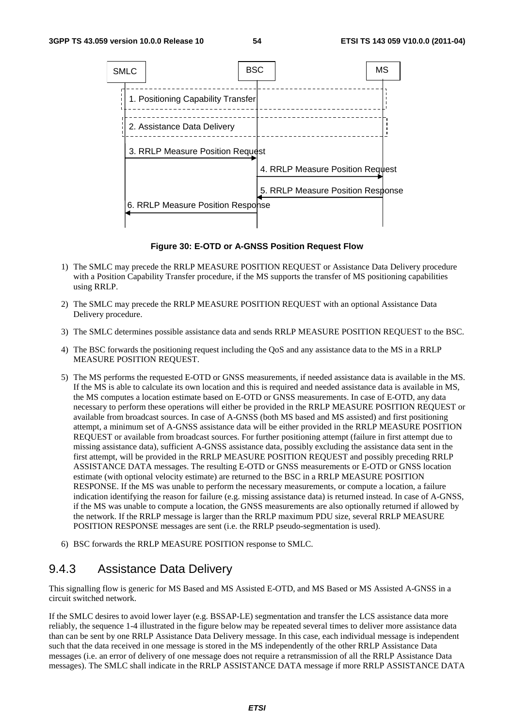SMLC
BSC
MS
1. Positioning Capability Transfer
2. Assistance Data Delivery
3. RRLP Measure Position Request
4. RRLP Measure Position Request
5. RRLP Measure Position Response
6. RRLP Measure Position Response

**Figure 30: E-OTD or A-GNSS Position Request Flow**

1) The SMLC may precede the RRLP MEASURE POSITION REQUEST or Assistance Data Delivery procedure with a Position Capability Transfer procedure, if the MS supports the transfer of MS positioning capabilities using RRLP.

2) The SMLC may precede the RRLP MEASURE POSITION REQUEST with an optional Assistance Data Delivery procedure.

3) The SMLC determines possible assistance data and sends RRLP MEASURE POSITION REQUEST to the BSC.

4) The BSC forwards the positioning request including the QoS and any assistance data to the MS in a RRLP MEASURE POSITION REQUEST.

5) The MS performs the requested E-OTD or GNSS measurements, if needed assistance data is available in the MS. If the MS is able to calculate its own location and this is required and needed assistance data is available in MS, the MS computes a location estimate based on E-OTD or GNSS measurements. In case of E-OTD, any data necessary to perform these operations will either be provided in the RRLP MEASURE POSITION REQUEST or available from broadcast sources. In case of A-GNSS (both MS based and MS assisted) and first positioning attempt, a minimum set of A-GNSS assistance data will be either provided in the RRLP MEASURE POSITION REQUEST or available from broadcast sources. For further positioning attempt (failure in first attempt due to missing assistance data), sufficient A-GNSS assistance data, possibly excluding the assistance data sent in the first attempt, will be provided in the RRLP MEASURE POSITION REQUEST and possibly preceding RRLP ASSISTANCE DATA messages. The resulting E-OTD or GNSS measurements or E-OTD or GNSS location estimate (with optional velocity estimate) are returned to the BSC in a RRLP MEASURE POSITION RESPONSE. If the MS was unable to perform the necessary measurements, or compute a location, a failure indication identifying the reason for failure (e.g. missing assistance data) is returned instead. In case of A-GNSS, if the MS was unable to compute a location, the GNSS measurements are also optionally returned if allowed by the network. If the RRLP message is larger than the RRLP maximum PDU size, several RRLP MEASURE POSITION RESPONSE messages are sent (i.e. the RRLP pseudo-segmentation is used).

6) BSC forwards the RRLP MEASURE POSITION response to SMLC.

## 9.4.3 Assistance Data Delivery

This signalling flow is generic for MS Based and MS Assisted E-OTD, and MS Based or MS Assisted A-GNSS in a circuit switched network.

If the SMLC desires to avoid lower layer (e.g. BSSAP-LE) segmentation and transfer the LCS assistance data more reliably, the sequence 1-4 illustrated in the figure below may be repeated several times to deliver more assistance data than can be sent by one RRLP Assistance Data Delivery message. In this case, each individual message is independent such that the data received in one message is stored in the MS independently of the other RRLP Assistance Data messages (i.e. an error of delivery of one message does not require a retransmission of all the RRLP Assistance Data messages). The SMLC shall indicate in the RRLP ASSISTANCE DATA message if more RRLP ASSISTANCE DATA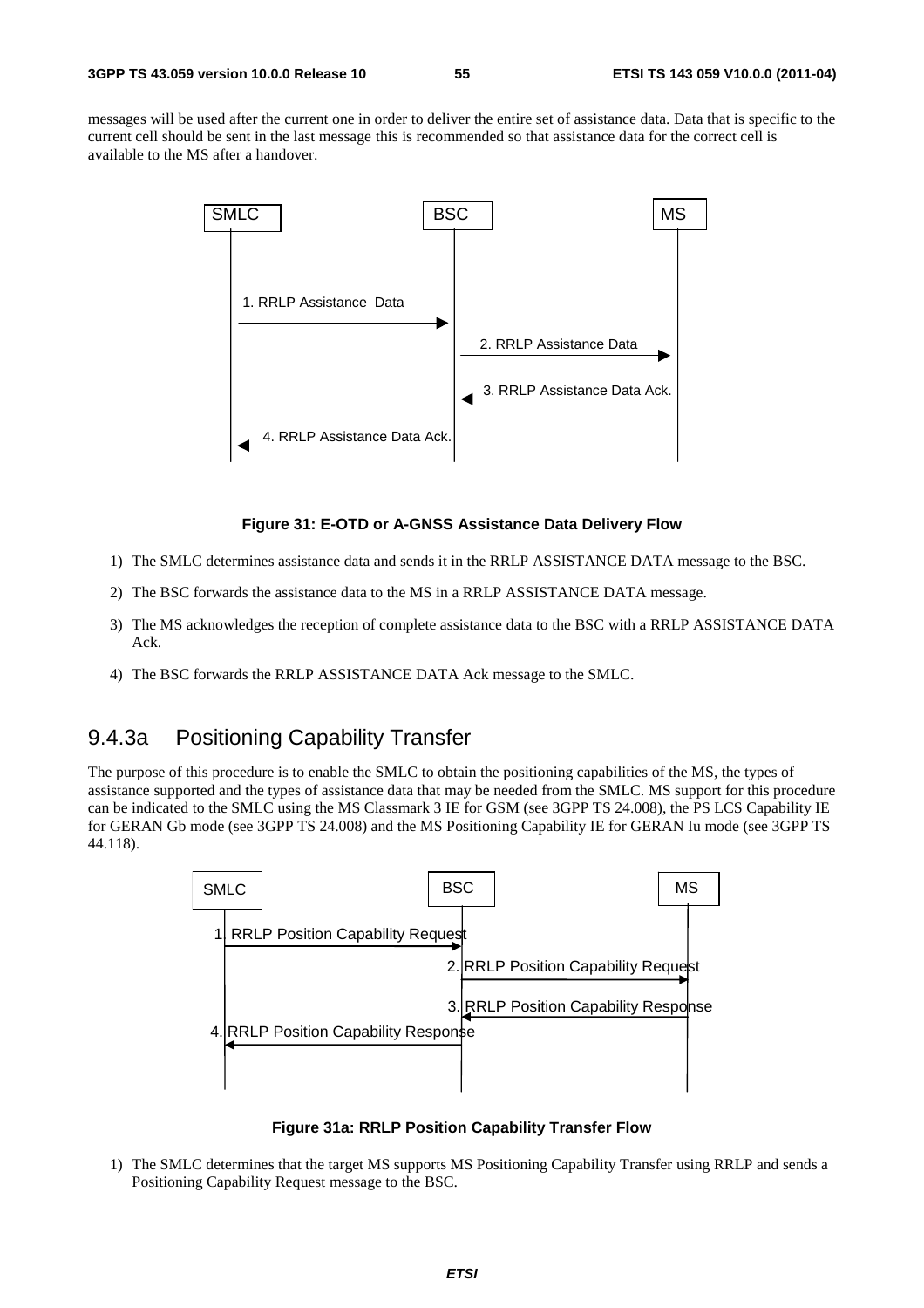messages will be used after the current one in order to deliver the entire set of assistance data. Data that is specific to the current cell should be sent in the last message this is recommended so that assistance data for the correct cell is available to the MS after a handover.

SMLC
BSC
MS
1. RRLP Assistance Data
2. RRLP Assistance Data
3. RRLP Assistance Data Ack.
4. RRLP Assistance Data Ack.

**Figure 31: E-OTD or A-GNSS Assistance Data Delivery Flow**

1) The SMLC determines assistance data and sends it in the RRLP ASSISTANCE DATA message to the BSC.

2) The BSC forwards the assistance data to the MS in a RRLP ASSISTANCE DATA message.

3) The MS acknowledges the reception of complete assistance data to the BSC with a RRLP ASSISTANCE DATA Ack.

4) The BSC forwards the RRLP ASSISTANCE DATA Ack message to the SMLC.

## 9.4.3a Positioning Capability Transfer

The purpose of this procedure is to enable the SMLC to obtain the positioning capabilities of the MS, the types of assistance supported and the types of assistance data that may be needed from the SMLC. MS support for this procedure can be indicated to the SMLC using the MS Classmark 3 IE for GSM (see 3GPP TS 24.008), the PS LCS Capability IE for GERAN Gb mode (see 3GPP TS 24.008) and the MS Positioning Capability IE for GERAN Iu mode (see 3GPP TS 44.118).

SMLC
BSC
MS
1. RRLP Position Capability Request
2. RRLP Position Capability Request
3. RRLP Position Capability Response
4. RRLP Position Capability Response

**Figure 31a: RRLP Position Capability Transfer Flow**

1) The SMLC determines that the target MS supports MS Positioning Capability Transfer using RRLP and sends a Positioning Capability Request message to the BSC.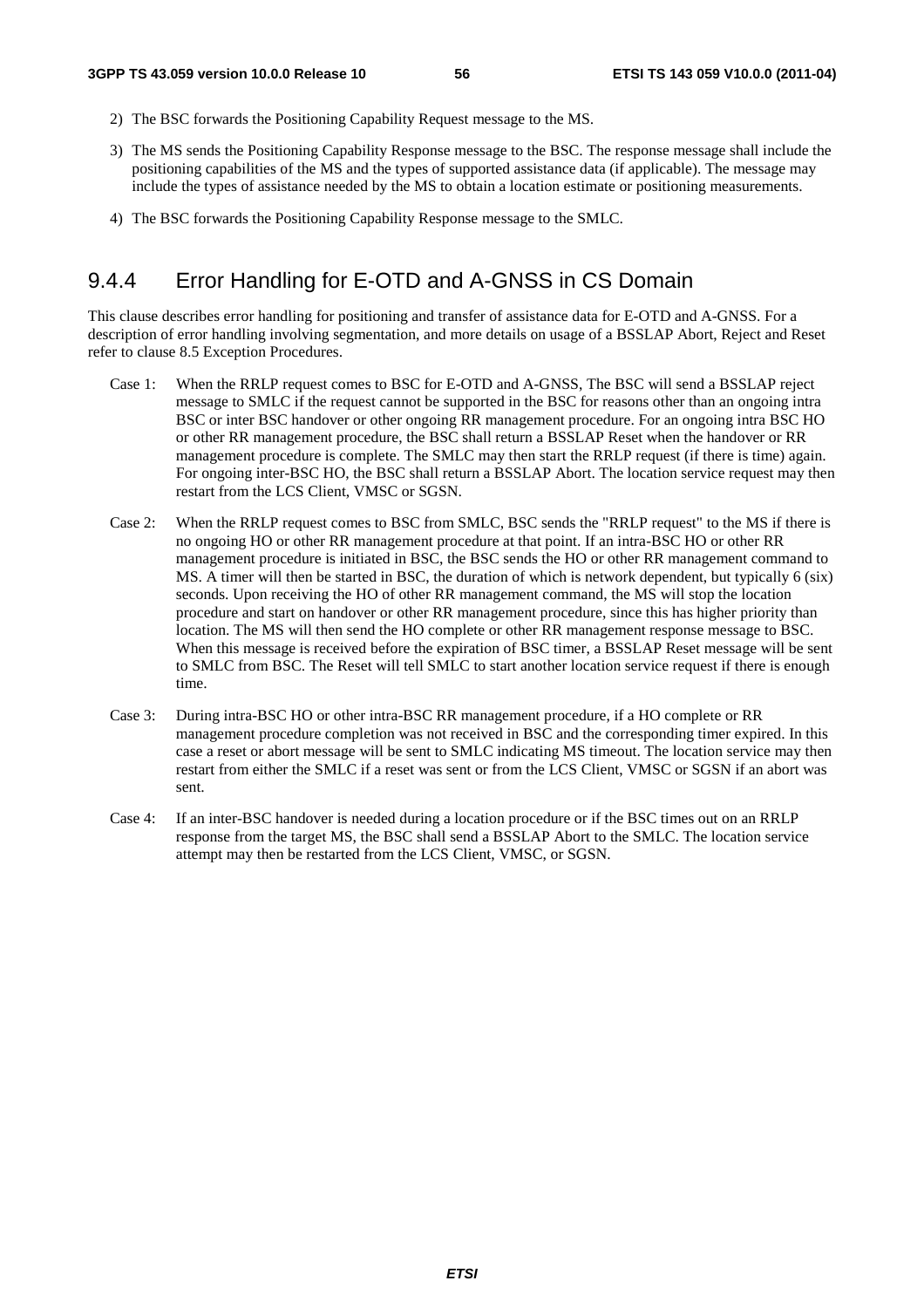2) The BSC forwards the Positioning Capability Request message to the MS.

3) The MS sends the Positioning Capability Response message to the BSC. The response message shall include the positioning capabilities of the MS and the types of supported assistance data (if applicable). The message may include the types of assistance needed by the MS to obtain a location estimate or positioning measurements.

4) The BSC forwards the Positioning Capability Response message to the SMLC.

### 9.4.4 Error Handling for E-OTD and A-GNSS in CS Domain

This clause describes error handling for positioning and transfer of assistance data for E-OTD and A-GNSS. For a description of error handling involving segmentation, and more details on usage of a BSSLAP Abort, Reject and Reset refer to clause 8.5 Exception Procedures.

Case 1: When the RRLP request comes to BSC for E-OTD and A-GNSS, The BSC will send a BSSLAP reject message to SMLC if the request cannot be supported in the BSC for reasons other than an ongoing intra BSC or inter BSC handover or other ongoing RR management procedure. For an ongoing intra BSC HO or other RR management procedure, the BSC shall return a BSSLAP Reset when the handover or RR management procedure is complete. The SMLC may then start the RRLP request (if there is time) again. For ongoing inter-BSC HO, the BSC shall return a BSSLAP Abort. The location service request may then restart from the LCS Client, VMSC or SGSN.

Case 2: When the RRLP request comes to BSC from SMLC, BSC sends the "RRLP request" to the MS if there is no ongoing HO or other RR management procedure at that point. If an intra-BSC HO or other RR management procedure is initiated in BSC, the BSC sends the HO or other RR management command to MS. A timer will then be started in BSC, the duration of which is network dependent, but typically 6 (six) seconds. Upon receiving the HO of other RR management command, the MS will stop the location procedure and start on handover or other RR management procedure, since this has higher priority than location. The MS will then send the HO complete or other RR management response message to BSC. When this message is received before the expiration of BSC timer, a BSSLAP Reset message will be sent to SMLC from BSC. The Reset will tell SMLC to start another location service request if there is enough time.

Case 3: During intra-BSC HO or other intra-BSC RR management procedure, if a HO complete or RR management procedure completion was not received in BSC and the corresponding timer expired. In this case a reset or abort message will be sent to SMLC indicating MS timeout. The location service may then restart from either the SMLC if a reset was sent or from the LCS Client, VMSC or SGSN if an abort was sent.

Case 4: If an inter-BSC handover is needed during a location procedure or if the BSC times out on an RRLP response from the target MS, the BSC shall send a BSSLAP Abort to the SMLC. The location service attempt may then be restarted from the LCS Client, VMSC, or SGSN.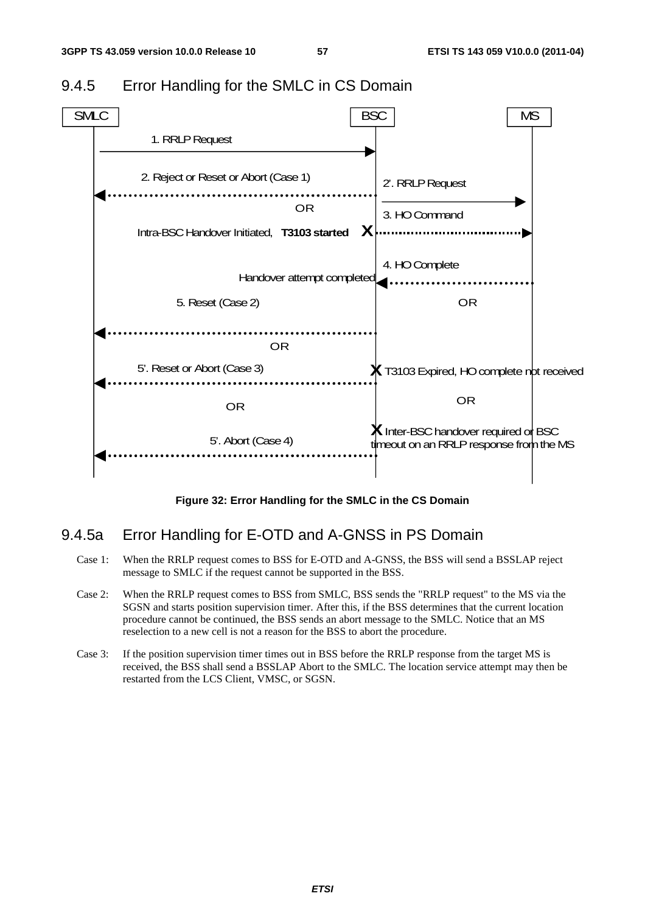## 9.4.5 Error Handling for the SMLC in CS Domain

SMLC
BSC
MS
1. RRLP Request
2. Reject or Reset or Abort (Case 1)
2'. RRLP Request
OR
3. HO Command
Intra-BSC Handover Initiated, **T3103 started**
4. HO Complete
Handover attempt completed
5. Reset (Case 2)
OR
OR
5'. Reset or Abort (Case 3)
T3103 Expired, HO complete not received
OR
OR
Inter-BSC handover required or BSC timeout on an RRLP response from the MS
5'. Abort (Case 4)

**Figure 32: Error Handling for the SMLC in the CS Domain**

## 9.4.5a Error Handling for E-OTD and A-GNSS in PS Domain

Case 1: When the RRLP request comes to BSS for E-OTD and A-GNSS, the BSS will send a BSSLAP reject message to SMLC if the request cannot be supported in the BSS.

Case 2: When the RRLP request comes to BSS from SMLC, BSS sends the "RRLP request" to the MS via the SGSN and starts position supervision timer. After this, if the BSS determines that the current location procedure cannot be continued, the BSS sends an abort message to the SMLC. Notice that an MS reselection to a new cell is not a reason for the BSS to abort the procedure.

Case 3: If the position supervision timer times out in BSS before the RRLP response from the target MS is received, the BSS shall send a BSSLAP Abort to the SMLC. The location service attempt may then be restarted from the LCS Client, VMSC, or SGSN.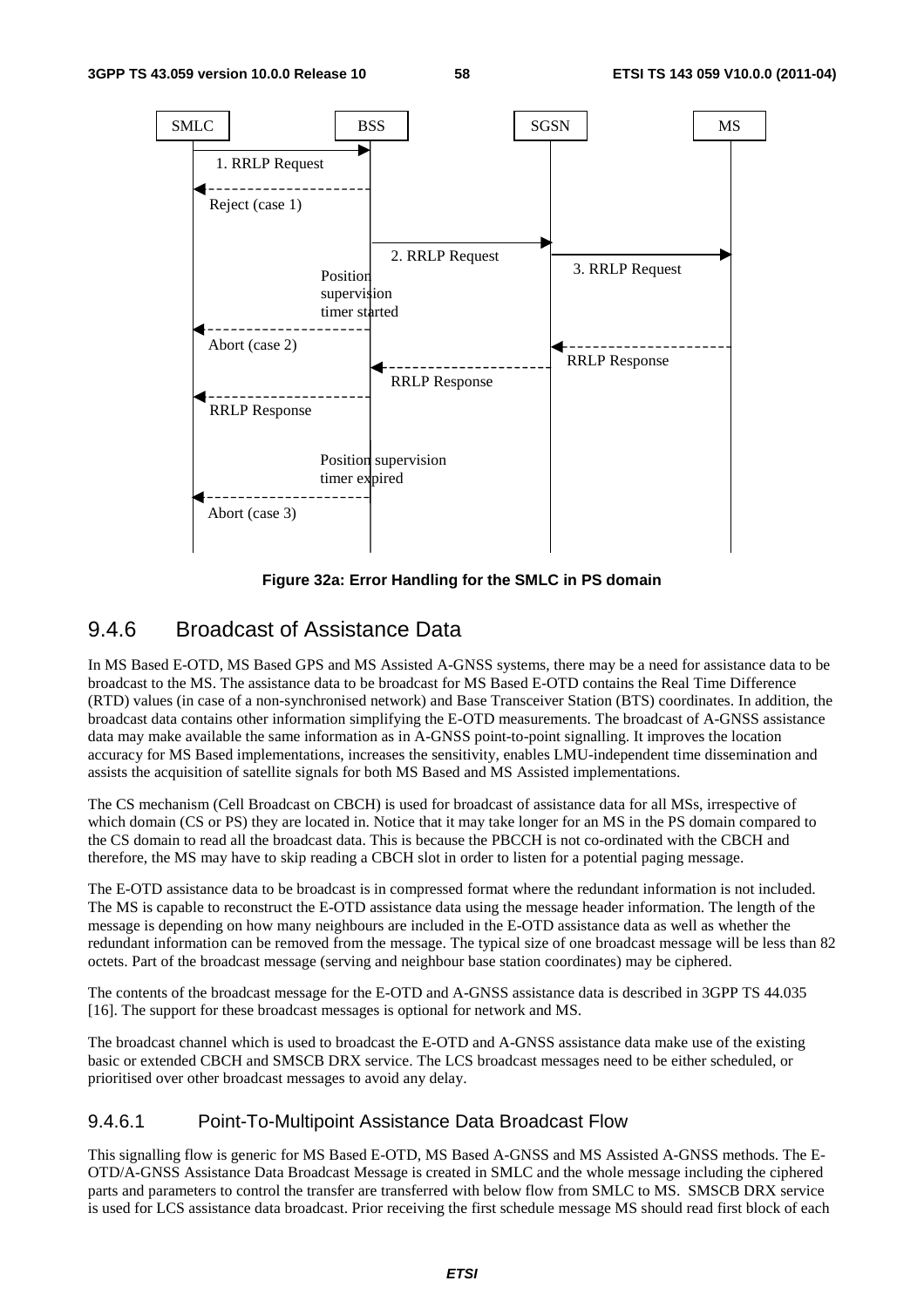SMLC
BSS
SGSN
MS
1. RRLP Request
Reject (case 1)
2. RRLP Request
3. RRLP Request
Position supervision timer started
Abort (case 2)
RRLP Response
RRLP Response
RRLP Response
Position supervision timer expired
Abort (case 3)

**Figure 32a: Error Handling for the SMLC in PS domain**

### 9.4.6 Broadcast of Assistance Data

In MS Based E-OTD, MS Based GPS and MS Assisted A-GNSS systems, there may be a need for assistance data to be broadcast to the MS. The assistance data to be broadcast for MS Based E-OTD contains the Real Time Difference (RTD) values (in case of a non-synchronised network) and Base Transceiver Station (BTS) coordinates. In addition, the broadcast data contains other information simplifying the E-OTD measurements. The broadcast of A-GNSS assistance data may make available the same information as in A-GNSS point-to-point signalling. It improves the location accuracy for MS Based implementations, increases the sensitivity, enables LMU-independent time dissemination and assists the acquisition of satellite signals for both MS Based and MS Assisted implementations.

The CS mechanism (Cell Broadcast on CBCH) is used for broadcast of assistance data for all MSs, irrespective of which domain (CS or PS) they are located in. Notice that it may take longer for an MS in the PS domain compared to the CS domain to read all the broadcast data. This is because the PBCCH is not co-ordinated with the CBCH and therefore, the MS may have to skip reading a CBCH slot in order to listen for a potential paging message.

The E-OTD assistance data to be broadcast is in compressed format where the redundant information is not included. The MS is capable to reconstruct the E-OTD assistance data using the message header information. The length of the message is depending on how many neighbours are included in the E-OTD assistance data as well as whether the redundant information can be removed from the message. The typical size of one broadcast message will be less than 82 octets. Part of the broadcast message (serving and neighbour base station coordinates) may be ciphered.

The contents of the broadcast message for the E-OTD and A-GNSS assistance data is described in 3GPP TS 44.035 [16]. The support for these broadcast messages is optional for network and MS.

The broadcast channel which is used to broadcast the E-OTD and A-GNSS assistance data make use of the existing basic or extended CBCH and SMSCB DRX service. The LCS broadcast messages need to be either scheduled, or prioritised over other broadcast messages to avoid any delay.

#### 9.4.6.1 Point-To-Multipoint Assistance Data Broadcast Flow

This signalling flow is generic for MS Based E-OTD, MS Based A-GNSS and MS Assisted A-GNSS methods. The E-OTD/A-GNSS Assistance Data Broadcast Message is created in SMLC and the whole message including the ciphered parts and parameters to control the transfer are transferred with below flow from SMLC to MS. SMSCB DRX service is used for LCS assistance data broadcast. Prior receiving the first schedule message MS should read first block of each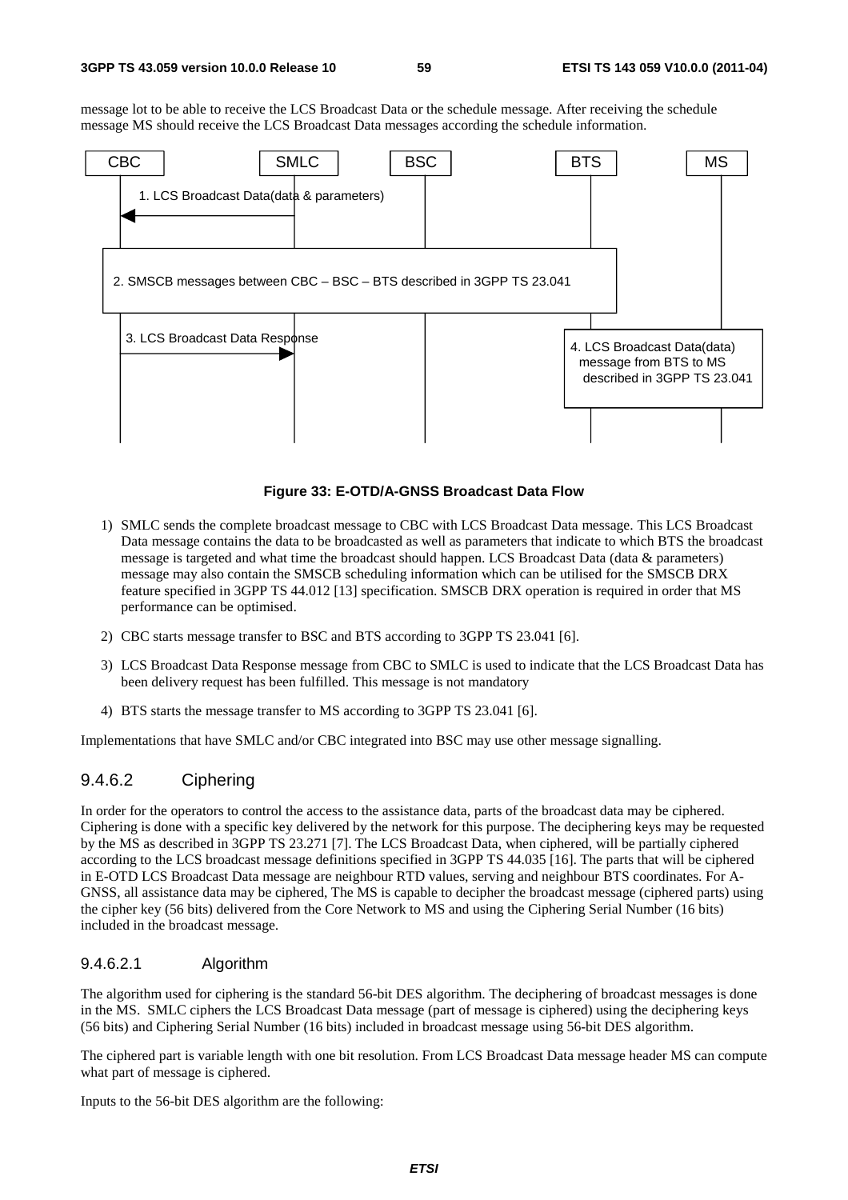message lot to be able to receive the LCS Broadcast Data or the schedule message. After receiving the schedule message MS should receive the LCS Broadcast Data messages according the schedule information.

CBC
SMLC
BSC
BTS
MS
1. LCS Broadcast Data(data & parameters)
2. SMSCB messages between CBC – BSC – BTS described in 3GPP TS 23.041
3. LCS Broadcast Data Response
4. LCS Broadcast Data(data) message from BTS to MS described in 3GPP TS 23.041

**Figure 33: E-OTD/A-GNSS Broadcast Data Flow**

1) SMLC sends the complete broadcast message to CBC with LCS Broadcast Data message. This LCS Broadcast Data message contains the data to be broadcasted as well as parameters that indicate to which BTS the broadcast message is targeted and what time the broadcast should happen. LCS Broadcast Data (data & parameters) message may also contain the SMSCB scheduling information which can be utilised for the SMSCB DRX feature specified in 3GPP TS 44.012 [13] specification. SMSCB DRX operation is required in order that MS performance can be optimised.

2) CBC starts message transfer to BSC and BTS according to 3GPP TS 23.041 [6].

3) LCS Broadcast Data Response message from CBC to SMLC is used to indicate that the LCS Broadcast Data has been delivery request has been fulfilled. This message is not mandatory

4) BTS starts the message transfer to MS according to 3GPP TS 23.041 [6].

Implementations that have SMLC and/or CBC integrated into BSC may use other message signalling.

### 9.4.6.2 Ciphering

In order for the operators to control the access to the assistance data, parts of the broadcast data may be ciphered. Ciphering is done with a specific key delivered by the network for this purpose. The deciphering keys may be requested by the MS as described in 3GPP TS 23.271 [7]. The LCS Broadcast Data, when ciphered, will be partially ciphered according to the LCS broadcast message definitions specified in 3GPP TS 44.035 [16]. The parts that will be ciphered in E-OTD LCS Broadcast Data message are neighbour RTD values, serving and neighbour BTS coordinates. For A-GNSS, all assistance data may be ciphered, The MS is capable to decipher the broadcast message (ciphered parts) using the cipher key (56 bits) delivered from the Core Network to MS and using the Ciphering Serial Number (16 bits) included in the broadcast message.

#### 9.4.6.2.1 Algorithm

The algorithm used for ciphering is the standard 56-bit DES algorithm. The deciphering of broadcast messages is done in the MS. SMLC ciphers the LCS Broadcast Data message (part of message is ciphered) using the deciphering keys (56 bits) and Ciphering Serial Number (16 bits) included in broadcast message using 56-bit DES algorithm.

The ciphered part is variable length with one bit resolution. From LCS Broadcast Data message header MS can compute what part of message is ciphered.

Inputs to the 56-bit DES algorithm are the following: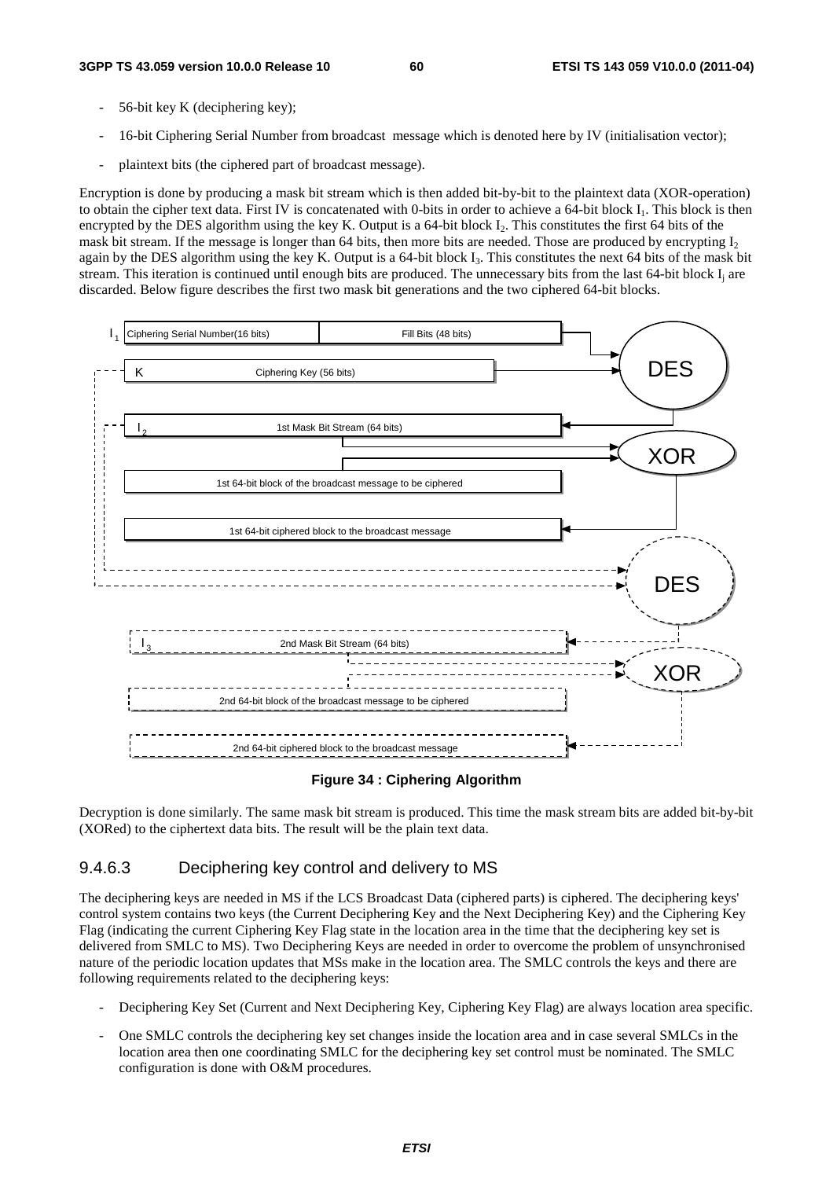- 56-bit key K (deciphering key);
- 16-bit Ciphering Serial Number from broadcast message which is denoted here by IV (initialisation vector);
- plaintext bits (the ciphered part of broadcast message).

Encryption is done by producing a mask bit stream which is then added bit-by-bit to the plaintext data (XOR-operation) to obtain the cipher text data. First IV is concatenated with 0-bits in order to achieve a 64-bit block $I_1$. This block is then encrypted by the DES algorithm using the key K. Output is a 64-bit block $I_2$. This constitutes the first 64 bits of the mask bit stream. If the message is longer than 64 bits, then more bits are needed. Those are produced by encrypting $I_2$ again by the DES algorithm using the key K. Output is a 64-bit block $I_3$. This constitutes the next 64 bits of the mask bit stream. This iteration is continued until enough bits are produced. The unnecessary bits from the last 64-bit block $I_j$ are discarded. Below figure describes the first two mask bit generations and the two ciphered 64-bit blocks.

$I_1$ Ciphering Serial Number(16 bits) Fill Bits (48 bits)

K Ciphering Key (56 bits)

DES

$I_2$ 1st Mask Bit Stream (64 bits)

XOR

1st 64-bit block of the broadcast message to be ciphered

1st 64-bit ciphered block to the broadcast message

DES

$I_3$ 2nd Mask Bit Stream (64 bits)

XOR

2nd 64-bit block of the broadcast message to be ciphered

2nd 64-bit ciphered block to the broadcast message

**Figure 34 : Ciphering Algorithm**

Decryption is done similarly. The same mask bit stream is produced. This time the mask stream bits are added bit-by-bit (XORed) to the ciphertext data bits. The result will be the plain text data.

### 9.4.6.3 Deciphering key control and delivery to MS

The deciphering keys are needed in MS if the LCS Broadcast Data (ciphered parts) is ciphered. The deciphering keys' control system contains two keys (the Current Deciphering Key and the Next Deciphering Key) and the Ciphering Key Flag (indicating the current Ciphering Key Flag state in the location area in the time that the deciphering key set is delivered from SMLC to MS). Two Deciphering Keys are needed in order to overcome the problem of unsynchronised nature of the periodic location updates that MSs make in the location area. The SMLC controls the keys and there are following requirements related to the deciphering keys:

- Deciphering Key Set (Current and Next Deciphering Key, Ciphering Key Flag) are always location area specific.
- One SMLC controls the deciphering key set changes inside the location area and in case several SMLCs in the location area then one coordinating SMLC for the deciphering key set control must be nominated. The SMLC configuration is done with O&M procedures.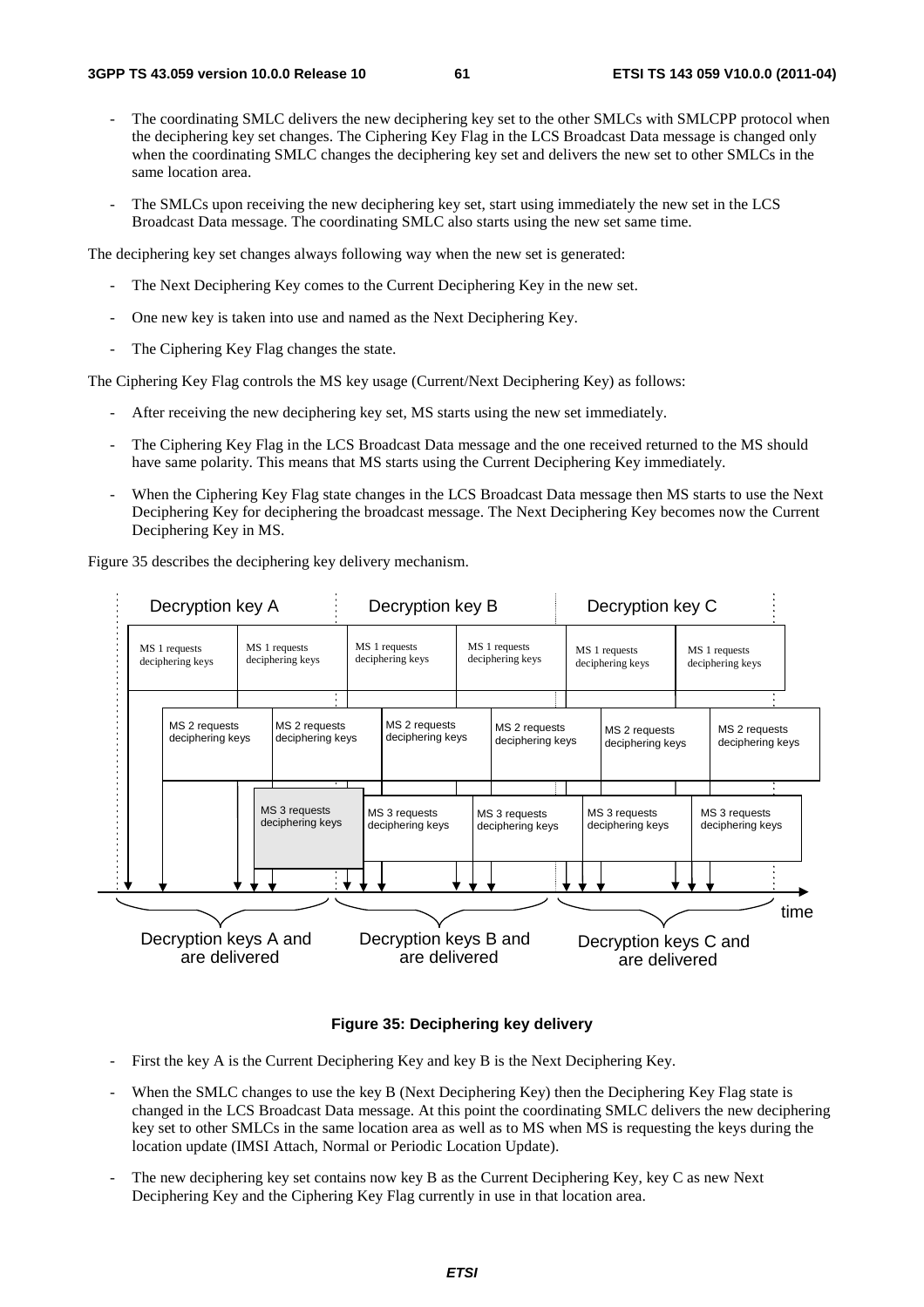- The coordinating SMLC delivers the new deciphering key set to the other SMLCs with SMLCPP protocol when the deciphering key set changes. The Ciphering Key Flag in the LCS Broadcast Data message is changed only when the coordinating SMLC changes the deciphering key set and delivers the new set to other SMLCs in the same location area.

- The SMLCs upon receiving the new deciphering key set, start using immediately the new set in the LCS Broadcast Data message. The coordinating SMLC also starts using the new set same time.

The deciphering key set changes always following way when the new set is generated:

- The Next Deciphering Key comes to the Current Deciphering Key in the new set.

- One new key is taken into use and named as the Next Deciphering Key.

- The Ciphering Key Flag changes the state.

The Ciphering Key Flag controls the MS key usage (Current/Next Deciphering Key) as follows:

- After receiving the new deciphering key set, MS starts using the new set immediately.

- The Ciphering Key Flag in the LCS Broadcast Data message and the one received returned to the MS should have same polarity. This means that MS starts using the Current Deciphering Key immediately.

- When the Ciphering Key Flag state changes in the LCS Broadcast Data message then MS starts to use the Next Deciphering Key for deciphering the broadcast message. The Next Deciphering Key becomes now the Current Deciphering Key in MS.

Figure 35 describes the deciphering key delivery mechanism.

Decryption key A
Decryption key B
Decryption key C
MS 1 requests deciphering keys
MS 2 requests deciphering keys
MS 3 requests deciphering keys
time
Decryption keys A and are delivered
Decryption keys B and are delivered
Decryption keys C and are delivered

**Figure 35: Deciphering key delivery**

- First the key A is the Current Deciphering Key and key B is the Next Deciphering Key.

- When the SMLC changes to use the key B (Next Deciphering Key) then the Deciphering Key Flag state is changed in the LCS Broadcast Data message. At this point the coordinating SMLC delivers the new deciphering key set to other SMLCs in the same location area as well as to MS when MS is requesting the keys during the location update (IMSI Attach, Normal or Periodic Location Update).

- The new deciphering key set contains now key B as the Current Deciphering Key, key C as new Next Deciphering Key and the Ciphering Key Flag currently in use in that location area.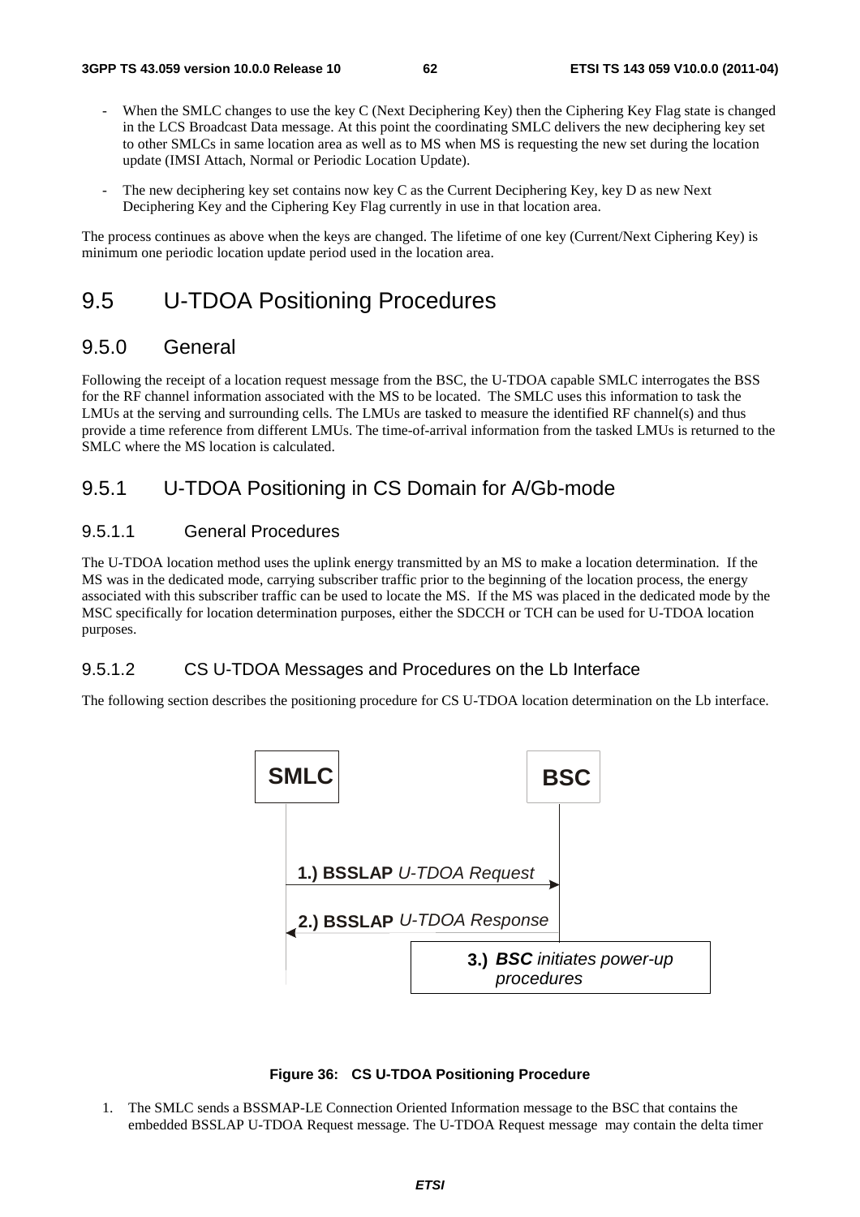- When the SMLC changes to use the key C (Next Deciphering Key) then the Ciphering Key Flag state is changed in the LCS Broadcast Data message. At this point the coordinating SMLC delivers the new deciphering key set to other SMLCs in same location area as well as to MS when MS is requesting the new set during the location update (IMSI Attach, Normal or Periodic Location Update).

- The new deciphering key set contains now key C as the Current Deciphering Key, key D as new Next Deciphering Key and the Ciphering Key Flag currently in use in that location area.

The process continues as above when the keys are changed. The lifetime of one key (Current/Next Ciphering Key) is minimum one periodic location update period used in the location area.

# 9.5 U-TDOA Positioning Procedures

## 9.5.0 General

Following the receipt of a location request message from the BSC, the U-TDOA capable SMLC interrogates the BSS for the RF channel information associated with the MS to be located. The SMLC uses this information to task the LMUs at the serving and surrounding cells. The LMUs are tasked to measure the identified RF channel(s) and thus provide a time reference from different LMUs. The time-of-arrival information from the tasked LMUs is returned to the SMLC where the MS location is calculated.

## 9.5.1 U-TDOA Positioning in CS Domain for A/Gb-mode

### 9.5.1.1 General Procedures

The U-TDOA location method uses the uplink energy transmitted by an MS to make a location determination. If the MS was in the dedicated mode, carrying subscriber traffic prior to the beginning of the location process, the energy associated with this subscriber traffic can be used to locate the MS. If the MS was placed in the dedicated mode by the MSC specifically for location determination purposes, either the SDCCH or TCH can be used for U-TDOA location purposes.

### 9.5.1.2 CS U-TDOA Messages and Procedures on the Lb Interface

The following section describes the positioning procedure for CS U-TDOA location determination on the Lb interface.

SMLC

BSC

1.) **BSSLAP** *U-TDOA Request*

2.) **BSSLAP** *U-TDOA Response*

3.) ***BSC*** *initiates power-up procedures*

**Figure 36: CS U-TDOA Positioning Procedure**

1. The SMLC sends a BSSMAP-LE Connection Oriented Information message to the BSC that contains the embedded BSSLAP U-TDOA Request message. The U-TDOA Request message may contain the delta timer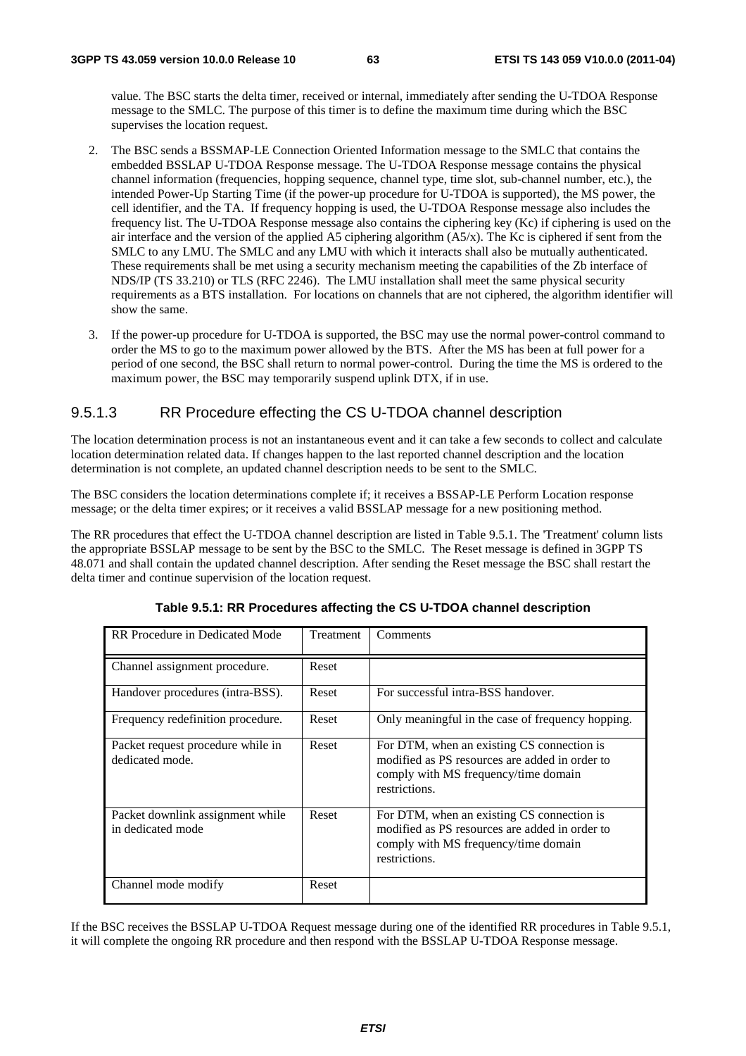value. The BSC starts the delta timer, received or internal, immediately after sending the U-TDOA Response message to the SMLC. The purpose of this timer is to define the maximum time during which the BSC supervises the location request.

2. The BSC sends a BSSMAP-LE Connection Oriented Information message to the SMLC that contains the embedded BSSLAP U-TDOA Response message. The U-TDOA Response message contains the physical channel information (frequencies, hopping sequence, channel type, time slot, sub-channel number, etc.), the intended Power-Up Starting Time (if the power-up procedure for U-TDOA is supported), the MS power, the cell identifier, and the TA. If frequency hopping is used, the U-TDOA Response message also includes the frequency list. The U-TDOA Response message also contains the ciphering key (Kc) if ciphering is used on the air interface and the version of the applied A5 ciphering algorithm (A5/x). The Kc is ciphered if sent from the SMLC to any LMU. The SMLC and any LMU with which it interacts shall also be mutually authenticated. These requirements shall be met using a security mechanism meeting the capabilities of the Zb interface of NDS/IP (TS 33.210) or TLS (RFC 2246). The LMU installation shall meet the same physical security requirements as a BTS installation. For locations on channels that are not ciphered, the algorithm identifier will show the same.

3. If the power-up procedure for U-TDOA is supported, the BSC may use the normal power-control command to order the MS to go to the maximum power allowed by the BTS. After the MS has been at full power for a period of one second, the BSC shall return to normal power-control. During the time the MS is ordered to the maximum power, the BSC may temporarily suspend uplink DTX, if in use.

### 9.5.1.3 RR Procedure effecting the CS U-TDOA channel description

The location determination process is not an instantaneous event and it can take a few seconds to collect and calculate location determination related data. If changes happen to the last reported channel description and the location determination is not complete, an updated channel description needs to be sent to the SMLC.

The BSC considers the location determinations complete if; it receives a BSSAP-LE Perform Location response message; or the delta timer expires; or it receives a valid BSSLAP message for a new positioning method.

The RR procedures that effect the U-TDOA channel description are listed in Table 9.5.1. The 'Treatment' column lists the appropriate BSSLAP message to be sent by the BSC to the SMLC. The Reset message is defined in 3GPP TS 48.071 and shall contain the updated channel description. After sending the Reset message the BSC shall restart the delta timer and continue supervision of the location request.

**Table 9.5.1: RR Procedures affecting the CS U-TDOA channel description**

| RR Procedure in Dedicated Mode | Treatment | Comments |
|---|---|---|
| Channel assignment procedure. | Reset | |
| Handover procedures (intra-BSS). | Reset | For successful intra-BSS handover. |
| Frequency redefinition procedure. | Reset | Only meaningful in the case of frequency hopping. |
| Packet request procedure while in dedicated mode. | Reset | For DTM, when an existing CS connection is modified as PS resources are added in order to comply with MS frequency/time domain restrictions. |
| Packet downlink assignment while in dedicated mode | Reset | For DTM, when an existing CS connection is modified as PS resources are added in order to comply with MS frequency/time domain restrictions. |
| Channel mode modify | Reset | |

If the BSC receives the BSSLAP U-TDOA Request message during one of the identified RR procedures in Table 9.5.1, it will complete the ongoing RR procedure and then respond with the BSSLAP U-TDOA Response message.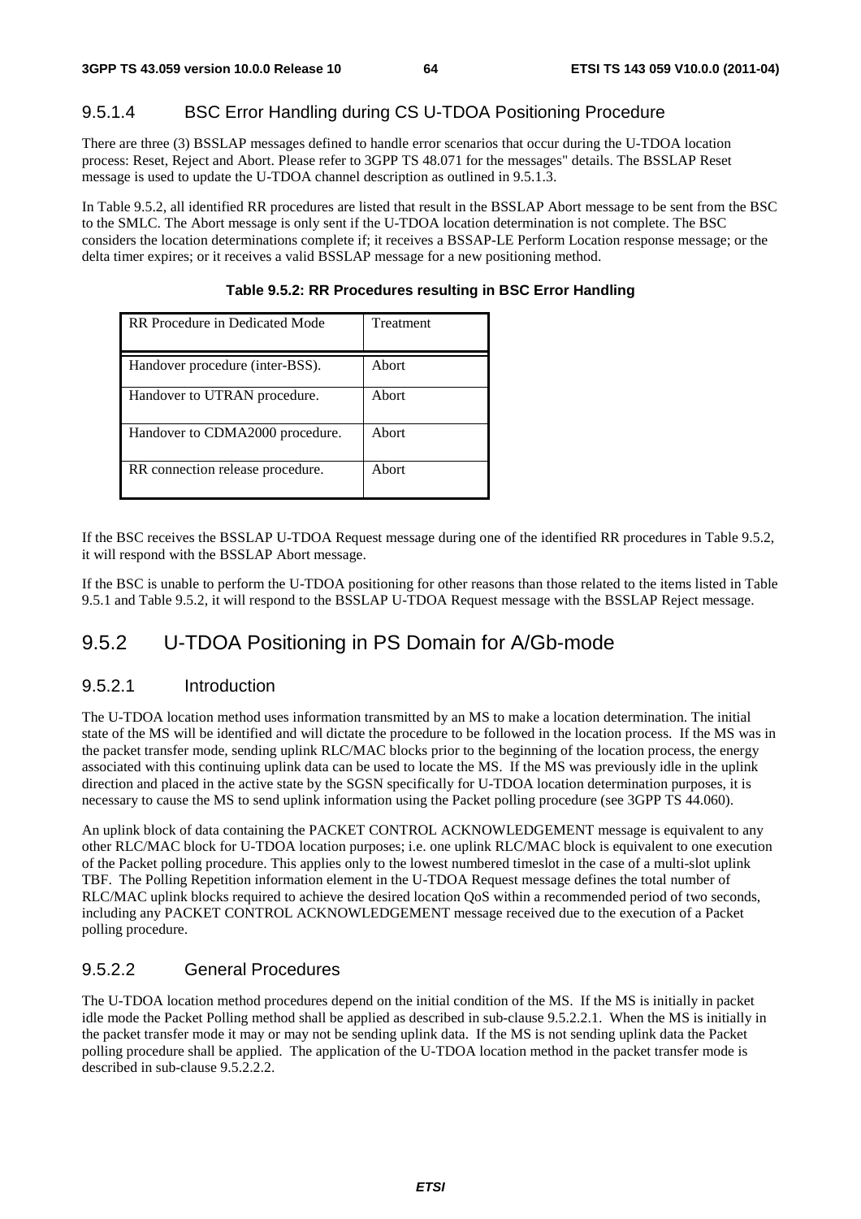### 9.5.1.4 BSC Error Handling during CS U-TDOA Positioning Procedure

There are three (3) BSSLAP messages defined to handle error scenarios that occur during the U-TDOA location process: Reset, Reject and Abort. Please refer to 3GPP TS 48.071 for the messages" details. The BSSLAP Reset message is used to update the U-TDOA channel description as outlined in 9.5.1.3.

In Table 9.5.2, all identified RR procedures are listed that result in the BSSLAP Abort message to be sent from the BSC to the SMLC. The Abort message is only sent if the U-TDOA location determination is not complete. The BSC considers the location determinations complete if; it receives a BSSAP-LE Perform Location response message; or the delta timer expires; or it receives a valid BSSLAP message for a new positioning method.

**Table 9.5.2: RR Procedures resulting in BSC Error Handling**

| RR Procedure in Dedicated Mode | Treatment |
|---|---|
| Handover procedure (inter-BSS). | Abort |
| Handover to UTRAN procedure. | Abort |
| Handover to CDMA2000 procedure. | Abort |
| RR connection release procedure. | Abort |

If the BSC receives the BSSLAP U-TDOA Request message during one of the identified RR procedures in Table 9.5.2, it will respond with the BSSLAP Abort message.

If the BSC is unable to perform the U-TDOA positioning for other reasons than those related to the items listed in Table 9.5.1 and Table 9.5.2, it will respond to the BSSLAP U-TDOA Request message with the BSSLAP Reject message.

## 9.5.2 U-TDOA Positioning in PS Domain for A/Gb-mode

### 9.5.2.1 Introduction

The U-TDOA location method uses information transmitted by an MS to make a location determination. The initial state of the MS will be identified and will dictate the procedure to be followed in the location process. If the MS was in the packet transfer mode, sending uplink RLC/MAC blocks prior to the beginning of the location process, the energy associated with this continuing uplink data can be used to locate the MS. If the MS was previously idle in the uplink direction and placed in the active state by the SGSN specifically for U-TDOA location determination purposes, it is necessary to cause the MS to send uplink information using the Packet polling procedure (see 3GPP TS 44.060).

An uplink block of data containing the PACKET CONTROL ACKNOWLEDGEMENT message is equivalent to any other RLC/MAC block for U-TDOA location purposes; i.e. one uplink RLC/MAC block is equivalent to one execution of the Packet polling procedure. This applies only to the lowest numbered timeslot in the case of a multi-slot uplink TBF. The Polling Repetition information element in the U-TDOA Request message defines the total number of RLC/MAC uplink blocks required to achieve the desired location QoS within a recommended period of two seconds, including any PACKET CONTROL ACKNOWLEDGEMENT message received due to the execution of a Packet polling procedure.

### 9.5.2.2 General Procedures

The U-TDOA location method procedures depend on the initial condition of the MS. If the MS is initially in packet idle mode the Packet Polling method shall be applied as described in sub-clause 9.5.2.2.1. When the MS is initially in the packet transfer mode it may or may not be sending uplink data. If the MS is not sending uplink data the Packet polling procedure shall be applied. The application of the U-TDOA location method in the packet transfer mode is described in sub-clause 9.5.2.2.2.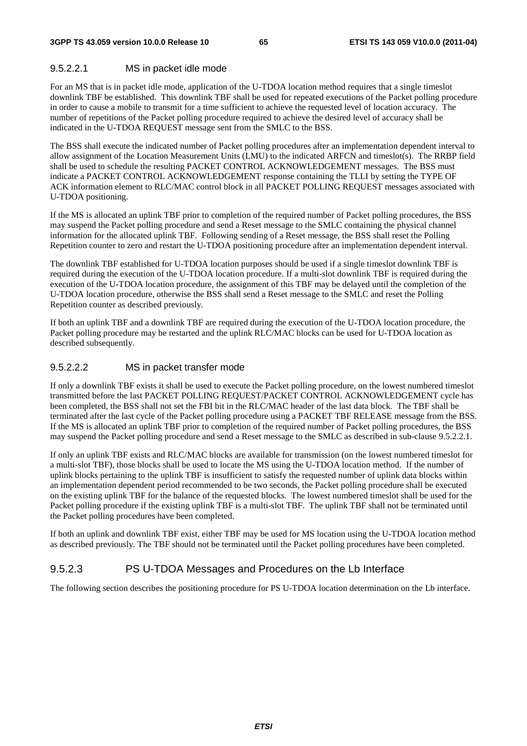#### 9.5.2.2.1 MS in packet idle mode

For an MS that is in packet idle mode, application of the U-TDOA location method requires that a single timeslot downlink TBF be established. This downlink TBF shall be used for repeated executions of the Packet polling procedure in order to cause a mobile to transmit for a time sufficient to achieve the requested level of location accuracy. The number of repetitions of the Packet polling procedure required to achieve the desired level of accuracy shall be indicated in the U-TDOA REQUEST message sent from the SMLC to the BSS.

The BSS shall execute the indicated number of Packet polling procedures after an implementation dependent interval to allow assignment of the Location Measurement Units (LMU) to the indicated ARFCN and timeslot(s). The RRBP field shall be used to schedule the resulting PACKET CONTROL ACKNOWLEDGEMENT messages. The BSS must indicate a PACKET CONTROL ACKNOWLEDGEMENT response containing the TLLI by setting the TYPE OF ACK information element to RLC/MAC control block in all PACKET POLLING REQUEST messages associated with U-TDOA positioning.

If the MS is allocated an uplink TBF prior to completion of the required number of Packet polling procedures, the BSS may suspend the Packet polling procedure and send a Reset message to the SMLC containing the physical channel information for the allocated uplink TBF. Following sending of a Reset message, the BSS shall reset the Polling Repetition counter to zero and restart the U-TDOA positioning procedure after an implementation dependent interval.

The downlink TBF established for U-TDOA location purposes should be used if a single timeslot downlink TBF is required during the execution of the U-TDOA location procedure. If a multi-slot downlink TBF is required during the execution of the U-TDOA location procedure, the assignment of this TBF may be delayed until the completion of the U-TDOA location procedure, otherwise the BSS shall send a Reset message to the SMLC and reset the Polling Repetition counter as described previously.

If both an uplink TBF and a downlink TBF are required during the execution of the U-TDOA location procedure, the Packet polling procedure may be restarted and the uplink RLC/MAC blocks can be used for U-TDOA location as described subsequently.

#### 9.5.2.2.2 MS in packet transfer mode

If only a downlink TBF exists it shall be used to execute the Packet polling procedure, on the lowest numbered timeslot transmitted before the last PACKET POLLING REQUEST/PACKET CONTROL ACKNOWLEDGEMENT cycle has been completed, the BSS shall not set the FBI bit in the RLC/MAC header of the last data block. The TBF shall be terminated after the last cycle of the Packet polling procedure using a PACKET TBF RELEASE message from the BSS. If the MS is allocated an uplink TBF prior to completion of the required number of Packet polling procedures, the BSS may suspend the Packet polling procedure and send a Reset message to the SMLC as described in sub-clause 9.5.2.2.1.

If only an uplink TBF exists and RLC/MAC blocks are available for transmission (on the lowest numbered timeslot for a multi-slot TBF), those blocks shall be used to locate the MS using the U-TDOA location method. If the number of uplink blocks pertaining to the uplink TBF is insufficient to satisfy the requested number of uplink data blocks within an implementation dependent period recommended to be two seconds, the Packet polling procedure shall be executed on the existing uplink TBF for the balance of the requested blocks. The lowest numbered timeslot shall be used for the Packet polling procedure if the existing uplink TBF is a multi-slot TBF. The uplink TBF shall not be terminated until the Packet polling procedures have been completed.

If both an uplink and downlink TBF exist, either TBF may be used for MS location using the U-TDOA location method as described previously. The TBF should not be terminated until the Packet polling procedures have been completed.

### 9.5.2.3 PS U-TDOA Messages and Procedures on the Lb Interface

The following section describes the positioning procedure for PS U-TDOA location determination on the Lb interface.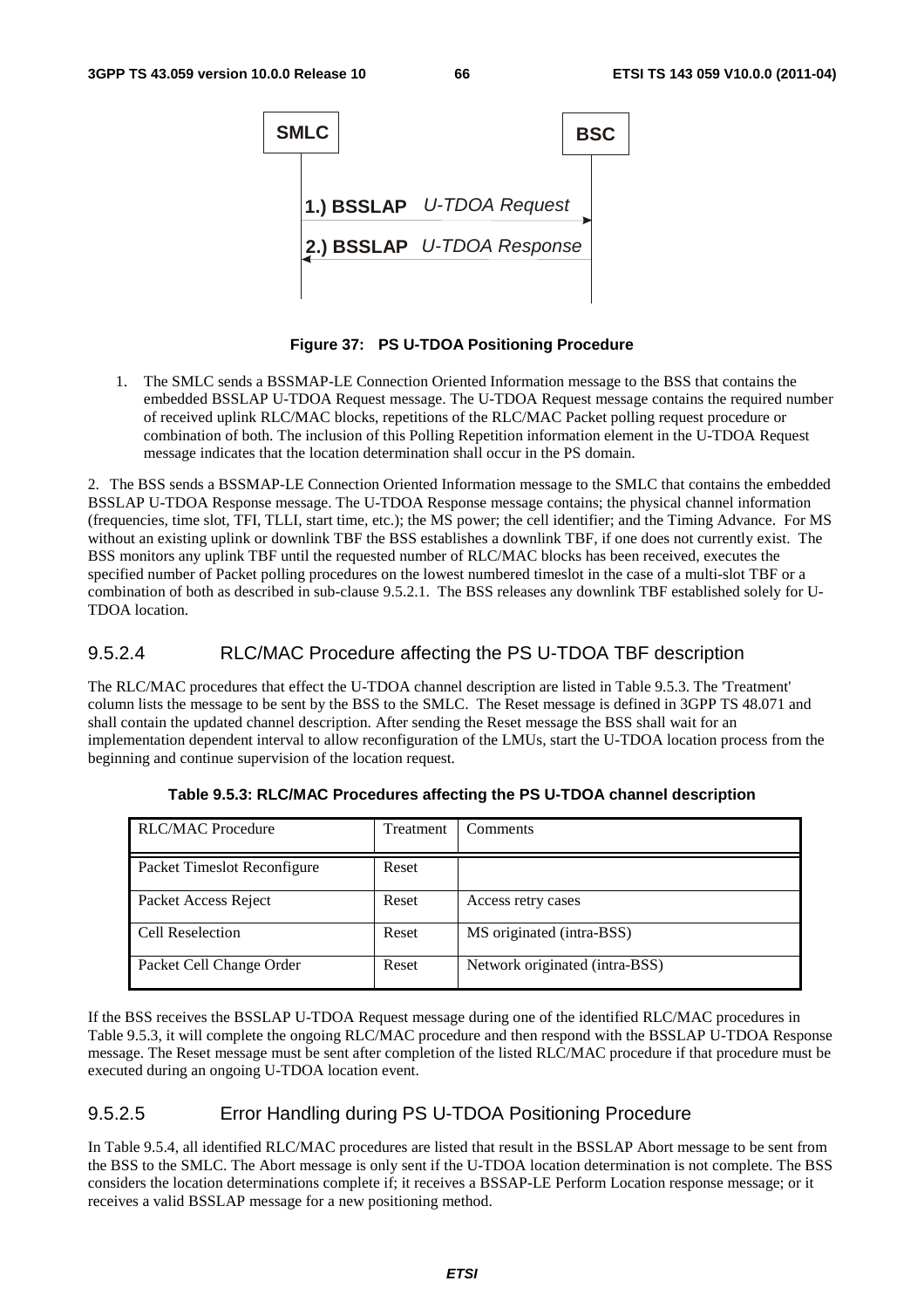SMLC

BSC

1.) BSSLAP *U-TDOA Request*

2.) BSSLAP *U-TDOA Response*

**Figure 37: PS U-TDOA Positioning Procedure**

1. The SMLC sends a BSSMAP-LE Connection Oriented Information message to the BSS that contains the embedded BSSLAP U-TDOA Request message. The U-TDOA Request message contains the required number of received uplink RLC/MAC blocks, repetitions of the RLC/MAC Packet polling request procedure or combination of both. The inclusion of this Polling Repetition information element in the U-TDOA Request message indicates that the location determination shall occur in the PS domain.

2. The BSS sends a BSSMAP-LE Connection Oriented Information message to the SMLC that contains the embedded BSSLAP U-TDOA Response message. The U-TDOA Response message contains; the physical channel information (frequencies, time slot, TFI, TLLI, start time, etc.); the MS power; the cell identifier; and the Timing Advance. For MS without an existing uplink or downlink TBF the BSS establishes a downlink TBF, if one does not currently exist. The BSS monitors any uplink TBF until the requested number of RLC/MAC blocks has been received, executes the specified number of Packet polling procedures on the lowest numbered timeslot in the case of a multi-slot TBF or a combination of both as described in sub-clause 9.5.2.1. The BSS releases any downlink TBF established solely for U-TDOA location.

### 9.5.2.4 RLC/MAC Procedure affecting the PS U-TDOA TBF description

The RLC/MAC procedures that effect the U-TDOA channel description are listed in Table 9.5.3. The 'Treatment' column lists the message to be sent by the BSS to the SMLC. The Reset message is defined in 3GPP TS 48.071 and shall contain the updated channel description. After sending the Reset message the BSS shall wait for an implementation dependent interval to allow reconfiguration of the LMUs, start the U-TDOA location process from the beginning and continue supervision of the location request.

**Table 9.5.3: RLC/MAC Procedures affecting the PS U-TDOA channel description**

| RLC/MAC Procedure | Treatment | Comments |
|---|---|---|
| Packet Timeslot Reconfigure | Reset | |
| Packet Access Reject | Reset | Access retry cases |
| Cell Reselection | Reset | MS originated (intra-BSS) |
| Packet Cell Change Order | Reset | Network originated (intra-BSS) |

If the BSS receives the BSSLAP U-TDOA Request message during one of the identified RLC/MAC procedures in Table 9.5.3, it will complete the ongoing RLC/MAC procedure and then respond with the BSSLAP U-TDOA Response message. The Reset message must be sent after completion of the listed RLC/MAC procedure if that procedure must be executed during an ongoing U-TDOA location event.

### 9.5.2.5 Error Handling during PS U-TDOA Positioning Procedure

In Table 9.5.4, all identified RLC/MAC procedures are listed that result in the BSSLAP Abort message to be sent from the BSS to the SMLC. The Abort message is only sent if the U-TDOA location determination is not complete. The BSS considers the location determinations complete if; it receives a BSSAP-LE Perform Location response message; or it receives a valid BSSLAP message for a new positioning method.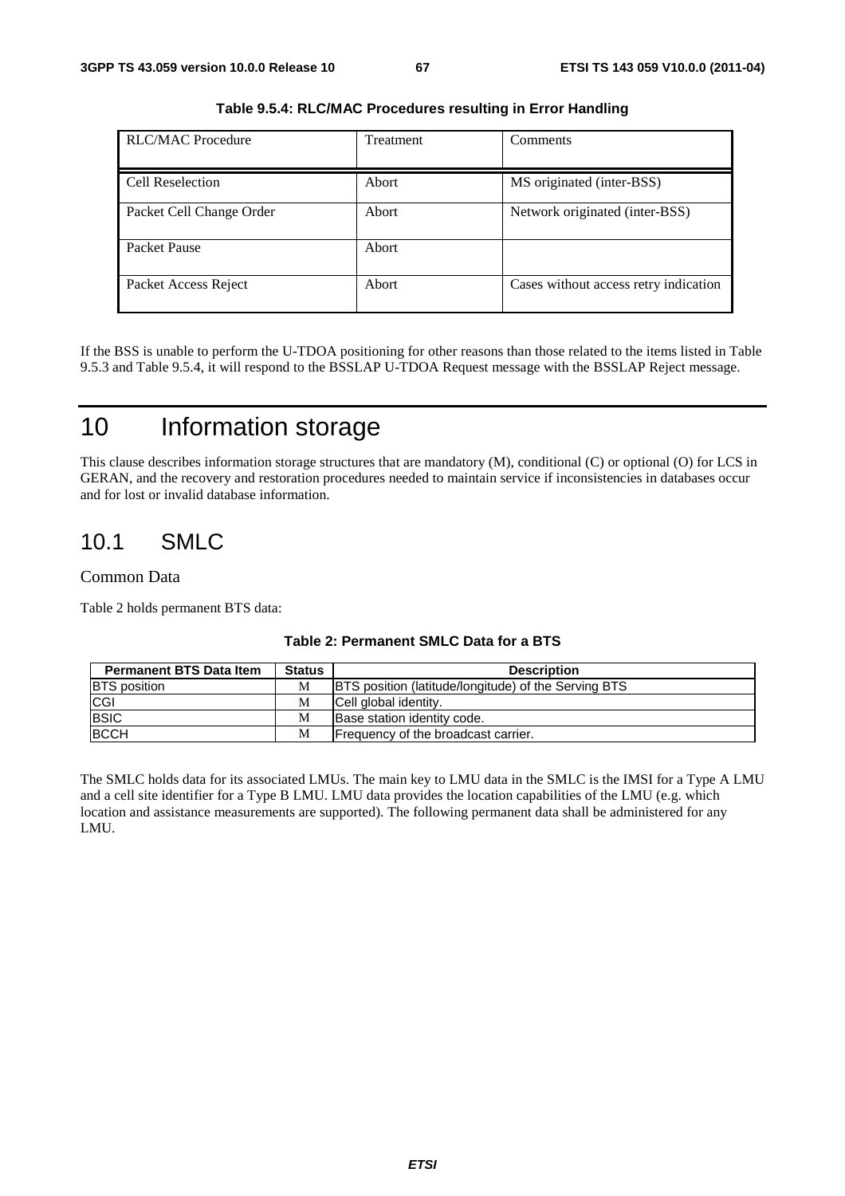**Table 9.5.4: RLC/MAC Procedures resulting in Error Handling**

| RLC/MAC Procedure | Treatment | Comments |
|---|---|---|
| Cell Reselection | Abort | MS originated (inter-BSS) |
| Packet Cell Change Order | Abort | Network originated (inter-BSS) |
| Packet Pause | Abort | |
| Packet Access Reject | Abort | Cases without access retry indication |

If the BSS is unable to perform the U-TDOA positioning for other reasons than those related to the items listed in Table 9.5.3 and Table 9.5.4, it will respond to the BSSLAP U-TDOA Request message with the BSSLAP Reject message.

# 10 Information storage

This clause describes information storage structures that are mandatory (M), conditional (C) or optional (O) for LCS in GERAN, and the recovery and restoration procedures needed to maintain service if inconsistencies in databases occur and for lost or invalid database information.

## 10.1 SMLC

Common Data

Table 2 holds permanent BTS data:

**Table 2: Permanent SMLC Data for a BTS**

| Permanent BTS Data Item | Status | Description |
|---|---|---|
| BTS position | M | BTS position (latitude/longitude) of the Serving BTS |
| CGI | M | Cell global identity. |
| BSIC | M | Base station identity code. |
| BCCH | M | Frequency of the broadcast carrier. |

The SMLC holds data for its associated LMUs. The main key to LMU data in the SMLC is the IMSI for a Type A LMU and a cell site identifier for a Type B LMU. LMU data provides the location capabilities of the LMU (e.g. which location and assistance measurements are supported). The following permanent data shall be administered for any LMU.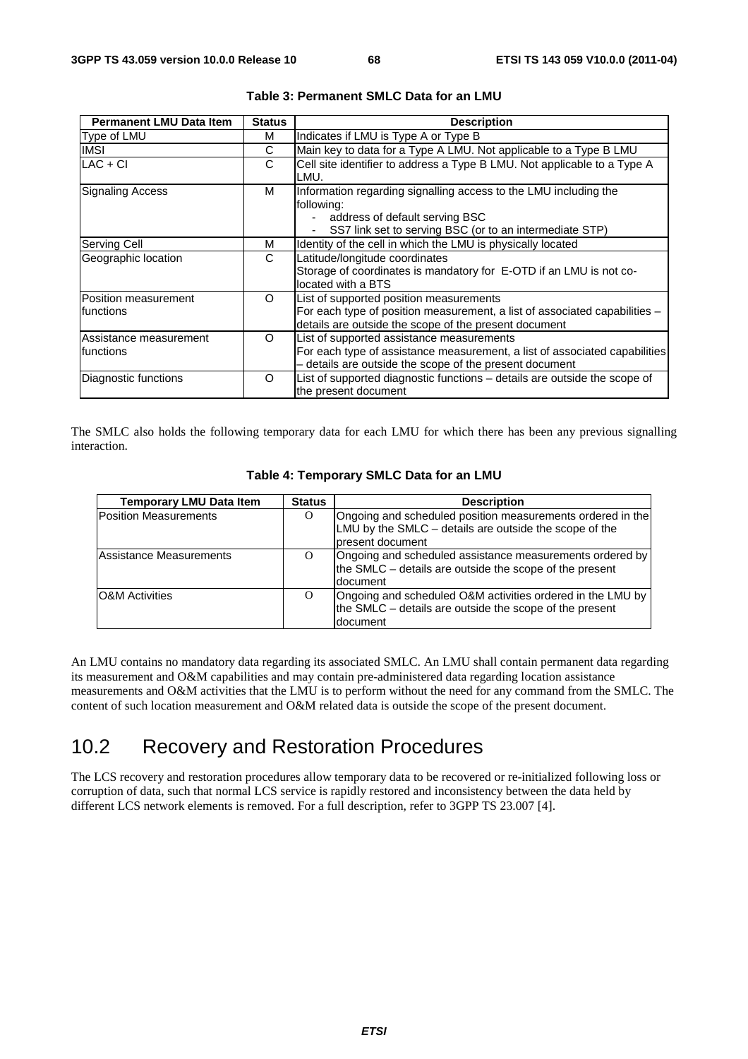**Table 3: Permanent SMLC Data for an LMU**

| Permanent LMU Data Item | Status | Description |
|---|---|---|
| Type of LMU | M | Indicates if LMU is Type A or Type B |
| IMSI | C | Main key to data for a Type A LMU. Not applicable to a Type B LMU |
| LAC + CI | C | Cell site identifier to address a Type B LMU. Not applicable to a Type A LMU. |
| Signaling Access | M | Information regarding signalling access to the LMU including the following:<br>- address of default serving BSC<br>- SS7 link set to serving BSC (or to an intermediate STP) |
| Serving Cell | M | Identity of the cell in which the LMU is physically located |
| Geographic location | C | Latitude/longitude coordinates<br>Storage of coordinates is mandatory for E-OTD if an LMU is not co-located with a BTS |
| Position measurement functions | O | List of supported position measurements<br>For each type of position measurement, a list of associated capabilities – details are outside the scope of the present document |
| Assistance measurement functions | O | List of supported assistance measurements<br>For each type of assistance measurement, a list of associated capabilities – details are outside the scope of the present document |
| Diagnostic functions | O | List of supported diagnostic functions – details are outside the scope of the present document |

The SMLC also holds the following temporary data for each LMU for which there has been any previous signalling interaction.

**Table 4: Temporary SMLC Data for an LMU**

| Temporary LMU Data Item | Status | Description |
|---|---|---|
| Position Measurements | O | Ongoing and scheduled position measurements ordered in the LMU by the SMLC – details are outside the scope of the present document |
| Assistance Measurements | O | Ongoing and scheduled assistance measurements ordered by the SMLC – details are outside the scope of the present document |
| O&M Activities | O | Ongoing and scheduled O&M activities ordered in the LMU by the SMLC – details are outside the scope of the present document |

An LMU contains no mandatory data regarding its associated SMLC. An LMU shall contain permanent data regarding its measurement and O&M capabilities and may contain pre-administered data regarding location assistance measurements and O&M activities that the LMU is to perform without the need for any command from the SMLC. The content of such location measurement and O&M related data is outside the scope of the present document.

## 10.2 Recovery and Restoration Procedures

The LCS recovery and restoration procedures allow temporary data to be recovered or re-initialized following loss or corruption of data, such that normal LCS service is rapidly restored and inconsistency between the data held by different LCS network elements is removed. For a full description, refer to 3GPP TS 23.007 [4].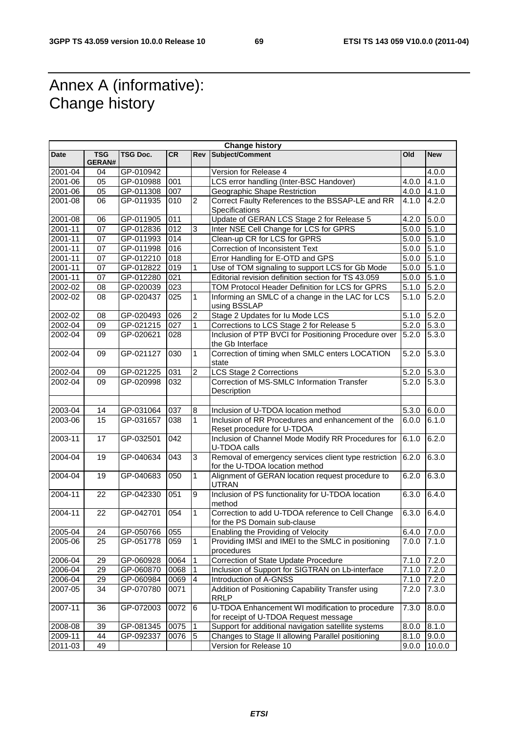# Annex A (informative): Change history

| Change history | | | | | | | |
|---|---|---|---|---|---|---|---|
| **Date** | **TSG GERAN#** | **TSG Doc.** | **CR** | **Rev** | **Subject/Comment** | **Old** | **New** |
| 2001-04 | 04 | GP-010942 | | | Version for Release 4 | | 4.0.0 |
| 2001-06 | 05 | GP-010988 | 001 | | LCS error handling (Inter-BSC Handover) | 4.0.0 | 4.1.0 |
| 2001-06 | 05 | GP-011308 | 007 | | Geographic Shape Restriction | 4.0.0 | 4.1.0 |
| 2001-08 | 06 | GP-011935 | 010 | 2 | Correct Faulty References to the BSSAP-LE and RR Specifications | 4.1.0 | 4.2.0 |
| 2001-08 | 06 | GP-011905 | 011 | | Update of GERAN LCS Stage 2 for Release 5 | 4.2.0 | 5.0.0 |
| 2001-11 | 07 | GP-012836 | 012 | 3 | Inter NSE Cell Change for LCS for GPRS | 5.0.0 | 5.1.0 |
| 2001-11 | 07 | GP-011993 | 014 | | Clean-up CR for LCS for GPRS | 5.0.0 | 5.1.0 |
| 2001-11 | 07 | GP-011998 | 016 | | Correction of Inconsistent Text | 5.0.0 | 5.1.0 |
| 2001-11 | 07 | GP-012210 | 018 | | Error Handling for E-OTD and GPS | 5.0.0 | 5.1.0 |
| 2001-11 | 07 | GP-012822 | 019 | 1 | Use of TOM signaling to support LCS for Gb Mode | 5.0.0 | 5.1.0 |
| 2001-11 | 07 | GP-012280 | 021 | | Editorial revision definition section for TS 43.059 | 5.0.0 | 5.1.0 |
| 2002-02 | 08 | GP-020039 | 023 | | TOM Protocol Header Definition for LCS for GPRS | 5.1.0 | 5.2.0 |
| 2002-02 | 08 | GP-020437 | 025 | 1 | Informing an SMLC of a change in the LAC for LCS using BSSLAP | 5.1.0 | 5.2.0 |
| 2002-02 | 08 | GP-020493 | 026 | 2 | Stage 2 Updates for Iu Mode LCS | 5.1.0 | 5.2.0 |
| 2002-04 | 09 | GP-021215 | 027 | 1 | Corrections to LCS Stage 2 for Release 5 | 5.2.0 | 5.3.0 |
| 2002-04 | 09 | GP-020621 | 028 | | Inclusion of PTP BVCI for Positioning Procedure over the Gb Interface | 5.2.0 | 5.3.0 |
| 2002-04 | 09 | GP-021127 | 030 | 1 | Correction of timing when SMLC enters LOCATION state | 5.2.0 | 5.3.0 |
| 2002-04 | 09 | GP-021225 | 031 | 2 | LCS Stage 2 Corrections | 5.2.0 | 5.3.0 |
| 2002-04 | 09 | GP-020998 | 032 | | Correction of MS-SMLC Information Transfer Description | 5.2.0 | 5.3.0 |
| | | | | | | | |
| 2003-04 | 14 | GP-031064 | 037 | 8 | Inclusion of U-TDOA location method | 5.3.0 | 6.0.0 |
| 2003-06 | 15 | GP-031657 | 038 | 1 | Inclusion of RR Procedures and enhancement of the Reset procedure for U-TDOA | 6.0.0 | 6.1.0 |
| 2003-11 | 17 | GP-032501 | 042 | | Inclusion of Channel Mode Modify RR Procedures for U-TDOA calls | 6.1.0 | 6.2.0 |
| 2004-04 | 19 | GP-040634 | 043 | 3 | Removal of emergency services client type restriction for the U-TDOA location method | 6.2.0 | 6.3.0 |
| 2004-04 | 19 | GP-040683 | 050 | 1 | Alignment of GERAN location request procedure to UTRAN | 6.2.0 | 6.3.0 |
| 2004-11 | 22 | GP-042330 | 051 | 9 | Inclusion of PS functionality for U-TDOA location method | 6.3.0 | 6.4.0 |
| 2004-11 | 22 | GP-042701 | 054 | 1 | Correction to add U-TDOA reference to Cell Change for the PS Domain sub-clause | 6.3.0 | 6.4.0 |
| 2005-04 | 24 | GP-050766 | 055 | | Enabling the Providing of Velocity | 6.4.0 | 7.0.0 |
| 2005-06 | 25 | GP-051778 | 059 | 1 | Providing IMSI and IMEI to the SMLC in positioning procedures | 7.0.0 | 7.1.0 |
| 2006-04 | 29 | GP-060928 | 0064 | 1 | Correction of State Update Procedure | 7.1.0 | 7.2.0 |
| 2006-04 | 29 | GP-060870 | 0068 | 1 | Inclusion of Support for SIGTRAN on Lb-interface | 7.1.0 | 7.2.0 |
| 2006-04 | 29 | GP-060984 | 0069 | 4 | Introduction of A-GNSS | 7.1.0 | 7.2.0 |
| 2007-05 | 34 | GP-070780 | 0071 | | Addition of Positioning Capability Transfer using RRLP | 7.2.0 | 7.3.0 |
| 2007-11 | 36 | GP-072003 | 0072 | 6 | U-TDOA Enhancement WI modification to procedure for receipt of U-TDOA Request message | 7.3.0 | 8.0.0 |
| 2008-08 | 39 | GP-081345 | 0075 | 1 | Support for additional navigation satellite systems | 8.0.0 | 8.1.0 |
| 2009-11 | 44 | GP-092337 | 0076 | 5 | Changes to Stage II allowing Parallel positioning | 8.1.0 | 9.0.0 |
| 2011-03 | 49 | | | | Version for Release 10 | 9.0.0 | 10.0.0 |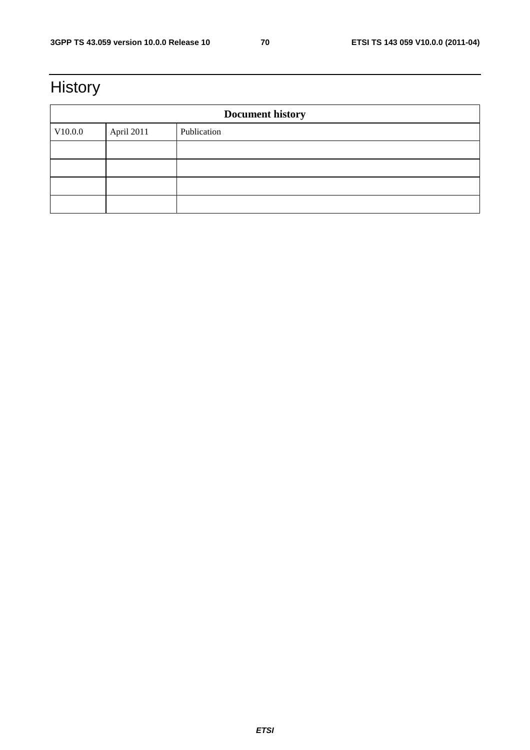# History

| Document history | | |
|---|---|---|
| V10.0.0 | April 2011 | Publication |
| | | |
| | | |
| | | |
| | | |